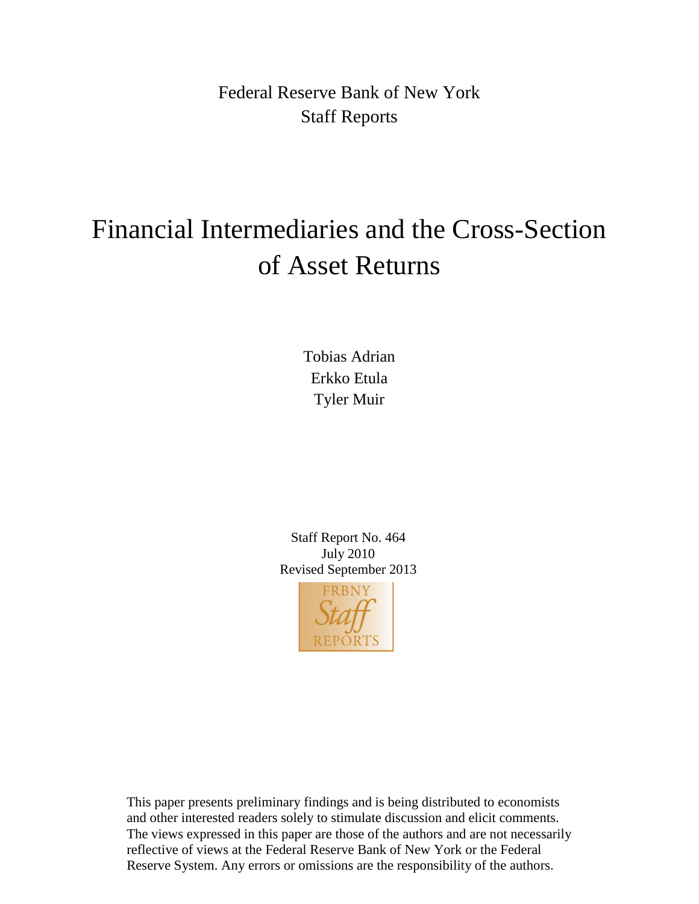Federal Reserve Bank of New York
Staff Reports

# Financial Intermediaries and the Cross-Section of Asset Returns

Tobias Adrian
Erkko Etula
Tyler Muir

Staff Report No. 464
July 2010
Revised September 2013

FRBNY Staff REPORTS

This paper presents preliminary findings and is being distributed to economists and other interested readers solely to stimulate discussion and elicit comments. The views expressed in this paper are those of the authors and are not necessarily reflective of views at the Federal Reserve Bank of New York or the Federal Reserve System. Any errors or omissions are the responsibility of the authors.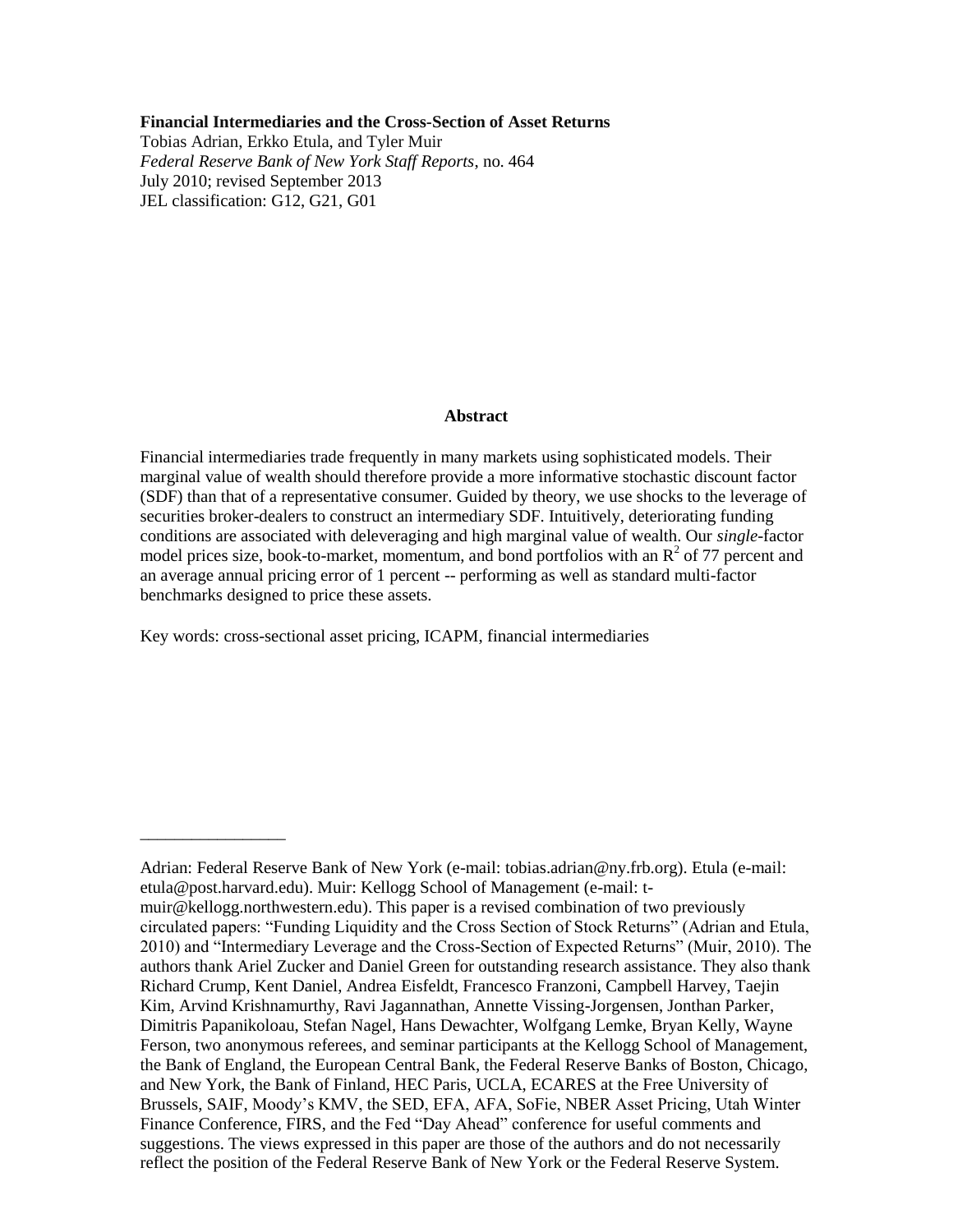**Financial Intermediaries and the Cross-Section of Asset Returns**
Tobias Adrian, Erkko Etula, and Tyler Muir
*Federal Reserve Bank of New York Staff Reports*, no. 464
July 2010; revised September 2013
JEL classification: G12, G21, G01

## Abstract

Financial intermediaries trade frequently in many markets using sophisticated models. Their marginal value of wealth should therefore provide a more informative stochastic discount factor (SDF) than that of a representative consumer. Guided by theory, we use shocks to the leverage of securities broker-dealers to construct an intermediary SDF. Intuitively, deteriorating funding conditions are associated with deleveraging and high marginal value of wealth. Our *single*-factor model prices size, book-to-market, momentum, and bond portfolios with an $R^2$ of 77 percent and an average annual pricing error of 1 percent -- performing as well as standard multi-factor benchmarks designed to price these assets.

Key words: cross-sectional asset pricing, ICAPM, financial intermediaries

---

Adrian: Federal Reserve Bank of New York (e-mail: tobias.adrian@ny.frb.org). Etula (e-mail: etula@post.harvard.edu). Muir: Kellogg School of Management (e-mail: t-muir@kellogg.northwestern.edu). This paper is a revised combination of two previously circulated papers: "Funding Liquidity and the Cross Section of Stock Returns" (Adrian and Etula, 2010) and "Intermediary Leverage and the Cross-Section of Expected Returns" (Muir, 2010). The authors thank Ariel Zucker and Daniel Green for outstanding research assistance. They also thank Richard Crump, Kent Daniel, Andrea Eisfeldt, Francesco Franzoni, Campbell Harvey, Taejin Kim, Arvind Krishnamurthy, Ravi Jagannathan, Annette Vissing-Jorgensen, Jonthan Parker, Dimitris Papanikoloau, Stefan Nagel, Hans Dewachter, Wolfgang Lemke, Bryan Kelly, Wayne Ferson, two anonymous referees, and seminar participants at the Kellogg School of Management, the Bank of England, the European Central Bank, the Federal Reserve Banks of Boston, Chicago, and New York, the Bank of Finland, HEC Paris, UCLA, ECARES at the Free University of Brussels, SAIF, Moody's KMV, the SED, EFA, AFA, SoFie, NBER Asset Pricing, Utah Winter Finance Conference, FIRS, and the Fed "Day Ahead" conference for useful comments and suggestions. The views expressed in this paper are those of the authors and do not necessarily reflect the position of the Federal Reserve Bank of New York or the Federal Reserve System.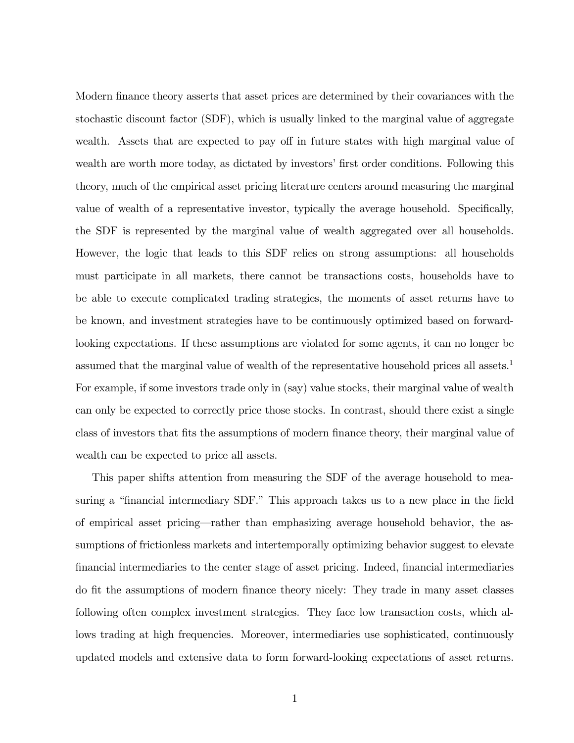Modern finance theory asserts that asset prices are determined by their covariances with the stochastic discount factor (SDF), which is usually linked to the marginal value of aggregate wealth. Assets that are expected to pay off in future states with high marginal value of wealth are worth more today, as dictated by investors' first order conditions. Following this theory, much of the empirical asset pricing literature centers around measuring the marginal value of wealth of a representative investor, typically the average household. Specifically, the SDF is represented by the marginal value of wealth aggregated over all households. However, the logic that leads to this SDF relies on strong assumptions: all households must participate in all markets, there cannot be transactions costs, households have to be able to execute complicated trading strategies, the moments of asset returns have to be known, and investment strategies have to be continuously optimized based on forward-looking expectations. If these assumptions are violated for some agents, it can no longer be assumed that the marginal value of wealth of the representative household prices all assets.[1] For example, if some investors trade only in (say) value stocks, their marginal value of wealth can only be expected to correctly price those stocks. In contrast, should there exist a single class of investors that fits the assumptions of modern finance theory, their marginal value of wealth can be expected to price all assets.

This paper shifts attention from measuring the SDF of the average household to measuring a "financial intermediary SDF." This approach takes us to a new place in the field of empirical asset pricing—rather than emphasizing average household behavior, the assumptions of frictionless markets and intertemporally optimizing behavior suggest to elevate financial intermediaries to the center stage of asset pricing. Indeed, financial intermediaries do fit the assumptions of modern finance theory nicely: They trade in many asset classes following often complex investment strategies. They face low transaction costs, which allows trading at high frequencies. Moreover, intermediaries use sophisticated, continuously updated models and extensive data to form forward-looking expectations of asset returns.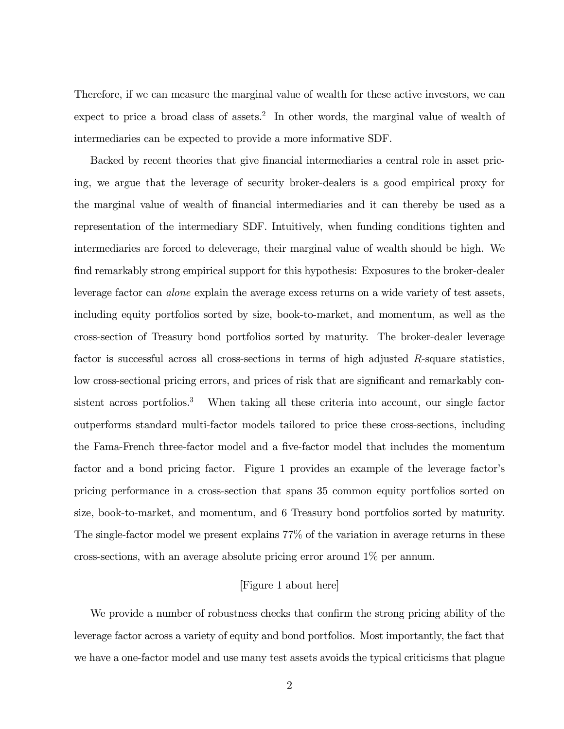Therefore, if we can measure the marginal value of wealth for these active investors, we can expect to price a broad class of assets.[2] In other words, the marginal value of wealth of intermediaries can be expected to provide a more informative SDF.

Backed by recent theories that give financial intermediaries a central role in asset pricing, we argue that the leverage of security broker-dealers is a good empirical proxy for the marginal value of wealth of financial intermediaries and it can thereby be used as a representation of the intermediary SDF. Intuitively, when funding conditions tighten and intermediaries are forced to deleverage, their marginal value of wealth should be high. We find remarkably strong empirical support for this hypothesis: Exposures to the broker-dealer leverage factor can *alone* explain the average excess returns on a wide variety of test assets, including equity portfolios sorted by size, book-to-market, and momentum, as well as the cross-section of Treasury bond portfolios sorted by maturity. The broker-dealer leverage factor is successful across all cross-sections in terms of high adjusted $R$-square statistics, low cross-sectional pricing errors, and prices of risk that are significant and remarkably consistent across portfolios.[3] When taking all these criteria into account, our single factor outperforms standard multi-factor models tailored to price these cross-sections, including the Fama-French three-factor model and a five-factor model that includes the momentum factor and a bond pricing factor. Figure 1 provides an example of the leverage factor's pricing performance in a cross-section that spans 35 common equity portfolios sorted on size, book-to-market, and momentum, and 6 Treasury bond portfolios sorted by maturity. The single-factor model we present explains 77% of the variation in average returns in these cross-sections, with an average absolute pricing error around 1% per annum.

[Figure 1 about here]

We provide a number of robustness checks that confirm the strong pricing ability of the leverage factor across a variety of equity and bond portfolios. Most importantly, the fact that we have a one-factor model and use many test assets avoids the typical criticisms that plague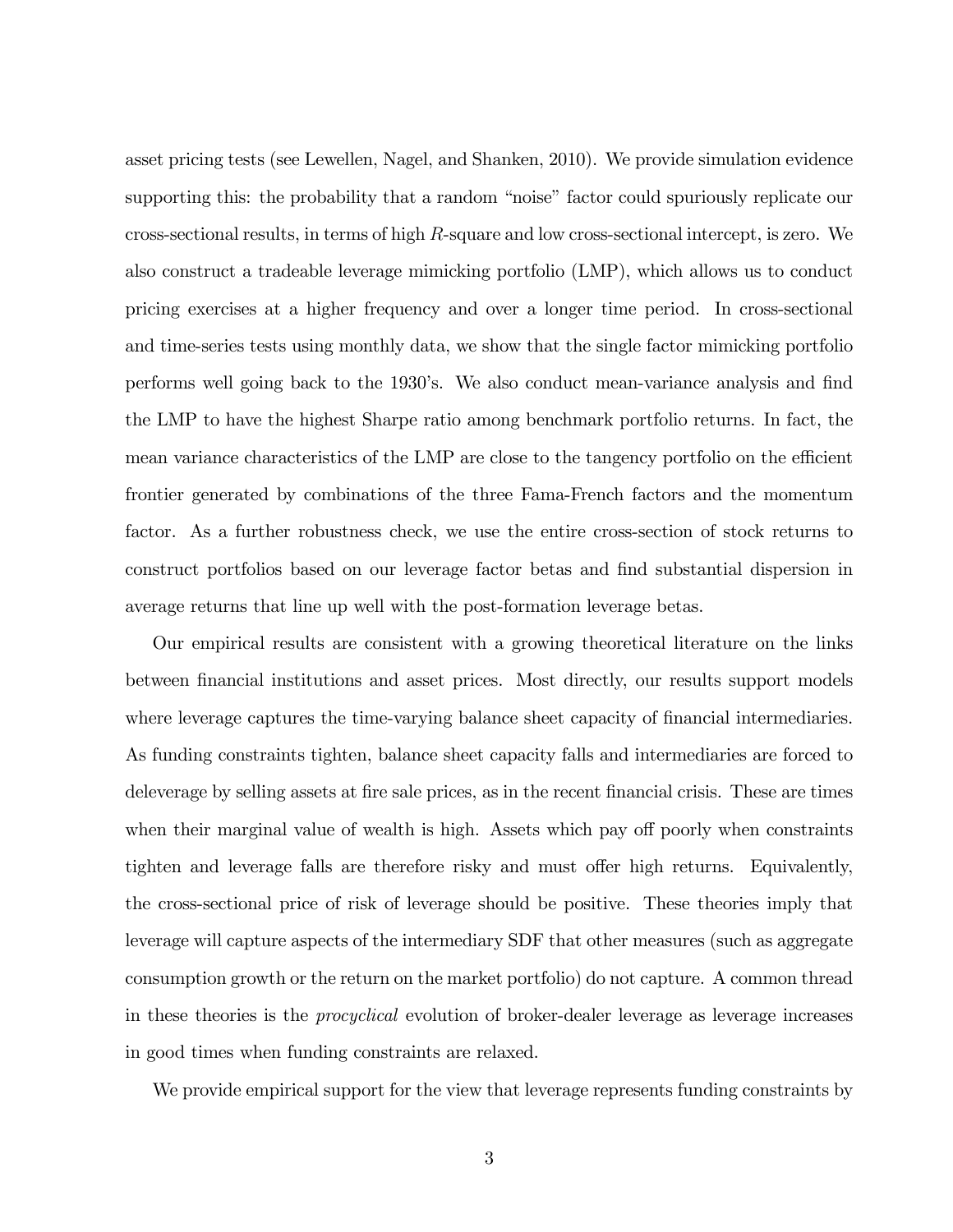asset pricing tests (see Lewellen, Nagel, and Shanken, 2010). We provide simulation evidence supporting this: the probability that a random "noise" factor could spuriously replicate our cross-sectional results, in terms of high $R$-square and low cross-sectional intercept, is zero. We also construct a tradeable leverage mimicking portfolio (LMP), which allows us to conduct pricing exercises at a higher frequency and over a longer time period. In cross-sectional and time-series tests using monthly data, we show that the single factor mimicking portfolio performs well going back to the 1930's. We also conduct mean-variance analysis and find the LMP to have the highest Sharpe ratio among benchmark portfolio returns. In fact, the mean variance characteristics of the LMP are close to the tangency portfolio on the efficient frontier generated by combinations of the three Fama-French factors and the momentum factor. As a further robustness check, we use the entire cross-section of stock returns to construct portfolios based on our leverage factor betas and find substantial dispersion in average returns that line up well with the post-formation leverage betas.

Our empirical results are consistent with a growing theoretical literature on the links between financial institutions and asset prices. Most directly, our results support models where leverage captures the time-varying balance sheet capacity of financial intermediaries. As funding constraints tighten, balance sheet capacity falls and intermediaries are forced to deleverage by selling assets at fire sale prices, as in the recent financial crisis. These are times when their marginal value of wealth is high. Assets which pay off poorly when constraints tighten and leverage falls are therefore risky and must offer high returns. Equivalently, the cross-sectional price of risk of leverage should be positive. These theories imply that leverage will capture aspects of the intermediary SDF that other measures (such as aggregate consumption growth or the return on the market portfolio) do not capture. A common thread in these theories is the *procyclical* evolution of broker-dealer leverage as leverage increases in good times when funding constraints are relaxed.

We provide empirical support for the view that leverage represents funding constraints by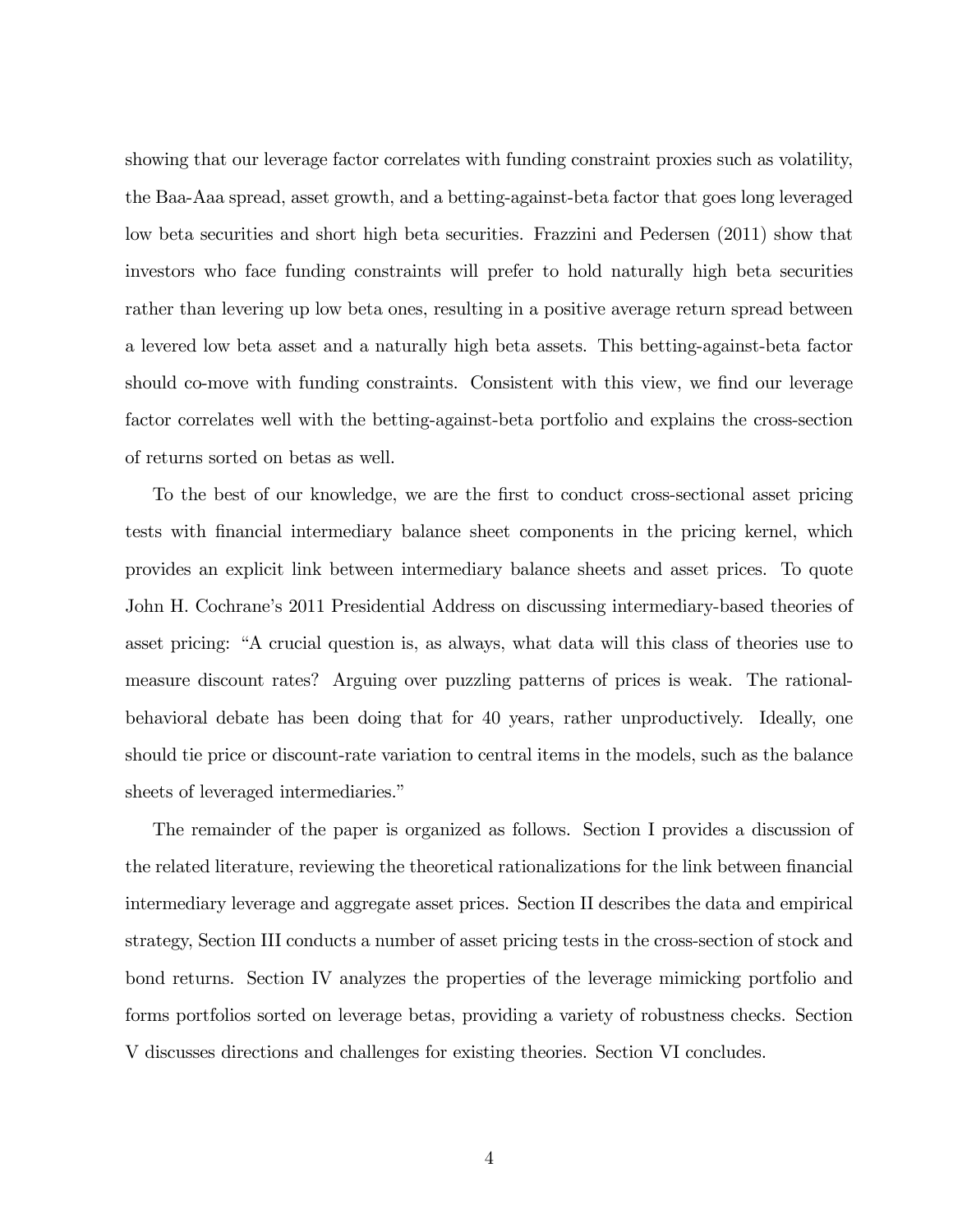showing that our leverage factor correlates with funding constraint proxies such as volatility, the Baa-Aaa spread, asset growth, and a betting-against-beta factor that goes long leveraged low beta securities and short high beta securities. Frazzini and Pedersen (2011) show that investors who face funding constraints will prefer to hold naturally high beta securities rather than levering up low beta ones, resulting in a positive average return spread between a levered low beta asset and a naturally high beta assets. This betting-against-beta factor should co-move with funding constraints. Consistent with this view, we find our leverage factor correlates well with the betting-against-beta portfolio and explains the cross-section of returns sorted on betas as well.

To the best of our knowledge, we are the first to conduct cross-sectional asset pricing tests with financial intermediary balance sheet components in the pricing kernel, which provides an explicit link between intermediary balance sheets and asset prices. To quote John H. Cochrane's 2011 Presidential Address on discussing intermediary-based theories of asset pricing: "A crucial question is, as always, what data will this class of theories use to measure discount rates? Arguing over puzzling patterns of prices is weak. The rational-behavioral debate has been doing that for 40 years, rather unproductively. Ideally, one should tie price or discount-rate variation to central items in the models, such as the balance sheets of leveraged intermediaries."

The remainder of the paper is organized as follows. Section I provides a discussion of the related literature, reviewing the theoretical rationalizations for the link between financial intermediary leverage and aggregate asset prices. Section II describes the data and empirical strategy, Section III conducts a number of asset pricing tests in the cross-section of stock and bond returns. Section IV analyzes the properties of the leverage mimicking portfolio and forms portfolios sorted on leverage betas, providing a variety of robustness checks. Section V discusses directions and challenges for existing theories. Section VI concludes.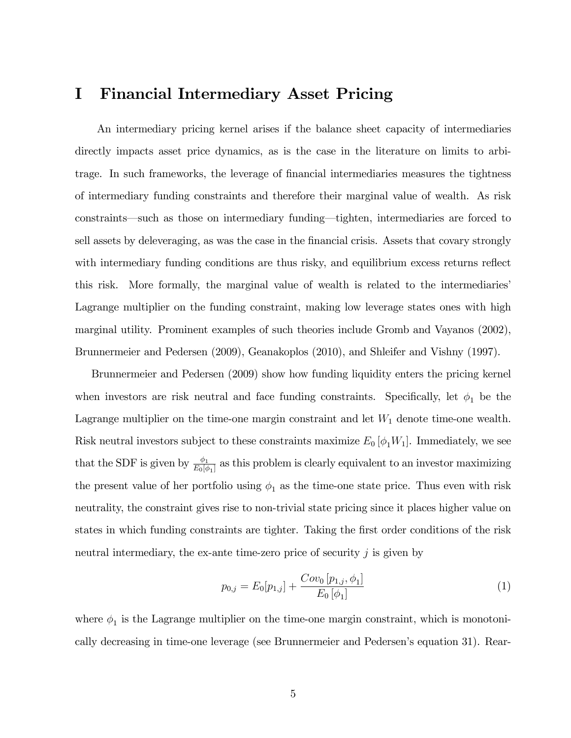# I Financial Intermediary Asset Pricing

An intermediary pricing kernel arises if the balance sheet capacity of intermediaries directly impacts asset price dynamics, as is the case in the literature on limits to arbitrage. In such frameworks, the leverage of financial intermediaries measures the tightness of intermediary funding constraints and therefore their marginal value of wealth. As risk constraints—such as those on intermediary funding—tighten, intermediaries are forced to sell assets by deleveraging, as was the case in the financial crisis. Assets that covary strongly with intermediary funding conditions are thus risky, and equilibrium excess returns reflect this risk. More formally, the marginal value of wealth is related to the intermediaries' Lagrange multiplier on the funding constraint, making low leverage states ones with high marginal utility. Prominent examples of such theories include Gromb and Vayanos (2002), Brunnermeier and Pedersen (2009), Geanakoplos (2010), and Shleifer and Vishny (1997).

Brunnermeier and Pedersen (2009) show how funding liquidity enters the pricing kernel when investors are risk neutral and face funding constraints. Specifically, let $\phi_1$ be the Lagrange multiplier on the time-one margin constraint and let $W_1$ denote time-one wealth. Risk neutral investors subject to these constraints maximize $E_0[\phi_1 W_1]$. Immediately, we see that the SDF is given by $\frac{\phi_1}{E_0[\phi_1]}$ as this problem is clearly equivalent to an investor maximizing the present value of her portfolio using $\phi_1$ as the time-one state price. Thus even with risk neutrality, the constraint gives rise to non-trivial state pricing since it places higher value on states in which funding constraints are tighter. Taking the first order conditions of the risk neutral intermediary, the ex-ante time-zero price of security $j$ is given by

$$p_{0,j} = E_0[p_{1,j}] + \frac{Cov_0[p_{1,j}, \phi_1]}{E_0[\phi_1]} \tag{1}$$

where $\phi_1$ is the Lagrange multiplier on the time-one margin constraint, which is monotonically decreasing in time-one leverage (see Brunnermeier and Pedersen's equation 31). Rear-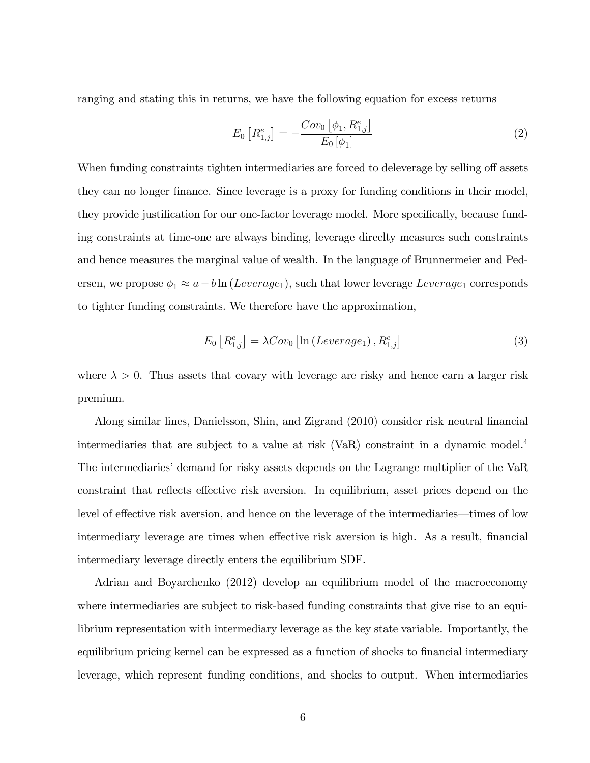ranging and stating this in returns, we have the following equation for excess returns

$$E_0\left[R_{1,j}^e\right] = -\frac{Cov_0\left[\phi_1, R_{1,j}^e\right]}{E_0\left[\phi_1\right]} \tag{2}$$

When funding constraints tighten intermediaries are forced to deleverage by selling off assets they can no longer finance. Since leverage is a proxy for funding conditions in their model, they provide justification for our one-factor leverage model. More specifically, because funding constraints at time-one are always binding, leverage direclty measures such constraints and hence measures the marginal value of wealth. In the language of Brunnermeier and Pedersen, we propose $\phi_1 \approx a - b\ln\left(Leverage_1\right)$, such that lower leverage $Leverage_1$ corresponds to tighter funding constraints. We therefore have the approximation,

$$E_0\left[R_{1,j}^e\right] = \lambda Cov_0\left[\ln\left(Leverage_1\right), R_{1,j}^e\right] \tag{3}$$

where $\lambda > 0$. Thus assets that covary with leverage are risky and hence earn a larger risk premium.

Along similar lines, Danielsson, Shin, and Zigrand (2010) consider risk neutral financial intermediaries that are subject to a value at risk (VaR) constraint in a dynamic model.[4] The intermediaries' demand for risky assets depends on the Lagrange multiplier of the VaR constraint that reflects effective risk aversion. In equilibrium, asset prices depend on the level of effective risk aversion, and hence on the leverage of the intermediaries—times of low intermediary leverage are times when effective risk aversion is high. As a result, financial intermediary leverage directly enters the equilibrium SDF.

Adrian and Boyarchenko (2012) develop an equilibrium model of the macroeconomy where intermediaries are subject to risk-based funding constraints that give rise to an equilibrium representation with intermediary leverage as the key state variable. Importantly, the equilibrium pricing kernel can be expressed as a function of shocks to financial intermediary leverage, which represent funding conditions, and shocks to output. When intermediaries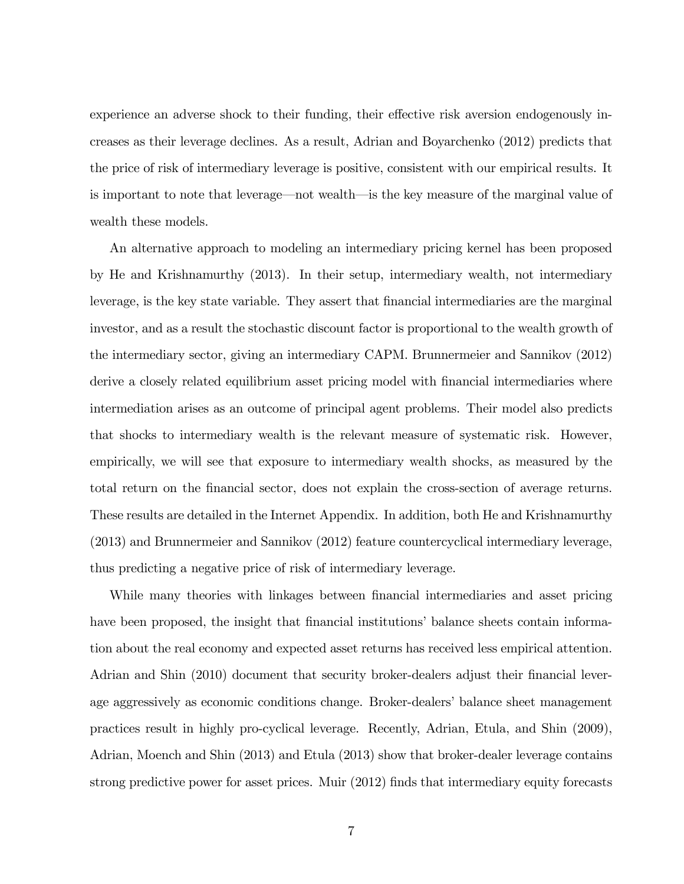experience an adverse shock to their funding, their effective risk aversion endogenously increases as their leverage declines. As a result, Adrian and Boyarchenko (2012) predicts that the price of risk of intermediary leverage is positive, consistent with our empirical results. It is important to note that leverage—not wealth—is the key measure of the marginal value of wealth these models.

An alternative approach to modeling an intermediary pricing kernel has been proposed by He and Krishnamurthy (2013). In their setup, intermediary wealth, not intermediary leverage, is the key state variable. They assert that financial intermediaries are the marginal investor, and as a result the stochastic discount factor is proportional to the wealth growth of the intermediary sector, giving an intermediary CAPM. Brunnermeier and Sannikov (2012) derive a closely related equilibrium asset pricing model with financial intermediaries where intermediation arises as an outcome of principal agent problems. Their model also predicts that shocks to intermediary wealth is the relevant measure of systematic risk. However, empirically, we will see that exposure to intermediary wealth shocks, as measured by the total return on the financial sector, does not explain the cross-section of average returns. These results are detailed in the Internet Appendix. In addition, both He and Krishnamurthy (2013) and Brunnermeier and Sannikov (2012) feature countercyclical intermediary leverage, thus predicting a negative price of risk of intermediary leverage.

While many theories with linkages between financial intermediaries and asset pricing have been proposed, the insight that financial institutions' balance sheets contain information about the real economy and expected asset returns has received less empirical attention. Adrian and Shin (2010) document that security broker-dealers adjust their financial leverage aggressively as economic conditions change. Broker-dealers' balance sheet management practices result in highly pro-cyclical leverage. Recently, Adrian, Etula, and Shin (2009), Adrian, Moench and Shin (2013) and Etula (2013) show that broker-dealer leverage contains strong predictive power for asset prices. Muir (2012) finds that intermediary equity forecasts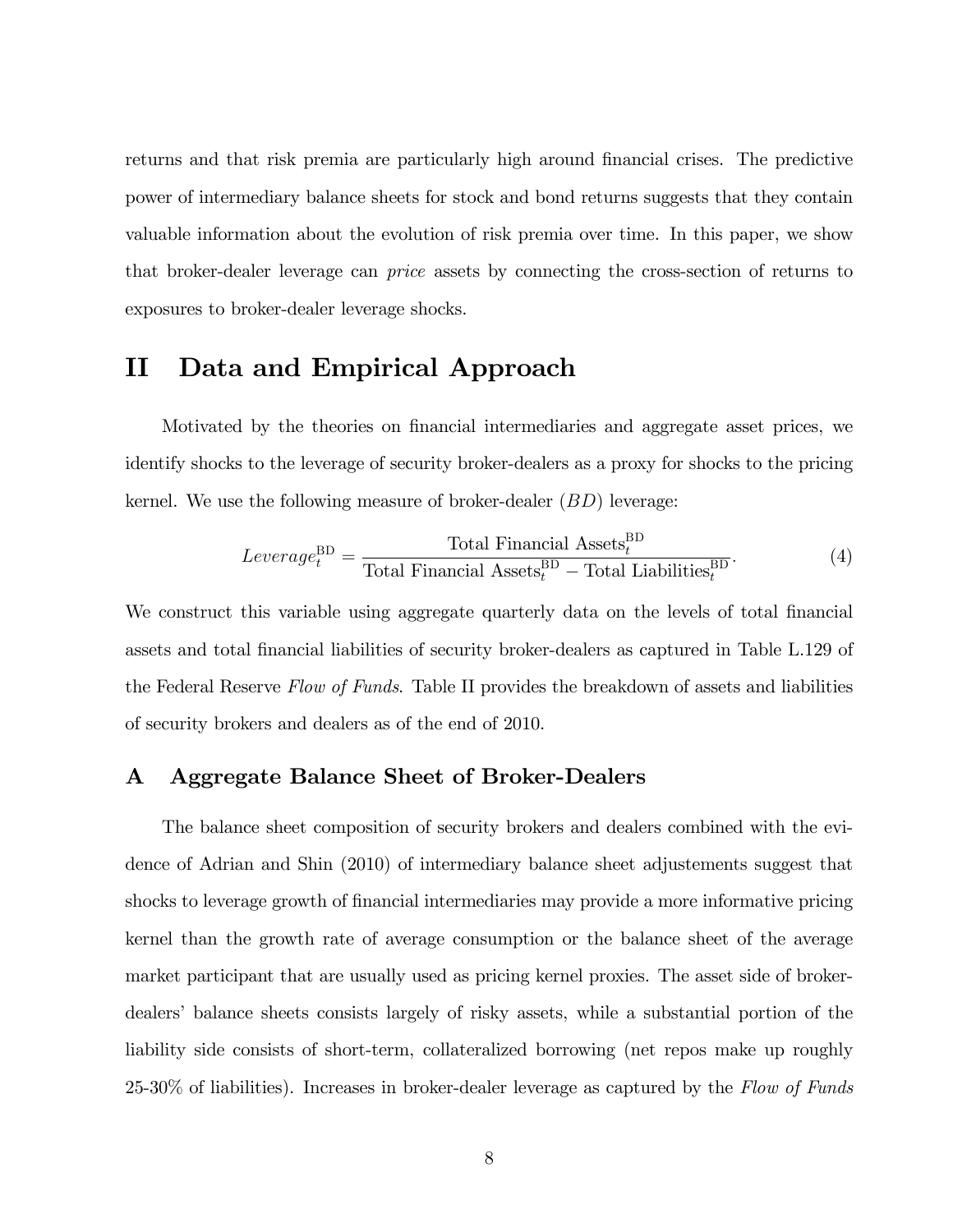returns and that risk premia are particularly high around financial crises. The predictive power of intermediary balance sheets for stock and bond returns suggests that they contain valuable information about the evolution of risk premia over time. In this paper, we show that broker-dealer leverage can *price* assets by connecting the cross-section of returns to exposures to broker-dealer leverage shocks.

# II Data and Empirical Approach

Motivated by the theories on financial intermediaries and aggregate asset prices, we identify shocks to the leverage of security broker-dealers as a proxy for shocks to the pricing kernel. We use the following measure of broker-dealer ($BD$) leverage:

$$Leverage_t^{\text{BD}} = \frac{\text{Total Financial Assets}_t^{\text{BD}}}{\text{Total Financial Assets}_t^{\text{BD}} - \text{Total Liabilities}_t^{\text{BD}}}. \tag{4}$$

We construct this variable using aggregate quarterly data on the levels of total financial assets and total financial liabilities of security broker-dealers as captured in Table L.129 of the Federal Reserve *Flow of Funds*. Table II provides the breakdown of assets and liabilities of security brokers and dealers as of the end of 2010.

## A Aggregate Balance Sheet of Broker-Dealers

The balance sheet composition of security brokers and dealers combined with the evidence of Adrian and Shin (2010) of intermediary balance sheet adjustements suggest that shocks to leverage growth of financial intermediaries may provide a more informative pricing kernel than the growth rate of average consumption or the balance sheet of the average market participant that are usually used as pricing kernel proxies. The asset side of broker-dealers' balance sheets consists largely of risky assets, while a substantial portion of the liability side consists of short-term, collateralized borrowing (net repos make up roughly 25-30% of liabilities). Increases in broker-dealer leverage as captured by the *Flow of Funds*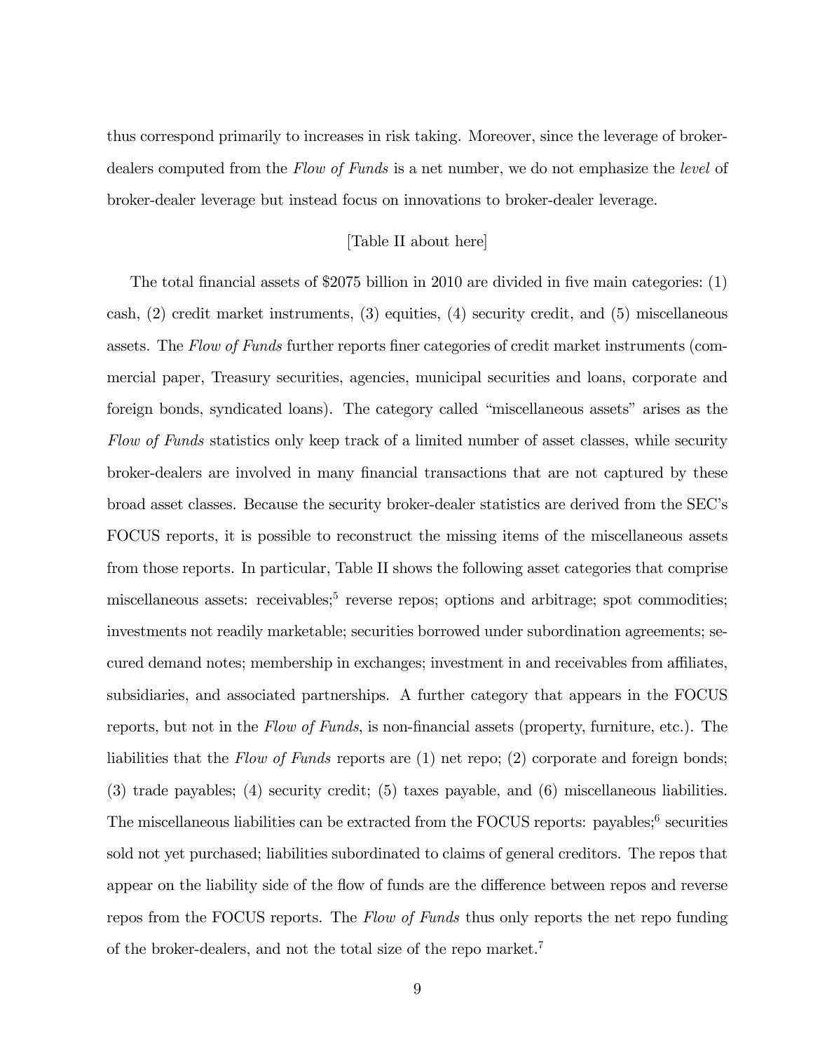thus correspond primarily to increases in risk taking. Moreover, since the leverage of broker-dealers computed from the *Flow of Funds* is a net number, we do not emphasize the *level* of broker-dealer leverage but instead focus on innovations to broker-dealer leverage.

[Table II about here]

The total financial assets of $2075 billion in 2010 are divided in five main categories: (1) cash, (2) credit market instruments, (3) equities, (4) security credit, and (5) miscellaneous assets. The *Flow of Funds* further reports finer categories of credit market instruments (commercial paper, Treasury securities, agencies, municipal securities and loans, corporate and foreign bonds, syndicated loans). The category called "miscellaneous assets" arises as the *Flow of Funds* statistics only keep track of a limited number of asset classes, while security broker-dealers are involved in many financial transactions that are not captured by these broad asset classes. Because the security broker-dealer statistics are derived from the SEC's FOCUS reports, it is possible to reconstruct the missing items of the miscellaneous assets from those reports. In particular, Table II shows the following asset categories that comprise miscellaneous assets: receivables;[5] reverse repos; options and arbitrage; spot commodities; investments not readily marketable; securities borrowed under subordination agreements; secured demand notes; membership in exchanges; investment in and receivables from affiliates, subsidiaries, and associated partnerships. A further category that appears in the FOCUS reports, but not in the *Flow of Funds*, is non-financial assets (property, furniture, etc.). The liabilities that the *Flow of Funds* reports are (1) net repo; (2) corporate and foreign bonds; (3) trade payables; (4) security credit; (5) taxes payable, and (6) miscellaneous liabilities. The miscellaneous liabilities can be extracted from the FOCUS reports: payables;[6] securities sold not yet purchased; liabilities subordinated to claims of general creditors. The repos that appear on the liability side of the flow of funds are the difference between repos and reverse repos from the FOCUS reports. The *Flow of Funds* thus only reports the net repo funding of the broker-dealers, and not the total size of the repo market.[7]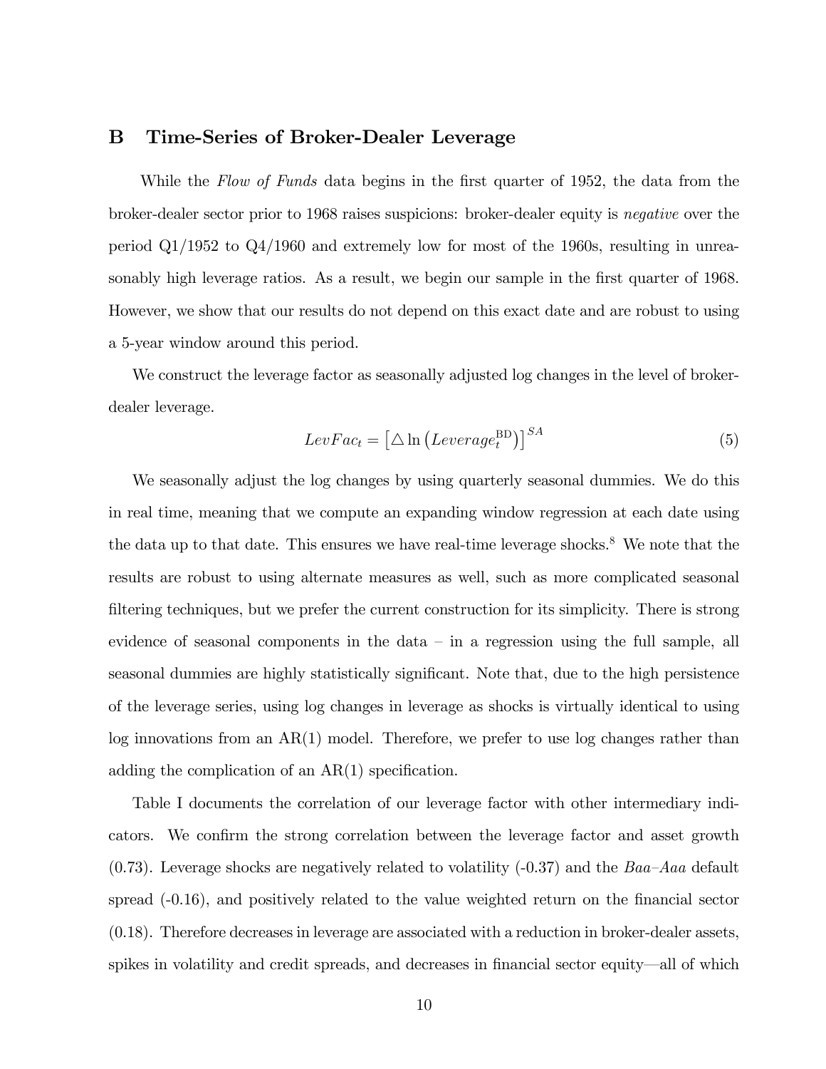## B Time-Series of Broker-Dealer Leverage

While the *Flow of Funds* data begins in the first quarter of 1952, the data from the broker-dealer sector prior to 1968 raises suspicions: broker-dealer equity is *negative* over the period Q1/1952 to Q4/1960 and extremely low for most of the 1960s, resulting in unreasonably high leverage ratios. As a result, we begin our sample in the first quarter of 1968. However, we show that our results do not depend on this exact date and are robust to using a 5-year window around this period.

We construct the leverage factor as seasonally adjusted log changes in the level of broker-dealer leverage.

$$LevFac_t = \left[\triangle \ln \left(Leverage_t^{\mathrm{BD}}\right)\right]^{SA} \tag{5}$$

We seasonally adjust the log changes by using quarterly seasonal dummies. We do this in real time, meaning that we compute an expanding window regression at each date using the data up to that date. This ensures we have real-time leverage shocks.[8] We note that the results are robust to using alternate measures as well, such as more complicated seasonal filtering techniques, but we prefer the current construction for its simplicity. There is strong evidence of seasonal components in the data – in a regression using the full sample, all seasonal dummies are highly statistically significant. Note that, due to the high persistence of the leverage series, using log changes in leverage as shocks is virtually identical to using log innovations from an AR(1) model. Therefore, we prefer to use log changes rather than adding the complication of an AR(1) specification.

Table I documents the correlation of our leverage factor with other intermediary indicators. We confirm the strong correlation between the leverage factor and asset growth (0.73). Leverage shocks are negatively related to volatility (-0.37) and the *Baa–Aaa* default spread (-0.16), and positively related to the value weighted return on the financial sector (0.18). Therefore decreases in leverage are associated with a reduction in broker-dealer assets, spikes in volatility and credit spreads, and decreases in financial sector equity—all of which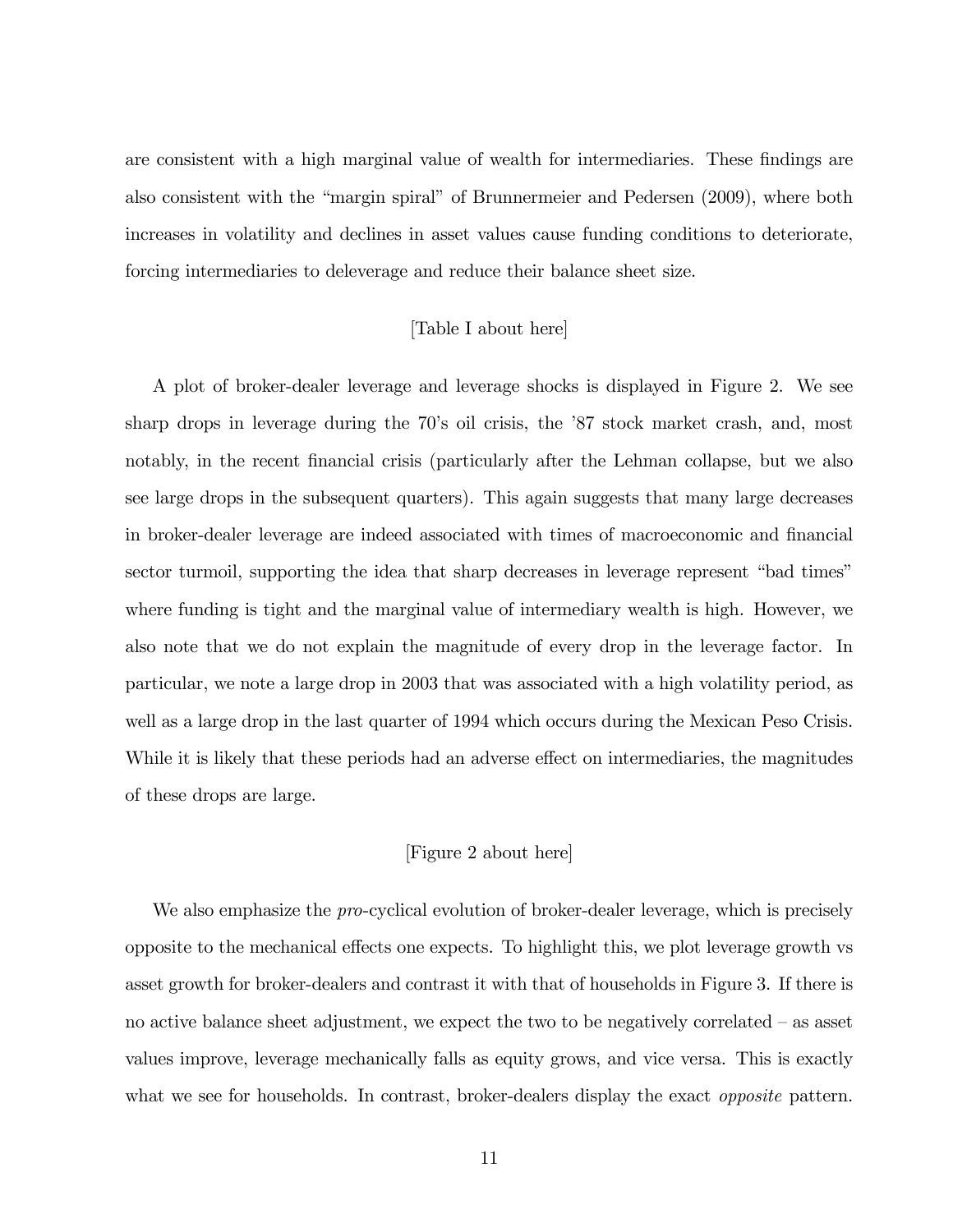are consistent with a high marginal value of wealth for intermediaries. These findings are also consistent with the "margin spiral" of Brunnermeier and Pedersen (2009), where both increases in volatility and declines in asset values cause funding conditions to deteriorate, forcing intermediaries to deleverage and reduce their balance sheet size.

[Table I about here]

A plot of broker-dealer leverage and leverage shocks is displayed in Figure 2. We see sharp drops in leverage during the 70's oil crisis, the '87 stock market crash, and, most notably, in the recent financial crisis (particularly after the Lehman collapse, but we also see large drops in the subsequent quarters). This again suggests that many large decreases in broker-dealer leverage are indeed associated with times of macroeconomic and financial sector turmoil, supporting the idea that sharp decreases in leverage represent "bad times" where funding is tight and the marginal value of intermediary wealth is high. However, we also note that we do not explain the magnitude of every drop in the leverage factor. In particular, we note a large drop in 2003 that was associated with a high volatility period, as well as a large drop in the last quarter of 1994 which occurs during the Mexican Peso Crisis. While it is likely that these periods had an adverse effect on intermediaries, the magnitudes of these drops are large.

[Figure 2 about here]

We also emphasize the *pro*-cyclical evolution of broker-dealer leverage, which is precisely opposite to the mechanical effects one expects. To highlight this, we plot leverage growth vs asset growth for broker-dealers and contrast it with that of households in Figure 3. If there is no active balance sheet adjustment, we expect the two to be negatively correlated – as asset values improve, leverage mechanically falls as equity grows, and vice versa. This is exactly what we see for households. In contrast, broker-dealers display the exact *opposite* pattern.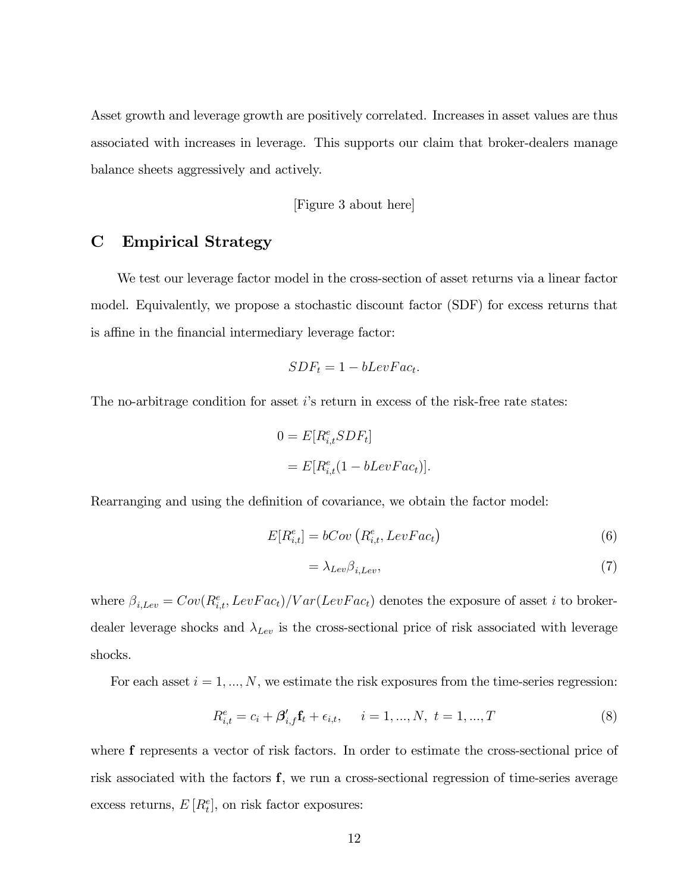Asset growth and leverage growth are positively correlated. Increases in asset values are thus associated with increases in leverage. This supports our claim that broker-dealers manage balance sheets aggressively and actively.

[Figure 3 about here]

## C Empirical Strategy

We test our leverage factor model in the cross-section of asset returns via a linear factor model. Equivalently, we propose a stochastic discount factor (SDF) for excess returns that is affine in the financial intermediary leverage factor:

$$SDF_t = 1 - bLevFac_t.$$

The no-arbitrage condition for asset $i$'s return in excess of the risk-free rate states:

$$\begin{aligned} 0 &= E[R^e_{i,t} SDF_t] \\ &= E[R^e_{i,t}(1 - bLevFac_t)]. \end{aligned}$$

Rearranging and using the definition of covariance, we obtain the factor model:

$$E[R^e_{i,t}] = bCov\left(R^e_{i,t}, LevFac_t\right) \tag{6}$$

$$= \lambda_{Lev}\beta_{i,Lev}, \tag{7}$$

where $\beta_{i,Lev} = Cov(R^e_{i,t}, LevFac_t)/Var(LevFac_t)$ denotes the exposure of asset $i$ to broker-dealer leverage shocks and $\lambda_{Lev}$ is the cross-sectional price of risk associated with leverage shocks.

For each asset $i = 1, ..., N$, we estimate the risk exposures from the time-series regression:

$$R^e_{i,t} = c_i + \boldsymbol{\beta}'_{i,f}\mathbf{f}_t + \epsilon_{i,t}, \quad i = 1, ..., N, \ t = 1, ..., T \tag{8}$$

where $\mathbf{f}$ represents a vector of risk factors. In order to estimate the cross-sectional price of risk associated with the factors $\mathbf{f}$, we run a cross-sectional regression of time-series average excess returns, $E\left[R^e_t\right]$, on risk factor exposures: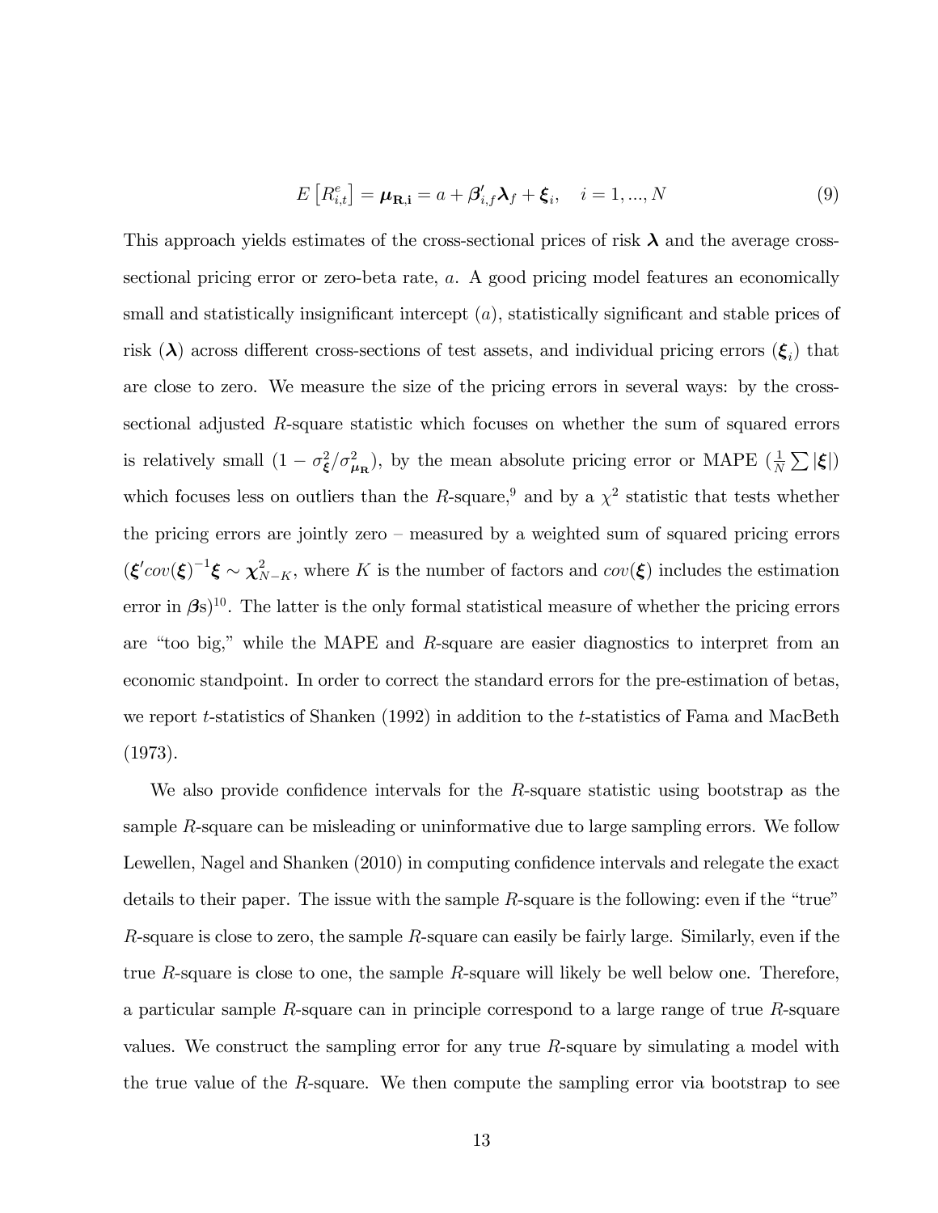$$E\left[R_{i,t}^{e}\right] = \boldsymbol{\mu}_{\mathbf{R},\mathbf{i}} = a + \boldsymbol{\beta}_{i,f}^{\prime}\boldsymbol{\lambda}_{f} + \boldsymbol{\xi}_{i}, \quad i = 1, ..., N \tag{9}$$

This approach yields estimates of the cross-sectional prices of risk $\boldsymbol{\lambda}$ and the average cross-sectional pricing error or zero-beta rate, $a$. A good pricing model features an economically small and statistically insignificant intercept ($a$), statistically significant and stable prices of risk ($\boldsymbol{\lambda}$) across different cross-sections of test assets, and individual pricing errors ($\boldsymbol{\xi}_i$) that are close to zero. We measure the size of the pricing errors in several ways: by the cross-sectional adjusted $R$-square statistic which focuses on whether the sum of squared errors is relatively small ($1 - \sigma_{\boldsymbol{\xi}}^2/\sigma_{\boldsymbol{\mu}_{\mathbf{R}}}^2$), by the mean absolute pricing error or MAPE ($\frac{1}{N}\sum|\boldsymbol{\xi}|$) which focuses less on outliers than the $R$-square,[9] and by a $\chi^2$ statistic that tests whether the pricing errors are jointly zero – measured by a weighted sum of squared pricing errors ($\boldsymbol{\xi}' cov(\boldsymbol{\xi})^{-1}\boldsymbol{\xi} \sim \boldsymbol{\chi}_{N-K}^2$, where $K$ is the number of factors and $cov(\boldsymbol{\xi})$ includes the estimation error in $\boldsymbol{\beta}$s)[10]. The latter is the only formal statistical measure of whether the pricing errors are "too big," while the MAPE and $R$-square are easier diagnostics to interpret from an economic standpoint. In order to correct the standard errors for the pre-estimation of betas, we report $t$-statistics of Shanken (1992) in addition to the $t$-statistics of Fama and MacBeth (1973).

We also provide confidence intervals for the $R$-square statistic using bootstrap as the sample $R$-square can be misleading or uninformative due to large sampling errors. We follow Lewellen, Nagel and Shanken (2010) in computing confidence intervals and relegate the exact details to their paper. The issue with the sample $R$-square is the following: even if the "true" $R$-square is close to zero, the sample $R$-square can easily be fairly large. Similarly, even if the true $R$-square is close to one, the sample $R$-square will likely be well below one. Therefore, a particular sample $R$-square can in principle correspond to a large range of true $R$-square values. We construct the sampling error for any true $R$-square by simulating a model with the true value of the $R$-square. We then compute the sampling error via bootstrap to see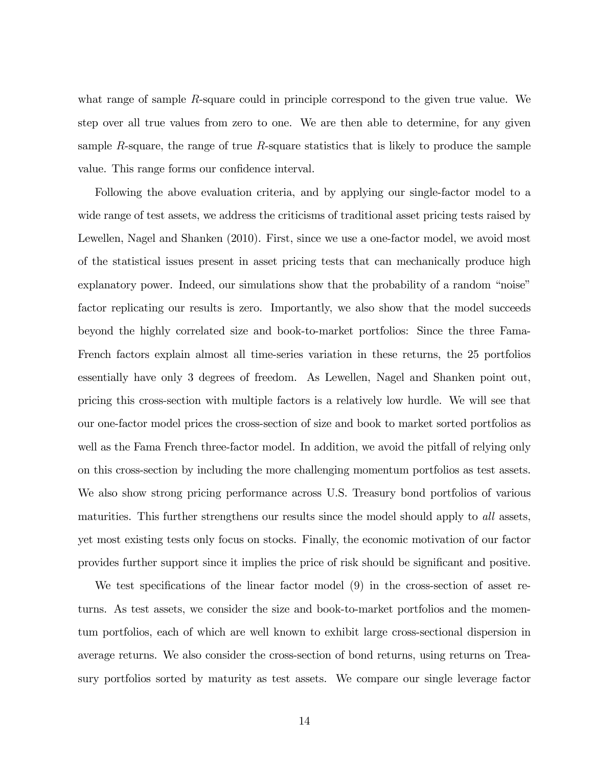what range of sample $R$-square could in principle correspond to the given true value. We step over all true values from zero to one. We are then able to determine, for any given sample $R$-square, the range of true $R$-square statistics that is likely to produce the sample value. This range forms our confidence interval.

Following the above evaluation criteria, and by applying our single-factor model to a wide range of test assets, we address the criticisms of traditional asset pricing tests raised by Lewellen, Nagel and Shanken (2010). First, since we use a one-factor model, we avoid most of the statistical issues present in asset pricing tests that can mechanically produce high explanatory power. Indeed, our simulations show that the probability of a random "noise" factor replicating our results is zero. Importantly, we also show that the model succeeds beyond the highly correlated size and book-to-market portfolios: Since the three Fama-French factors explain almost all time-series variation in these returns, the 25 portfolios essentially have only 3 degrees of freedom. As Lewellen, Nagel and Shanken point out, pricing this cross-section with multiple factors is a relatively low hurdle. We will see that our one-factor model prices the cross-section of size and book to market sorted portfolios as well as the Fama French three-factor model. In addition, we avoid the pitfall of relying only on this cross-section by including the more challenging momentum portfolios as test assets. We also show strong pricing performance across U.S. Treasury bond portfolios of various maturities. This further strengthens our results since the model should apply to *all* assets, yet most existing tests only focus on stocks. Finally, the economic motivation of our factor provides further support since it implies the price of risk should be significant and positive.

We test specifications of the linear factor model (9) in the cross-section of asset returns. As test assets, we consider the size and book-to-market portfolios and the momentum portfolios, each of which are well known to exhibit large cross-sectional dispersion in average returns. We also consider the cross-section of bond returns, using returns on Treasury portfolios sorted by maturity as test assets. We compare our single leverage factor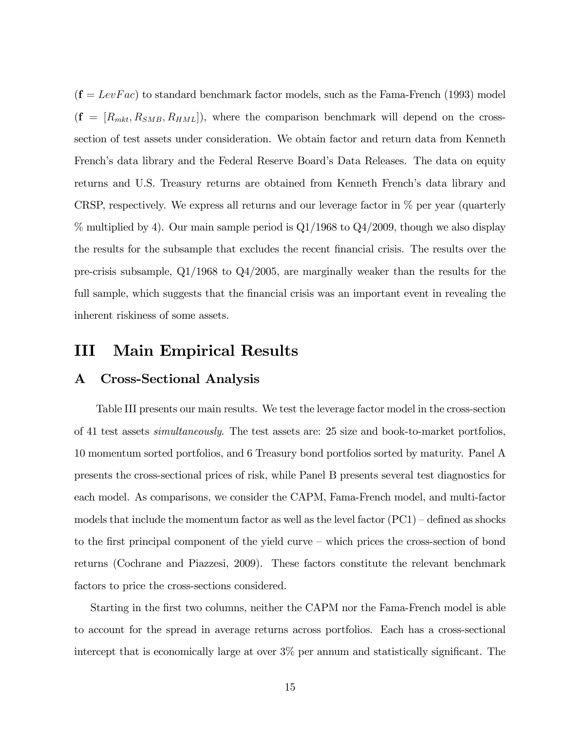($\mathbf{f} = LevFac$) to standard benchmark factor models, such as the Fama-French (1993) model ($\mathbf{f} = [R_{mkt}, R_{SMB}, R_{HML}]$), where the comparison benchmark will depend on the cross-section of test assets under consideration. We obtain factor and return data from Kenneth French's data library and the Federal Reserve Board's Data Releases. The data on equity returns and U.S. Treasury returns are obtained from Kenneth French's data library and CRSP, respectively. We express all returns and our leverage factor in % per year (quarterly % multiplied by 4). Our main sample period is Q1/1968 to Q4/2009, though we also display the results for the subsample that excludes the recent financial crisis. The results over the pre-crisis subsample, Q1/1968 to Q4/2005, are marginally weaker than the results for the full sample, which suggests that the financial crisis was an important event in revealing the inherent riskiness of some assets.

# III Main Empirical Results

## A Cross-Sectional Analysis

Table III presents our main results. We test the leverage factor model in the cross-section of 41 test assets *simultaneously*. The test assets are: 25 size and book-to-market portfolios, 10 momentum sorted portfolios, and 6 Treasury bond portfolios sorted by maturity. Panel A presents the cross-sectional prices of risk, while Panel B presents several test diagnostics for each model. As comparisons, we consider the CAPM, Fama-French model, and multi-factor models that include the momentum factor as well as the level factor (PC1) – defined as shocks to the first principal component of the yield curve – which prices the cross-section of bond returns (Cochrane and Piazzesi, 2009). These factors constitute the relevant benchmark factors to price the cross-sections considered.

Starting in the first two columns, neither the CAPM nor the Fama-French model is able to account for the spread in average returns across portfolios. Each has a cross-sectional intercept that is economically large at over 3% per annum and statistically significant. The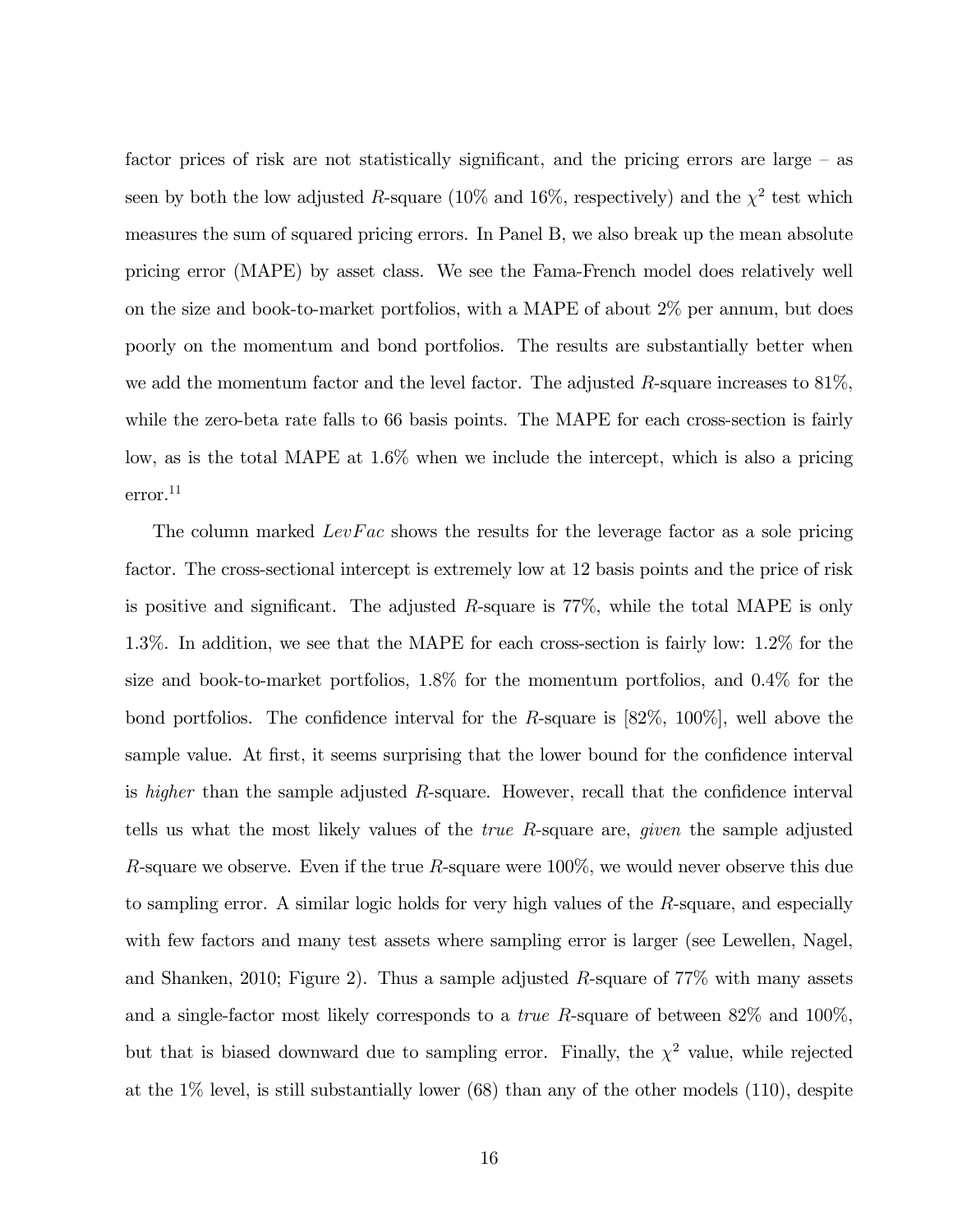factor prices of risk are not statistically significant, and the pricing errors are large – as seen by both the low adjusted $R$-square (10% and 16%, respectively) and the $\chi^2$ test which measures the sum of squared pricing errors. In Panel B, we also break up the mean absolute pricing error (MAPE) by asset class. We see the Fama-French model does relatively well on the size and book-to-market portfolios, with a MAPE of about 2% per annum, but does poorly on the momentum and bond portfolios. The results are substantially better when we add the momentum factor and the level factor. The adjusted $R$-square increases to 81%, while the zero-beta rate falls to 66 basis points. The MAPE for each cross-section is fairly low, as is the total MAPE at 1.6% when we include the intercept, which is also a pricing error.[11]

The column marked *LevFac* shows the results for the leverage factor as a sole pricing factor. The cross-sectional intercept is extremely low at 12 basis points and the price of risk is positive and significant. The adjusted $R$-square is 77%, while the total MAPE is only 1.3%. In addition, we see that the MAPE for each cross-section is fairly low: 1.2% for the size and book-to-market portfolios, 1.8% for the momentum portfolios, and 0.4% for the bond portfolios. The confidence interval for the $R$-square is [82%, 100%], well above the sample value. At first, it seems surprising that the lower bound for the confidence interval is *higher* than the sample adjusted $R$-square. However, recall that the confidence interval tells us what the most likely values of the *true* $R$-square are, *given* the sample adjusted $R$-square we observe. Even if the true $R$-square were 100%, we would never observe this due to sampling error. A similar logic holds for very high values of the $R$-square, and especially with few factors and many test assets where sampling error is larger (see Lewellen, Nagel, and Shanken, 2010; Figure 2). Thus a sample adjusted $R$-square of 77% with many assets and a single-factor most likely corresponds to a *true* $R$-square of between 82% and 100%, but that is biased downward due to sampling error. Finally, the $\chi^2$ value, while rejected at the 1% level, is still substantially lower (68) than any of the other models (110), despite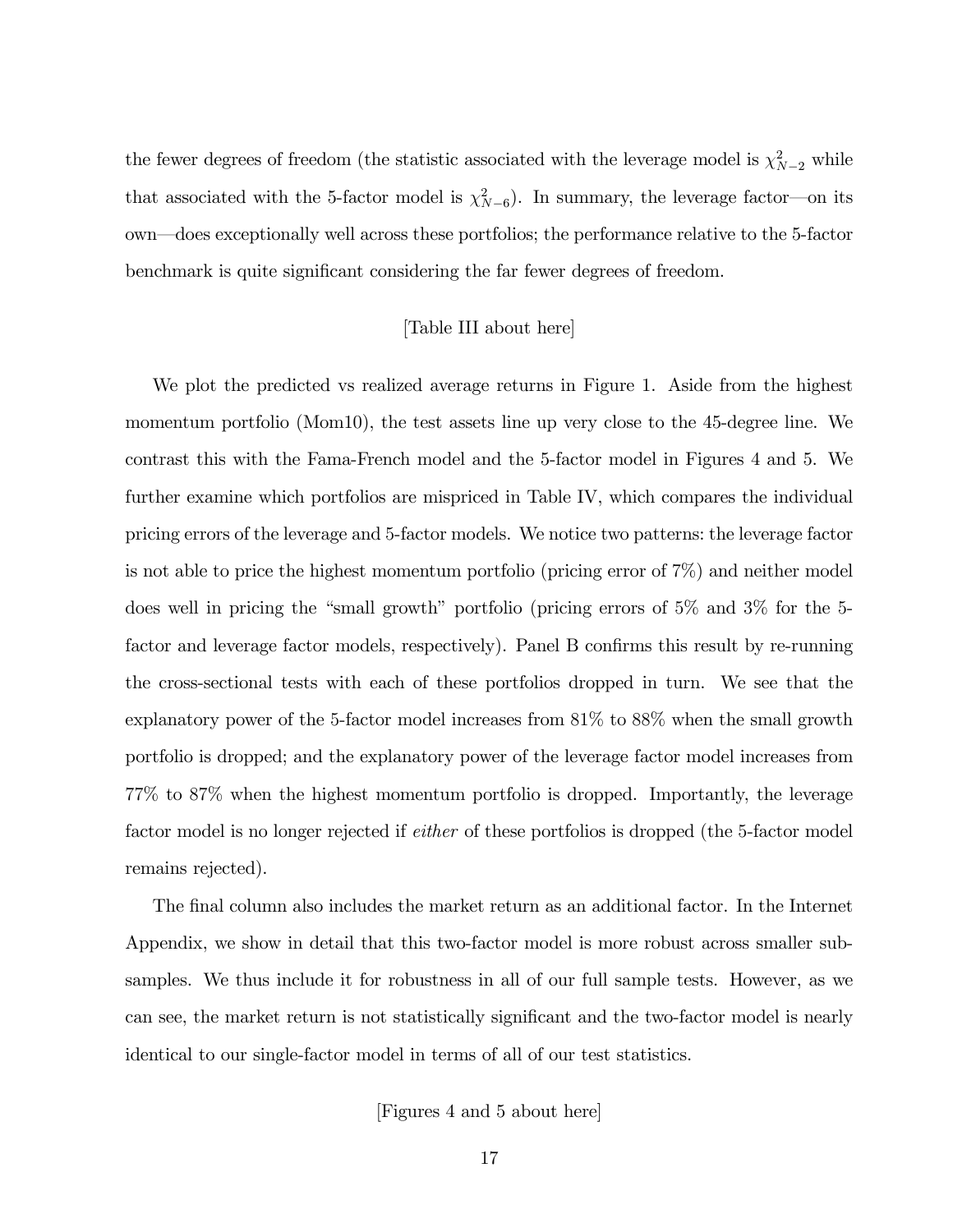the fewer degrees of freedom (the statistic associated with the leverage model is $\chi^2_{N-2}$ while that associated with the 5-factor model is $\chi^2_{N-6}$). In summary, the leverage factor—on its own—does exceptionally well across these portfolios; the performance relative to the 5-factor benchmark is quite significant considering the far fewer degrees of freedom.

[Table III about here]

We plot the predicted vs realized average returns in Figure 1. Aside from the highest momentum portfolio (Mom10), the test assets line up very close to the 45-degree line. We contrast this with the Fama-French model and the 5-factor model in Figures 4 and 5. We further examine which portfolios are mispriced in Table IV, which compares the individual pricing errors of the leverage and 5-factor models. We notice two patterns: the leverage factor is not able to price the highest momentum portfolio (pricing error of 7%) and neither model does well in pricing the "small growth" portfolio (pricing errors of 5% and 3% for the 5-factor and leverage factor models, respectively). Panel B confirms this result by re-running the cross-sectional tests with each of these portfolios dropped in turn. We see that the explanatory power of the 5-factor model increases from 81% to 88% when the small growth portfolio is dropped; and the explanatory power of the leverage factor model increases from 77% to 87% when the highest momentum portfolio is dropped. Importantly, the leverage factor model is no longer rejected if *either* of these portfolios is dropped (the 5-factor model remains rejected).

The final column also includes the market return as an additional factor. In the Internet Appendix, we show in detail that this two-factor model is more robust across smaller subsamples. We thus include it for robustness in all of our full sample tests. However, as we can see, the market return is not statistically significant and the two-factor model is nearly identical to our single-factor model in terms of all of our test statistics.

[Figures 4 and 5 about here]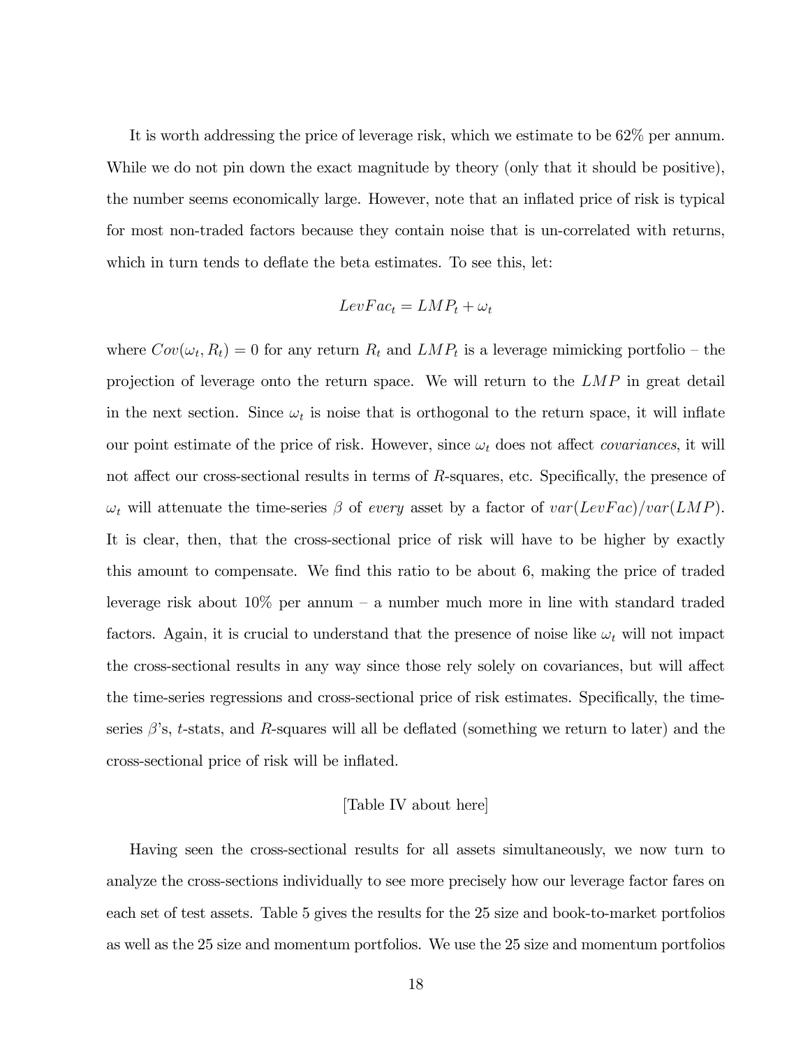It is worth addressing the price of leverage risk, which we estimate to be 62% per annum. While we do not pin down the exact magnitude by theory (only that it should be positive), the number seems economically large. However, note that an inflated price of risk is typical for most non-traded factors because they contain noise that is un-correlated with returns, which in turn tends to deflate the beta estimates. To see this, let:

$$LevFac_t = LMP_t + \omega_t$$

where $Cov(\omega_t, R_t) = 0$ for any return $R_t$ and $LMP_t$ is a leverage mimicking portfolio – the projection of leverage onto the return space. We will return to the $LMP$ in great detail in the next section. Since $\omega_t$ is noise that is orthogonal to the return space, it will inflate our point estimate of the price of risk. However, since $\omega_t$ does not affect *covariances*, it will not affect our cross-sectional results in terms of $R$-squares, etc. Specifically, the presence of $\omega_t$ will attenuate the time-series $\beta$ of *every* asset by a factor of $var(LevFac)/var(LMP)$. It is clear, then, that the cross-sectional price of risk will have to be higher by exactly this amount to compensate. We find this ratio to be about 6, making the price of traded leverage risk about 10% per annum – a number much more in line with standard traded factors. Again, it is crucial to understand that the presence of noise like $\omega_t$ will not impact the cross-sectional results in any way since those rely solely on covariances, but will affect the time-series regressions and cross-sectional price of risk estimates. Specifically, the time-series $\beta$'s, $t$-stats, and $R$-squares will all be deflated (something we return to later) and the cross-sectional price of risk will be inflated.

[Table IV about here]

Having seen the cross-sectional results for all assets simultaneously, we now turn to analyze the cross-sections individually to see more precisely how our leverage factor fares on each set of test assets. Table 5 gives the results for the 25 size and book-to-market portfolios as well as the 25 size and momentum portfolios. We use the 25 size and momentum portfolios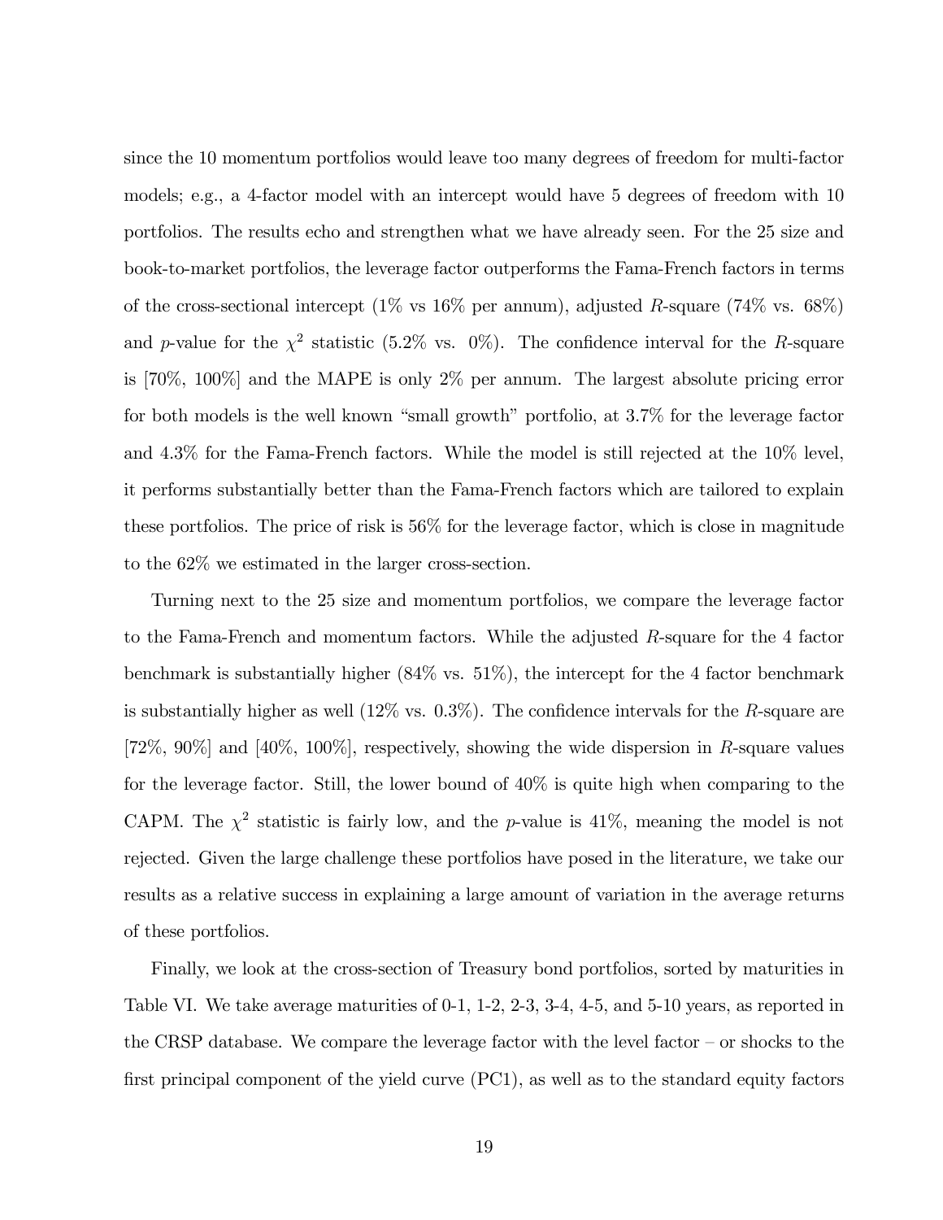since the 10 momentum portfolios would leave too many degrees of freedom for multi-factor models; e.g., a 4-factor model with an intercept would have 5 degrees of freedom with 10 portfolios. The results echo and strengthen what we have already seen. For the 25 size and book-to-market portfolios, the leverage factor outperforms the Fama-French factors in terms of the cross-sectional intercept (1% vs 16% per annum), adjusted $R$-square (74% vs. 68%) and $p$-value for the $\chi^2$ statistic (5.2% vs. 0%). The confidence interval for the $R$-square is [70%, 100%] and the MAPE is only 2% per annum. The largest absolute pricing error for both models is the well known "small growth" portfolio, at 3.7% for the leverage factor and 4.3% for the Fama-French factors. While the model is still rejected at the 10% level, it performs substantially better than the Fama-French factors which are tailored to explain these portfolios. The price of risk is 56% for the leverage factor, which is close in magnitude to the 62% we estimated in the larger cross-section.

Turning next to the 25 size and momentum portfolios, we compare the leverage factor to the Fama-French and momentum factors. While the adjusted $R$-square for the 4 factor benchmark is substantially higher (84% vs. 51%), the intercept for the 4 factor benchmark is substantially higher as well (12% vs. 0.3%). The confidence intervals for the $R$-square are [72%, 90%] and [40%, 100%], respectively, showing the wide dispersion in $R$-square values for the leverage factor. Still, the lower bound of 40% is quite high when comparing to the CAPM. The $\chi^2$ statistic is fairly low, and the $p$-value is 41%, meaning the model is not rejected. Given the large challenge these portfolios have posed in the literature, we take our results as a relative success in explaining a large amount of variation in the average returns of these portfolios.

Finally, we look at the cross-section of Treasury bond portfolios, sorted by maturities in Table VI. We take average maturities of 0-1, 1-2, 2-3, 3-4, 4-5, and 5-10 years, as reported in the CRSP database. We compare the leverage factor with the level factor – or shocks to the first principal component of the yield curve (PC1), as well as to the standard equity factors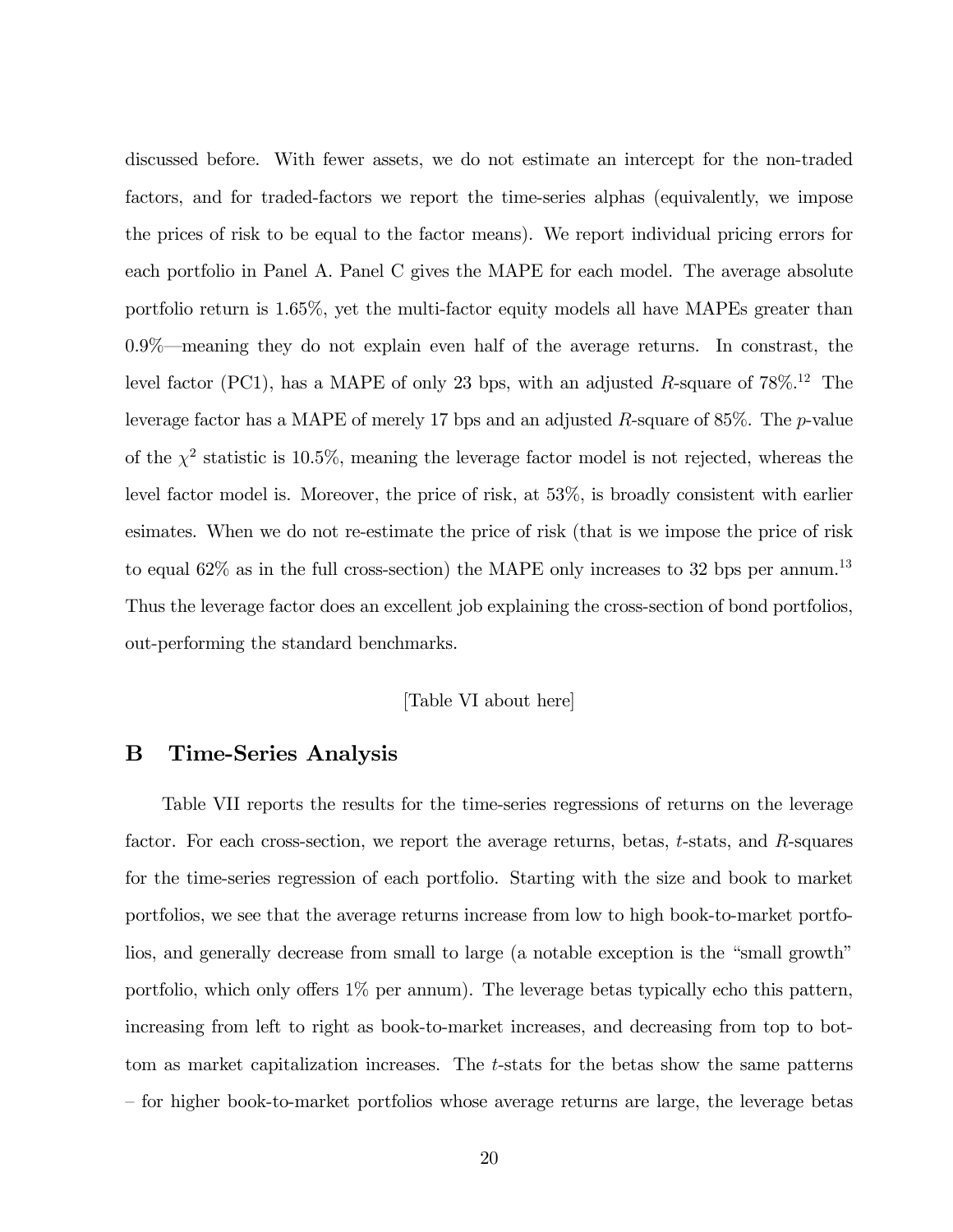discussed before. With fewer assets, we do not estimate an intercept for the non-traded factors, and for traded-factors we report the time-series alphas (equivalently, we impose the prices of risk to be equal to the factor means). We report individual pricing errors for each portfolio in Panel A. Panel C gives the MAPE for each model. The average absolute portfolio return is 1.65%, yet the multi-factor equity models all have MAPEs greater than 0.9%—meaning they do not explain even half of the average returns. In constrast, the level factor (PC1), has a MAPE of only 23 bps, with an adjusted $R$-square of 78%.[12] The leverage factor has a MAPE of merely 17 bps and an adjusted $R$-square of 85%. The $p$-value of the $\chi^2$ statistic is 10.5%, meaning the leverage factor model is not rejected, whereas the level factor model is. Moreover, the price of risk, at 53%, is broadly consistent with earlier esimates. When we do not re-estimate the price of risk (that is we impose the price of risk to equal 62% as in the full cross-section) the MAPE only increases to 32 bps per annum.[13] Thus the leverage factor does an excellent job explaining the cross-section of bond portfolios, out-performing the standard benchmarks.

[Table VI about here]

## B Time-Series Analysis

Table VII reports the results for the time-series regressions of returns on the leverage factor. For each cross-section, we report the average returns, betas, $t$-stats, and $R$-squares for the time-series regression of each portfolio. Starting with the size and book to market portfolios, we see that the average returns increase from low to high book-to-market portfolios, and generally decrease from small to large (a notable exception is the "small growth" portfolio, which only offers 1% per annum). The leverage betas typically echo this pattern, increasing from left to right as book-to-market increases, and decreasing from top to bottom as market capitalization increases. The $t$-stats for the betas show the same patterns – for higher book-to-market portfolios whose average returns are large, the leverage betas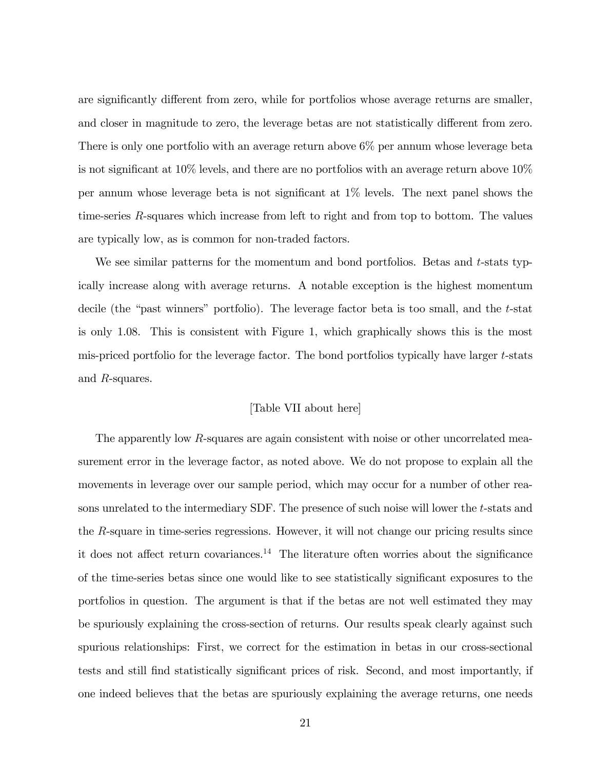are significantly different from zero, while for portfolios whose average returns are smaller, and closer in magnitude to zero, the leverage betas are not statistically different from zero. There is only one portfolio with an average return above 6% per annum whose leverage beta is not significant at 10% levels, and there are no portfolios with an average return above 10% per annum whose leverage beta is not significant at 1% levels. The next panel shows the time-series $R$-squares which increase from left to right and from top to bottom. The values are typically low, as is common for non-traded factors.

We see similar patterns for the momentum and bond portfolios. Betas and $t$-stats typically increase along with average returns. A notable exception is the highest momentum decile (the "past winners" portfolio). The leverage factor beta is too small, and the $t$-stat is only 1.08. This is consistent with Figure 1, which graphically shows this is the most mis-priced portfolio for the leverage factor. The bond portfolios typically have larger $t$-stats and $R$-squares.

[Table VII about here]

The apparently low $R$-squares are again consistent with noise or other uncorrelated measurement error in the leverage factor, as noted above. We do not propose to explain all the movements in leverage over our sample period, which may occur for a number of other reasons unrelated to the intermediary SDF. The presence of such noise will lower the $t$-stats and the $R$-square in time-series regressions. However, it will not change our pricing results since it does not affect return covariances.[14] The literature often worries about the significance of the time-series betas since one would like to see statistically significant exposures to the portfolios in question. The argument is that if the betas are not well estimated they may be spuriously explaining the cross-section of returns. Our results speak clearly against such spurious relationships: First, we correct for the estimation in betas in our cross-sectional tests and still find statistically significant prices of risk. Second, and most importantly, if one indeed believes that the betas are spuriously explaining the average returns, one needs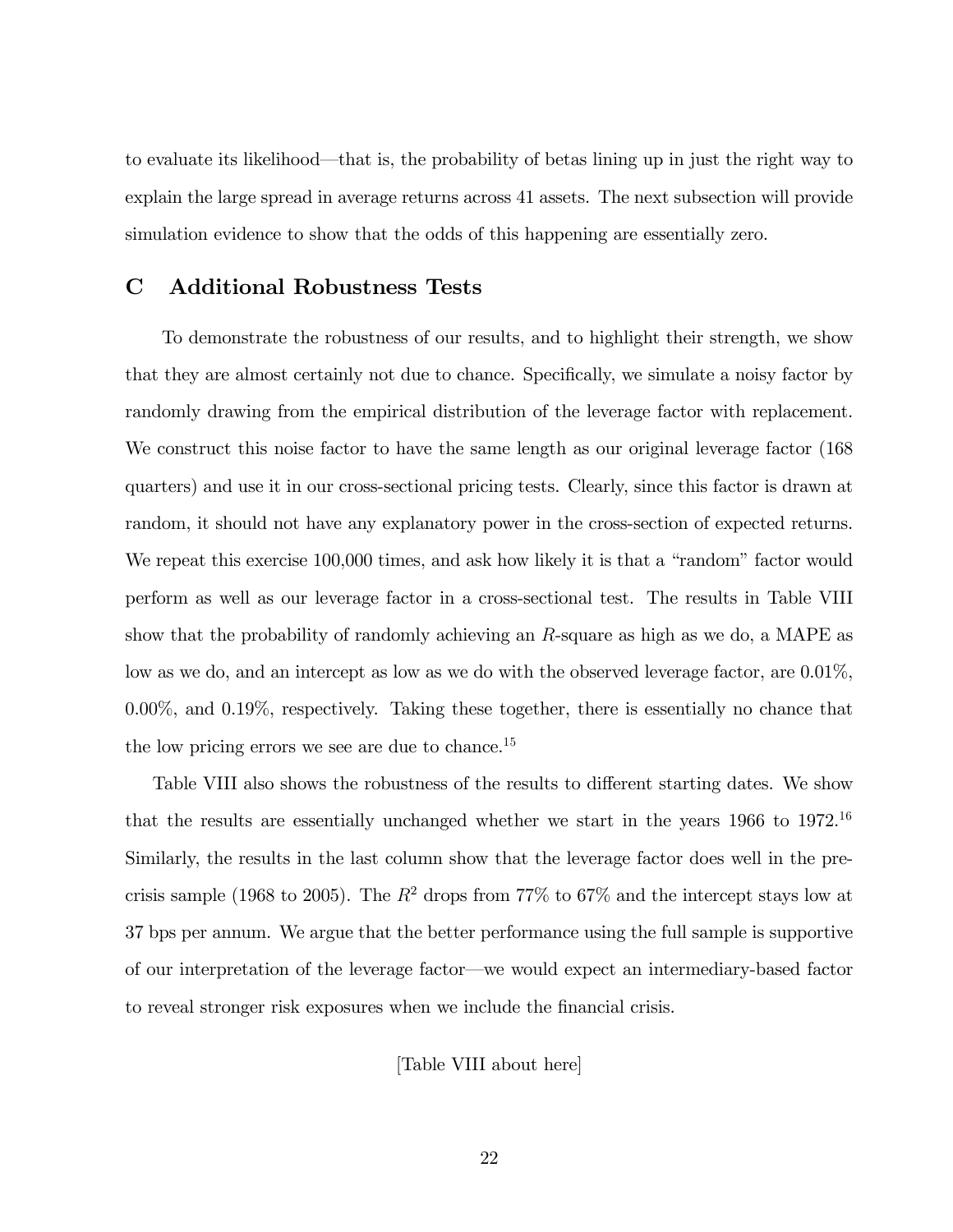to evaluate its likelihood—that is, the probability of betas lining up in just the right way to explain the large spread in average returns across 41 assets. The next subsection will provide simulation evidence to show that the odds of this happening are essentially zero.

## C Additional Robustness Tests

To demonstrate the robustness of our results, and to highlight their strength, we show that they are almost certainly not due to chance. Specifically, we simulate a noisy factor by randomly drawing from the empirical distribution of the leverage factor with replacement. We construct this noise factor to have the same length as our original leverage factor (168 quarters) and use it in our cross-sectional pricing tests. Clearly, since this factor is drawn at random, it should not have any explanatory power in the cross-section of expected returns. We repeat this exercise 100,000 times, and ask how likely it is that a "random" factor would perform as well as our leverage factor in a cross-sectional test. The results in Table VIII show that the probability of randomly achieving an $R$-square as high as we do, a MAPE as low as we do, and an intercept as low as we do with the observed leverage factor, are 0.01%, 0.00%, and 0.19%, respectively. Taking these together, there is essentially no chance that the low pricing errors we see are due to chance.[15]

Table VIII also shows the robustness of the results to different starting dates. We show that the results are essentially unchanged whether we start in the years 1966 to 1972.[16] Similarly, the results in the last column show that the leverage factor does well in the pre-crisis sample (1968 to 2005). The $R^2$ drops from 77% to 67% and the intercept stays low at 37 bps per annum. We argue that the better performance using the full sample is supportive of our interpretation of the leverage factor—we would expect an intermediary-based factor to reveal stronger risk exposures when we include the financial crisis.

[Table VIII about here]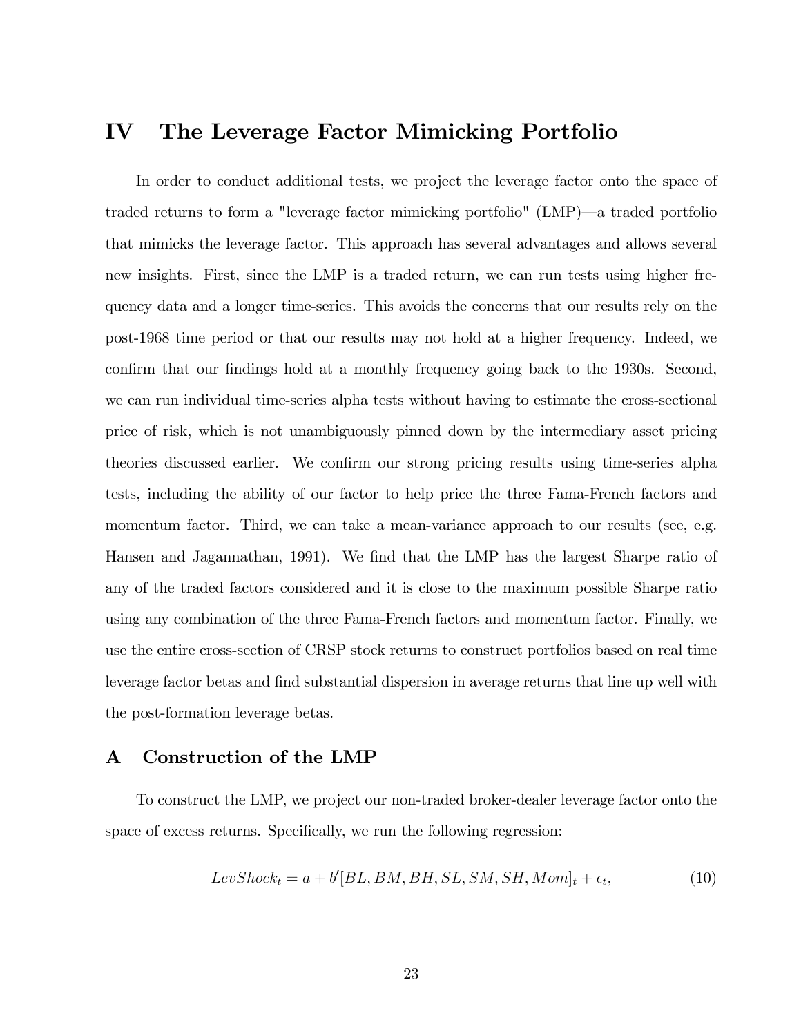# IV The Leverage Factor Mimicking Portfolio

In order to conduct additional tests, we project the leverage factor onto the space of traded returns to form a "leverage factor mimicking portfolio" (LMP)—a traded portfolio that mimicks the leverage factor. This approach has several advantages and allows several new insights. First, since the LMP is a traded return, we can run tests using higher frequency data and a longer time-series. This avoids the concerns that our results rely on the post-1968 time period or that our results may not hold at a higher frequency. Indeed, we confirm that our findings hold at a monthly frequency going back to the 1930s. Second, we can run individual time-series alpha tests without having to estimate the cross-sectional price of risk, which is not unambiguously pinned down by the intermediary asset pricing theories discussed earlier. We confirm our strong pricing results using time-series alpha tests, including the ability of our factor to help price the three Fama-French factors and momentum factor. Third, we can take a mean-variance approach to our results (see, e.g. Hansen and Jagannathan, 1991). We find that the LMP has the largest Sharpe ratio of any of the traded factors considered and it is close to the maximum possible Sharpe ratio using any combination of the three Fama-French factors and momentum factor. Finally, we use the entire cross-section of CRSP stock returns to construct portfolios based on real time leverage factor betas and find substantial dispersion in average returns that line up well with the post-formation leverage betas.

## A Construction of the LMP

To construct the LMP, we project our non-traded broker-dealer leverage factor onto the space of excess returns. Specifically, we run the following regression:

$$LevShock_t = a + b'[BL, BM, BH, SL, SM, SH, Mom]_t + \epsilon_t, \tag{10}$$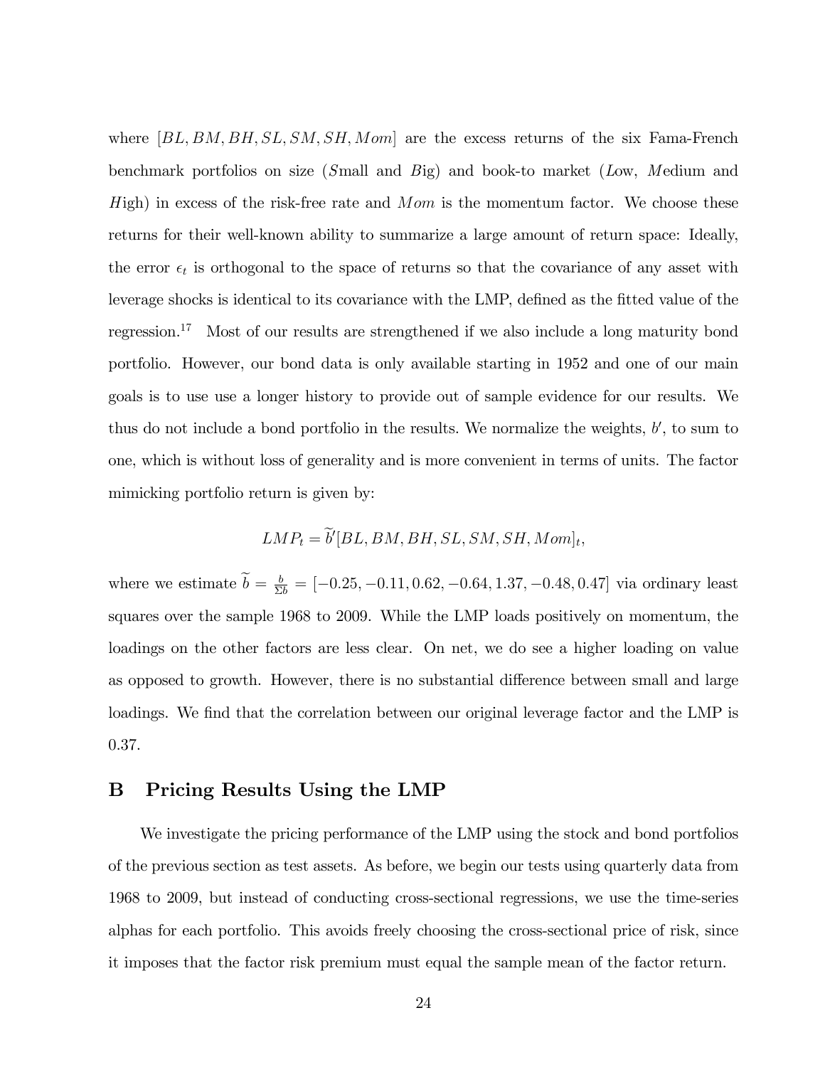where $[BL, BM, BH, SL, SM, SH, Mom]$ are the excess returns of the six Fama-French benchmark portfolios on size ($S$mall and $B$ig) and book-to market ($L$ow, $M$edium and $H$igh) in excess of the risk-free rate and $Mom$ is the momentum factor. We choose these returns for their well-known ability to summarize a large amount of return space: Ideally, the error $\epsilon_t$ is orthogonal to the space of returns so that the covariance of any asset with leverage shocks is identical to its covariance with the LMP, defined as the fitted value of the regression.[17] Most of our results are strengthened if we also include a long maturity bond portfolio. However, our bond data is only available starting in 1952 and one of our main goals is to use use a longer history to provide out of sample evidence for our results. We thus do not include a bond portfolio in the results. We normalize the weights, $b'$, to sum to one, which is without loss of generality and is more convenient in terms of units. The factor mimicking portfolio return is given by:

$$LMP_t = \widetilde{b}'[BL, BM, BH, SL, SM, SH, Mom]_t,$$

where we estimate $\widetilde{b} = \frac{b}{\Sigma b} = [-0.25, -0.11, 0.62, -0.64, 1.37, -0.48, 0.47]$ via ordinary least squares over the sample 1968 to 2009. While the LMP loads positively on momentum, the loadings on the other factors are less clear. On net, we do see a higher loading on value as opposed to growth. However, there is no substantial difference between small and large loadings. We find that the correlation between our original leverage factor and the LMP is 0.37.

## B Pricing Results Using the LMP

We investigate the pricing performance of the LMP using the stock and bond portfolios of the previous section as test assets. As before, we begin our tests using quarterly data from 1968 to 2009, but instead of conducting cross-sectional regressions, we use the time-series alphas for each portfolio. This avoids freely choosing the cross-sectional price of risk, since it imposes that the factor risk premium must equal the sample mean of the factor return.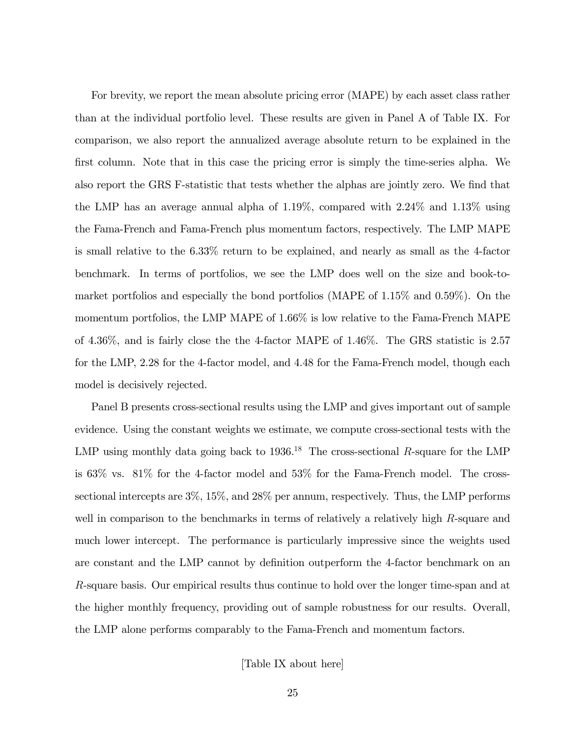For brevity, we report the mean absolute pricing error (MAPE) by each asset class rather than at the individual portfolio level. These results are given in Panel A of Table IX. For comparison, we also report the annualized average absolute return to be explained in the first column. Note that in this case the pricing error is simply the time-series alpha. We also report the GRS F-statistic that tests whether the alphas are jointly zero. We find that the LMP has an average annual alpha of 1.19%, compared with 2.24% and 1.13% using the Fama-French and Fama-French plus momentum factors, respectively. The LMP MAPE is small relative to the 6.33% return to be explained, and nearly as small as the 4-factor benchmark. In terms of portfolios, we see the LMP does well on the size and book-to-market portfolios and especially the bond portfolios (MAPE of 1.15% and 0.59%). On the momentum portfolios, the LMP MAPE of 1.66% is low relative to the Fama-French MAPE of 4.36%, and is fairly close the the 4-factor MAPE of 1.46%. The GRS statistic is 2.57 for the LMP, 2.28 for the 4-factor model, and 4.48 for the Fama-French model, though each model is decisively rejected.

Panel B presents cross-sectional results using the LMP and gives important out of sample evidence. Using the constant weights we estimate, we compute cross-sectional tests with the LMP using monthly data going back to 1936.[18] The cross-sectional $R$-square for the LMP is 63% vs. 81% for the 4-factor model and 53% for the Fama-French model. The cross-sectional intercepts are 3%, 15%, and 28% per annum, respectively. Thus, the LMP performs well in comparison to the benchmarks in terms of relatively a relatively high $R$-square and much lower intercept. The performance is particularly impressive since the weights used are constant and the LMP cannot by definition outperform the 4-factor benchmark on an $R$-square basis. Our empirical results thus continue to hold over the longer time-span and at the higher monthly frequency, providing out of sample robustness for our results. Overall, the LMP alone performs comparably to the Fama-French and momentum factors.

[Table IX about here]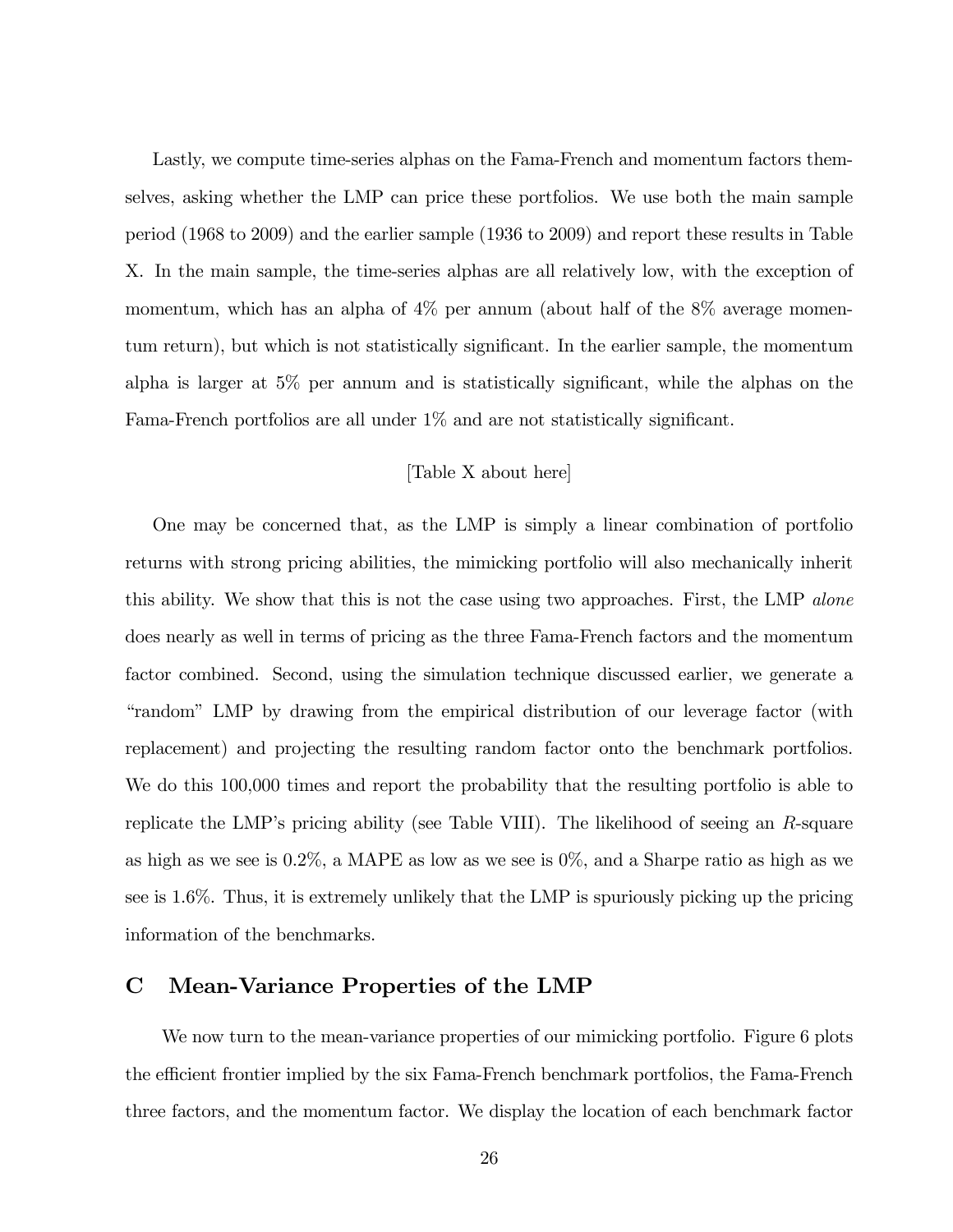Lastly, we compute time-series alphas on the Fama-French and momentum factors themselves, asking whether the LMP can price these portfolios. We use both the main sample period (1968 to 2009) and the earlier sample (1936 to 2009) and report these results in Table X. In the main sample, the time-series alphas are all relatively low, with the exception of momentum, which has an alpha of 4% per annum (about half of the 8% average momentum return), but which is not statistically significant. In the earlier sample, the momentum alpha is larger at 5% per annum and is statistically significant, while the alphas on the Fama-French portfolios are all under 1% and are not statistically significant.

[Table X about here]

One may be concerned that, as the LMP is simply a linear combination of portfolio returns with strong pricing abilities, the mimicking portfolio will also mechanically inherit this ability. We show that this is not the case using two approaches. First, the LMP *alone* does nearly as well in terms of pricing as the three Fama-French factors and the momentum factor combined. Second, using the simulation technique discussed earlier, we generate a "random" LMP by drawing from the empirical distribution of our leverage factor (with replacement) and projecting the resulting random factor onto the benchmark portfolios. We do this 100,000 times and report the probability that the resulting portfolio is able to replicate the LMP's pricing ability (see Table VIII). The likelihood of seeing an $R$-square as high as we see is 0.2%, a MAPE as low as we see is 0%, and a Sharpe ratio as high as we see is 1.6%. Thus, it is extremely unlikely that the LMP is spuriously picking up the pricing information of the benchmarks.

## C Mean-Variance Properties of the LMP

We now turn to the mean-variance properties of our mimicking portfolio. Figure 6 plots the efficient frontier implied by the six Fama-French benchmark portfolios, the Fama-French three factors, and the momentum factor. We display the location of each benchmark factor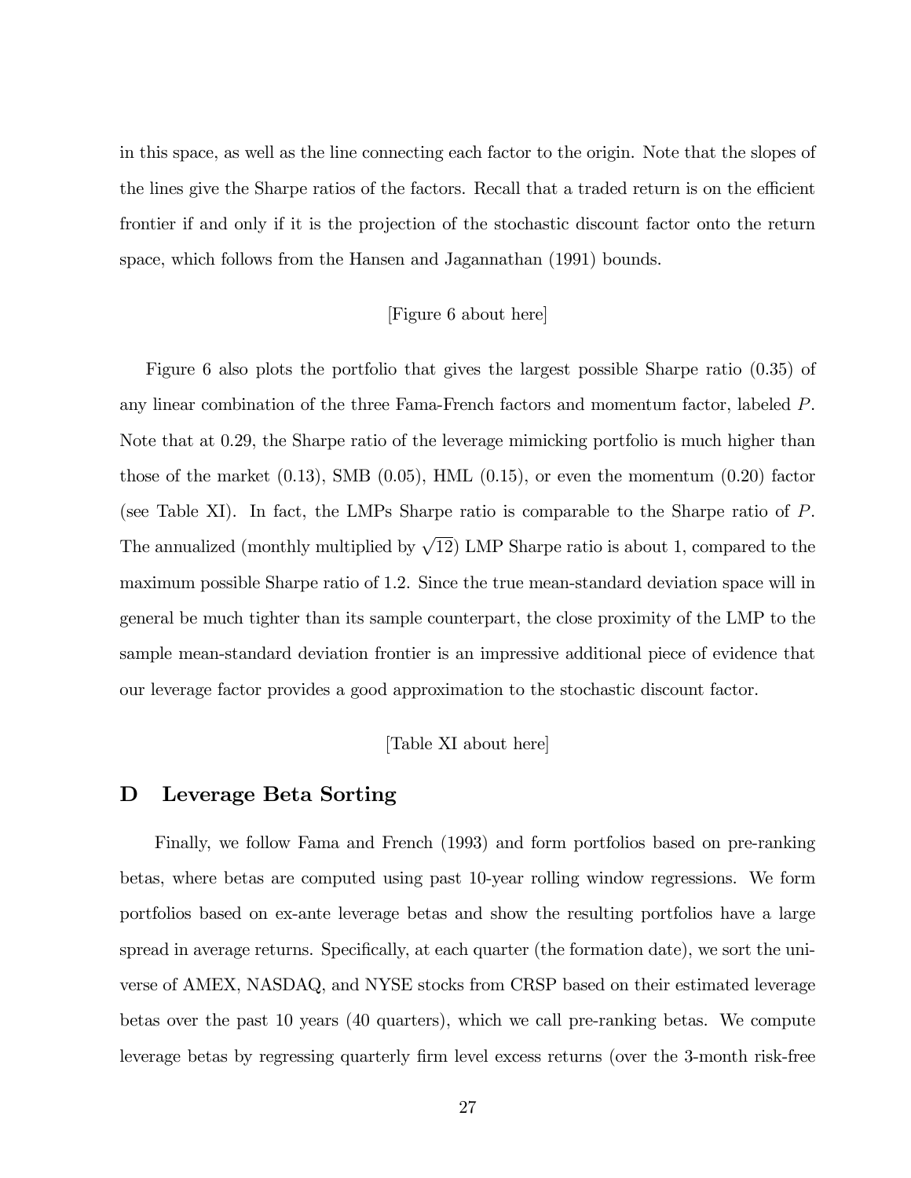in this space, as well as the line connecting each factor to the origin. Note that the slopes of the lines give the Sharpe ratios of the factors. Recall that a traded return is on the efficient frontier if and only if it is the projection of the stochastic discount factor onto the return space, which follows from the Hansen and Jagannathan (1991) bounds.

[Figure 6 about here]

Figure 6 also plots the portfolio that gives the largest possible Sharpe ratio (0.35) of any linear combination of the three Fama-French factors and momentum factor, labeled $P$. Note that at 0.29, the Sharpe ratio of the leverage mimicking portfolio is much higher than those of the market (0.13), SMB (0.05), HML (0.15), or even the momentum (0.20) factor (see Table XI). In fact, the LMPs Sharpe ratio is comparable to the Sharpe ratio of $P$. The annualized (monthly multiplied by $\sqrt{12}$) LMP Sharpe ratio is about 1, compared to the maximum possible Sharpe ratio of 1.2. Since the true mean-standard deviation space will in general be much tighter than its sample counterpart, the close proximity of the LMP to the sample mean-standard deviation frontier is an impressive additional piece of evidence that our leverage factor provides a good approximation to the stochastic discount factor.

[Table XI about here]

## D Leverage Beta Sorting

Finally, we follow Fama and French (1993) and form portfolios based on pre-ranking betas, where betas are computed using past 10-year rolling window regressions. We form portfolios based on ex-ante leverage betas and show the resulting portfolios have a large spread in average returns. Specifically, at each quarter (the formation date), we sort the universe of AMEX, NASDAQ, and NYSE stocks from CRSP based on their estimated leverage betas over the past 10 years (40 quarters), which we call pre-ranking betas. We compute leverage betas by regressing quarterly firm level excess returns (over the 3-month risk-free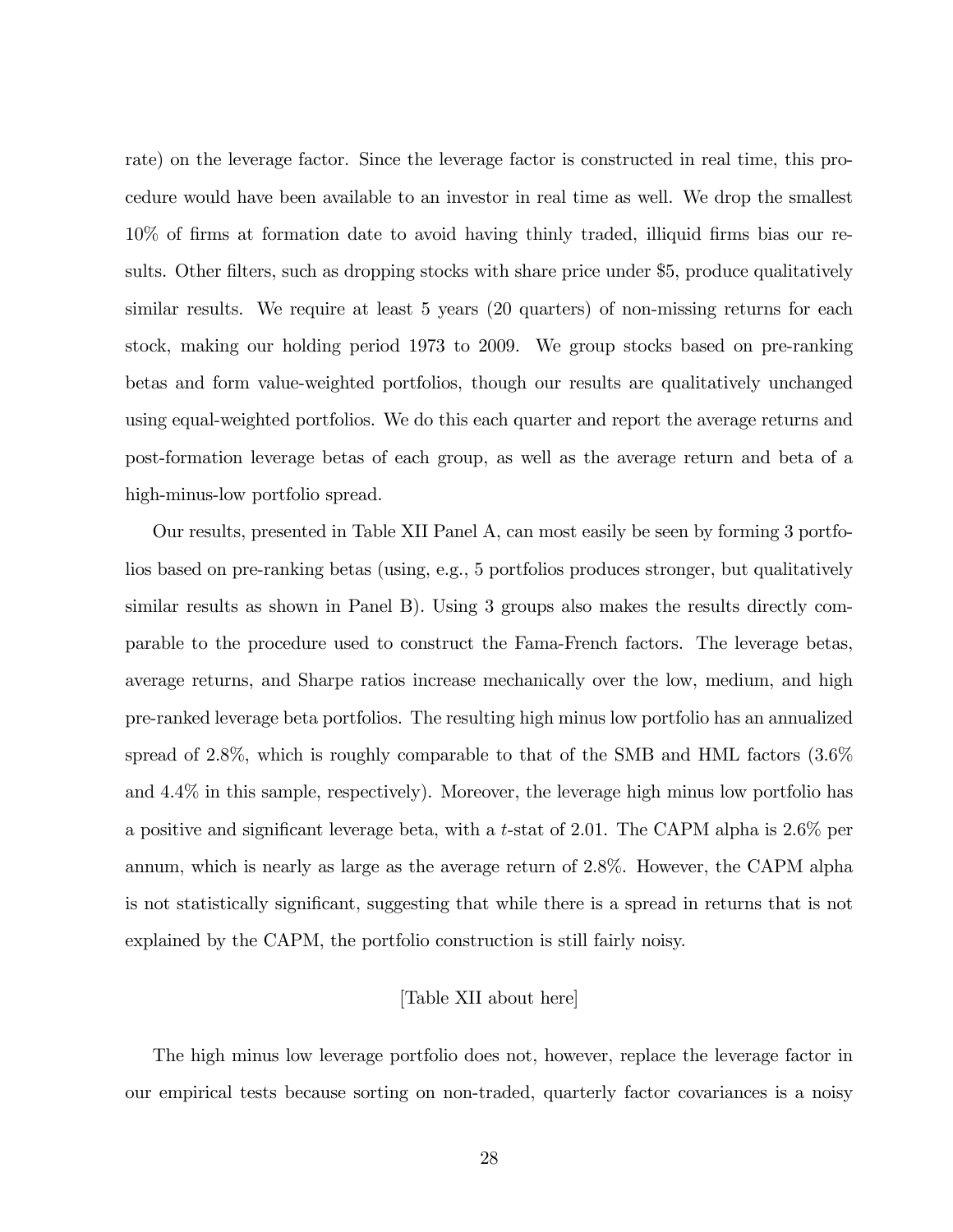rate) on the leverage factor. Since the leverage factor is constructed in real time, this procedure would have been available to an investor in real time as well. We drop the smallest 10% of firms at formation date to avoid having thinly traded, illiquid firms bias our results. Other filters, such as dropping stocks with share price under $5, produce qualitatively similar results. We require at least 5 years (20 quarters) of non-missing returns for each stock, making our holding period 1973 to 2009. We group stocks based on pre-ranking betas and form value-weighted portfolios, though our results are qualitatively unchanged using equal-weighted portfolios. We do this each quarter and report the average returns and post-formation leverage betas of each group, as well as the average return and beta of a high-minus-low portfolio spread.

Our results, presented in Table XII Panel A, can most easily be seen by forming 3 portfolios based on pre-ranking betas (using, e.g., 5 portfolios produces stronger, but qualitatively similar results as shown in Panel B). Using 3 groups also makes the results directly comparable to the procedure used to construct the Fama-French factors. The leverage betas, average returns, and Sharpe ratios increase mechanically over the low, medium, and high pre-ranked leverage beta portfolios. The resulting high minus low portfolio has an annualized spread of 2.8%, which is roughly comparable to that of the SMB and HML factors (3.6% and 4.4% in this sample, respectively). Moreover, the leverage high minus low portfolio has a positive and significant leverage beta, with a $t$-stat of 2.01. The CAPM alpha is 2.6% per annum, which is nearly as large as the average return of 2.8%. However, the CAPM alpha is not statistically significant, suggesting that while there is a spread in returns that is not explained by the CAPM, the portfolio construction is still fairly noisy.

[Table XII about here]

The high minus low leverage portfolio does not, however, replace the leverage factor in our empirical tests because sorting on non-traded, quarterly factor covariances is a noisy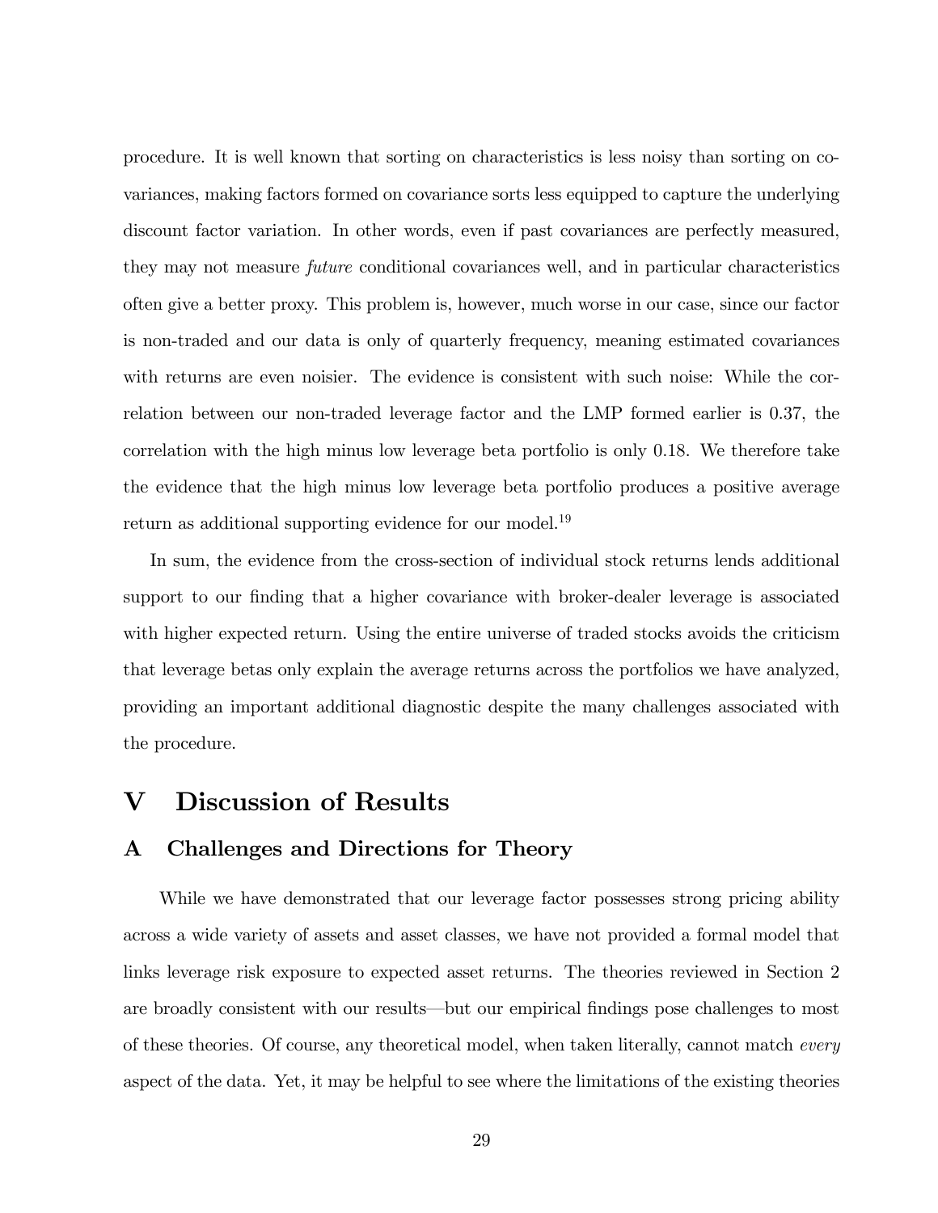procedure. It is well known that sorting on characteristics is less noisy than sorting on covariances, making factors formed on covariance sorts less equipped to capture the underlying discount factor variation. In other words, even if past covariances are perfectly measured, they may not measure *future* conditional covariances well, and in particular characteristics often give a better proxy. This problem is, however, much worse in our case, since our factor is non-traded and our data is only of quarterly frequency, meaning estimated covariances with returns are even noisier. The evidence is consistent with such noise: While the correlation between our non-traded leverage factor and the LMP formed earlier is 0.37, the correlation with the high minus low leverage beta portfolio is only 0.18. We therefore take the evidence that the high minus low leverage beta portfolio produces a positive average return as additional supporting evidence for our model.[19]

In sum, the evidence from the cross-section of individual stock returns lends additional support to our finding that a higher covariance with broker-dealer leverage is associated with higher expected return. Using the entire universe of traded stocks avoids the criticism that leverage betas only explain the average returns across the portfolios we have analyzed, providing an important additional diagnostic despite the many challenges associated with the procedure.

# V Discussion of Results

## A Challenges and Directions for Theory

While we have demonstrated that our leverage factor possesses strong pricing ability across a wide variety of assets and asset classes, we have not provided a formal model that links leverage risk exposure to expected asset returns. The theories reviewed in Section 2 are broadly consistent with our results—but our empirical findings pose challenges to most of these theories. Of course, any theoretical model, when taken literally, cannot match *every* aspect of the data. Yet, it may be helpful to see where the limitations of the existing theories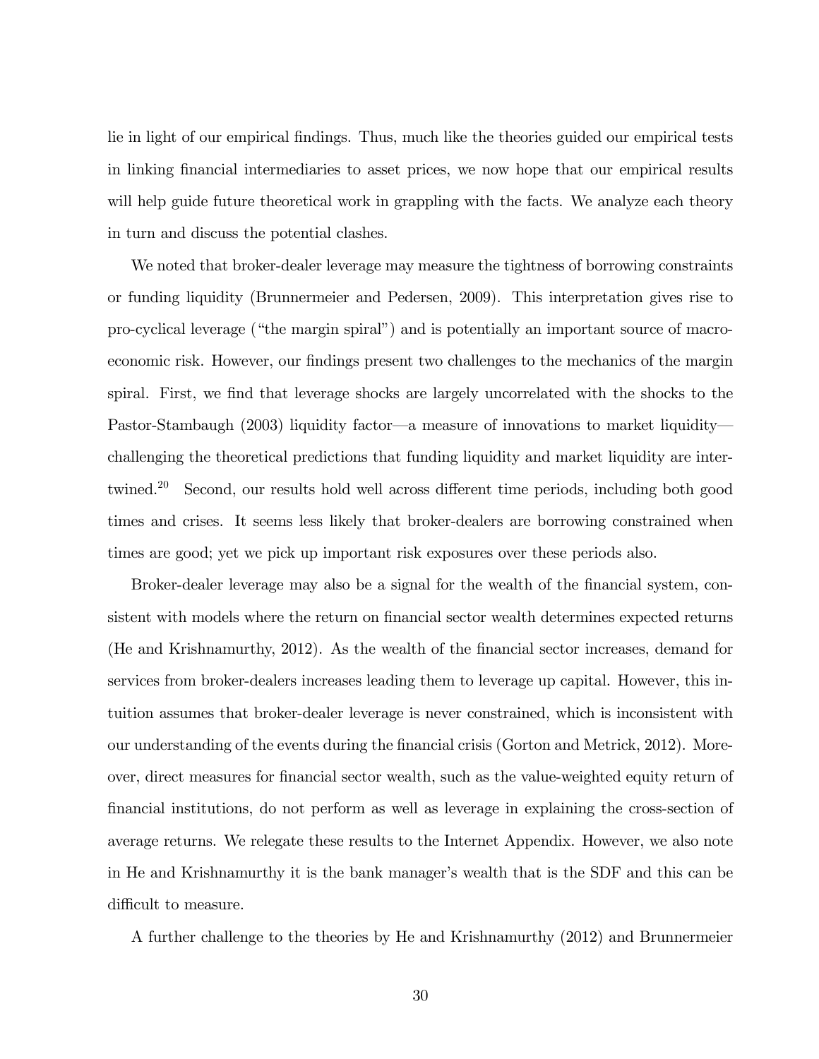lie in light of our empirical findings. Thus, much like the theories guided our empirical tests in linking financial intermediaries to asset prices, we now hope that our empirical results will help guide future theoretical work in grappling with the facts. We analyze each theory in turn and discuss the potential clashes.

We noted that broker-dealer leverage may measure the tightness of borrowing constraints or funding liquidity (Brunnermeier and Pedersen, 2009). This interpretation gives rise to pro-cyclical leverage ("the margin spiral") and is potentially an important source of macroeconomic risk. However, our findings present two challenges to the mechanics of the margin spiral. First, we find that leverage shocks are largely uncorrelated with the shocks to the Pastor-Stambaugh (2003) liquidity factor—a measure of innovations to market liquidity—challenging the theoretical predictions that funding liquidity and market liquidity are intertwined.[20] Second, our results hold well across different time periods, including both good times and crises. It seems less likely that broker-dealers are borrowing constrained when times are good; yet we pick up important risk exposures over these periods also.

Broker-dealer leverage may also be a signal for the wealth of the financial system, consistent with models where the return on financial sector wealth determines expected returns (He and Krishnamurthy, 2012). As the wealth of the financial sector increases, demand for services from broker-dealers increases leading them to leverage up capital. However, this intuition assumes that broker-dealer leverage is never constrained, which is inconsistent with our understanding of the events during the financial crisis (Gorton and Metrick, 2012). Moreover, direct measures for financial sector wealth, such as the value-weighted equity return of financial institutions, do not perform as well as leverage in explaining the cross-section of average returns. We relegate these results to the Internet Appendix. However, we also note in He and Krishnamurthy it is the bank manager's wealth that is the SDF and this can be difficult to measure.

A further challenge to the theories by He and Krishnamurthy (2012) and Brunnermeier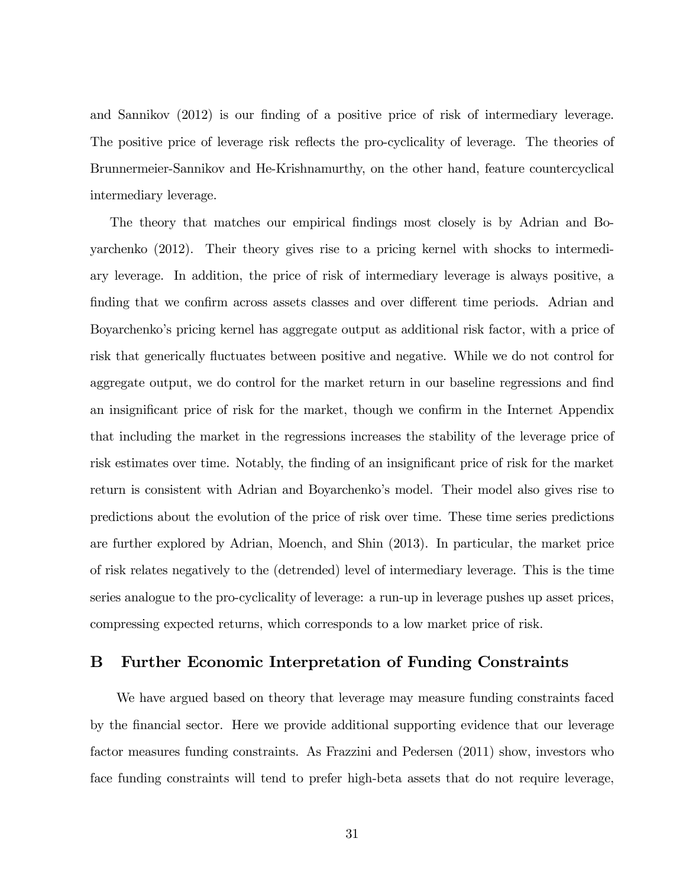and Sannikov (2012) is our finding of a positive price of risk of intermediary leverage. The positive price of leverage risk reflects the pro-cyclicality of leverage. The theories of Brunnermeier-Sannikov and He-Krishnamurthy, on the other hand, feature countercyclical intermediary leverage.

The theory that matches our empirical findings most closely is by Adrian and Boyarchenko (2012). Their theory gives rise to a pricing kernel with shocks to intermediary leverage. In addition, the price of risk of intermediary leverage is always positive, a finding that we confirm across assets classes and over different time periods. Adrian and Boyarchenko's pricing kernel has aggregate output as additional risk factor, with a price of risk that generically fluctuates between positive and negative. While we do not control for aggregate output, we do control for the market return in our baseline regressions and find an insignificant price of risk for the market, though we confirm in the Internet Appendix that including the market in the regressions increases the stability of the leverage price of risk estimates over time. Notably, the finding of an insignificant price of risk for the market return is consistent with Adrian and Boyarchenko's model. Their model also gives rise to predictions about the evolution of the price of risk over time. These time series predictions are further explored by Adrian, Moench, and Shin (2013). In particular, the market price of risk relates negatively to the (detrended) level of intermediary leverage. This is the time series analogue to the pro-cyclicality of leverage: a run-up in leverage pushes up asset prices, compressing expected returns, which corresponds to a low market price of risk.

## B Further Economic Interpretation of Funding Constraints

We have argued based on theory that leverage may measure funding constraints faced by the financial sector. Here we provide additional supporting evidence that our leverage factor measures funding constraints. As Frazzini and Pedersen (2011) show, investors who face funding constraints will tend to prefer high-beta assets that do not require leverage,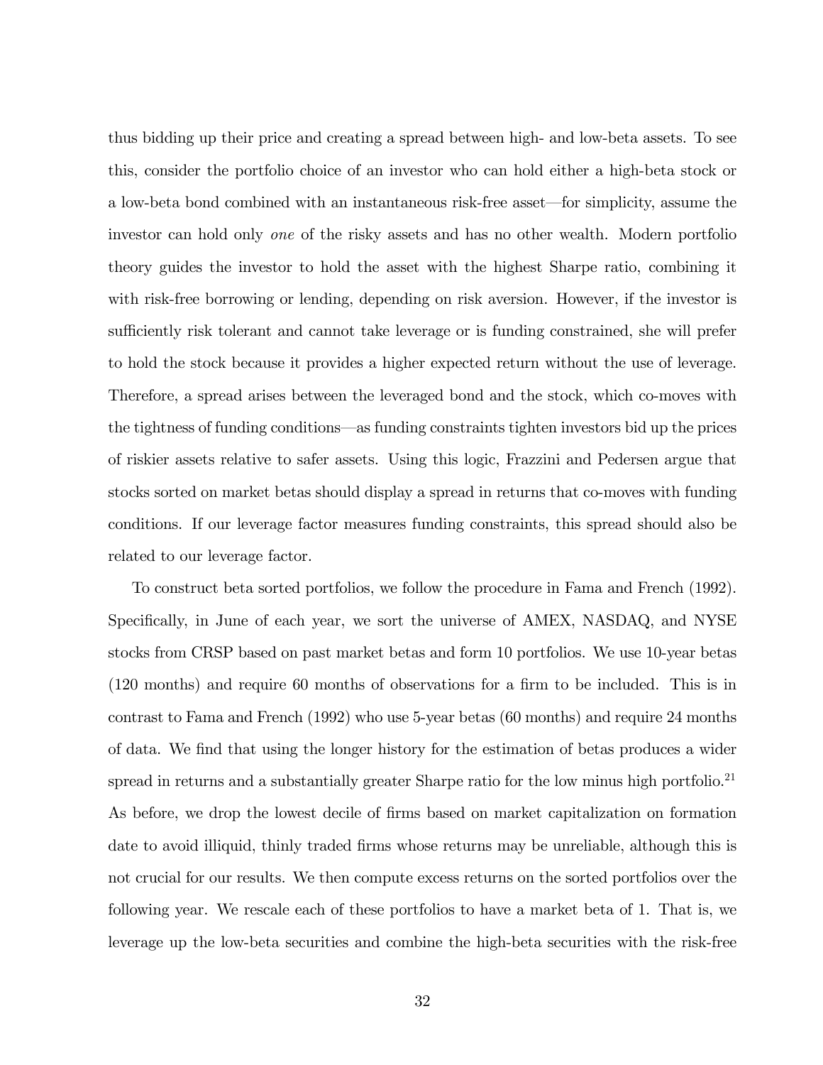thus bidding up their price and creating a spread between high- and low-beta assets. To see this, consider the portfolio choice of an investor who can hold either a high-beta stock or a low-beta bond combined with an instantaneous risk-free asset—for simplicity, assume the investor can hold only *one* of the risky assets and has no other wealth. Modern portfolio theory guides the investor to hold the asset with the highest Sharpe ratio, combining it with risk-free borrowing or lending, depending on risk aversion. However, if the investor is sufficiently risk tolerant and cannot take leverage or is funding constrained, she will prefer to hold the stock because it provides a higher expected return without the use of leverage. Therefore, a spread arises between the leveraged bond and the stock, which co-moves with the tightness of funding conditions—as funding constraints tighten investors bid up the prices of riskier assets relative to safer assets. Using this logic, Frazzini and Pedersen argue that stocks sorted on market betas should display a spread in returns that co-moves with funding conditions. If our leverage factor measures funding constraints, this spread should also be related to our leverage factor.

To construct beta sorted portfolios, we follow the procedure in Fama and French (1992). Specifically, in June of each year, we sort the universe of AMEX, NASDAQ, and NYSE stocks from CRSP based on past market betas and form 10 portfolios. We use 10-year betas (120 months) and require 60 months of observations for a firm to be included. This is in contrast to Fama and French (1992) who use 5-year betas (60 months) and require 24 months of data. We find that using the longer history for the estimation of betas produces a wider spread in returns and a substantially greater Sharpe ratio for the low minus high portfolio.[21] As before, we drop the lowest decile of firms based on market capitalization on formation date to avoid illiquid, thinly traded firms whose returns may be unreliable, although this is not crucial for our results. We then compute excess returns on the sorted portfolios over the following year. We rescale each of these portfolios to have a market beta of 1. That is, we leverage up the low-beta securities and combine the high-beta securities with the risk-free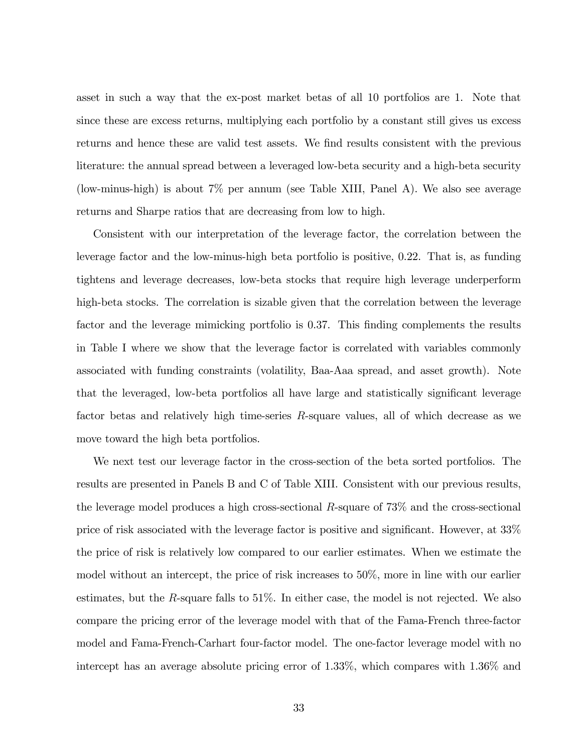asset in such a way that the ex-post market betas of all 10 portfolios are 1. Note that since these are excess returns, multiplying each portfolio by a constant still gives us excess returns and hence these are valid test assets. We find results consistent with the previous literature: the annual spread between a leveraged low-beta security and a high-beta security (low-minus-high) is about 7% per annum (see Table XIII, Panel A). We also see average returns and Sharpe ratios that are decreasing from low to high.

Consistent with our interpretation of the leverage factor, the correlation between the leverage factor and the low-minus-high beta portfolio is positive, 0.22. That is, as funding tightens and leverage decreases, low-beta stocks that require high leverage underperform high-beta stocks. The correlation is sizable given that the correlation between the leverage factor and the leverage mimicking portfolio is 0.37. This finding complements the results in Table I where we show that the leverage factor is correlated with variables commonly associated with funding constraints (volatility, Baa-Aaa spread, and asset growth). Note that the leveraged, low-beta portfolios all have large and statistically significant leverage factor betas and relatively high time-series $R$-square values, all of which decrease as we move toward the high beta portfolios.

We next test our leverage factor in the cross-section of the beta sorted portfolios. The results are presented in Panels B and C of Table XIII. Consistent with our previous results, the leverage model produces a high cross-sectional $R$-square of 73% and the cross-sectional price of risk associated with the leverage factor is positive and significant. However, at 33% the price of risk is relatively low compared to our earlier estimates. When we estimate the model without an intercept, the price of risk increases to 50%, more in line with our earlier estimates, but the $R$-square falls to 51%. In either case, the model is not rejected. We also compare the pricing error of the leverage model with that of the Fama-French three-factor model and Fama-French-Carhart four-factor model. The one-factor leverage model with no intercept has an average absolute pricing error of 1.33%, which compares with 1.36% and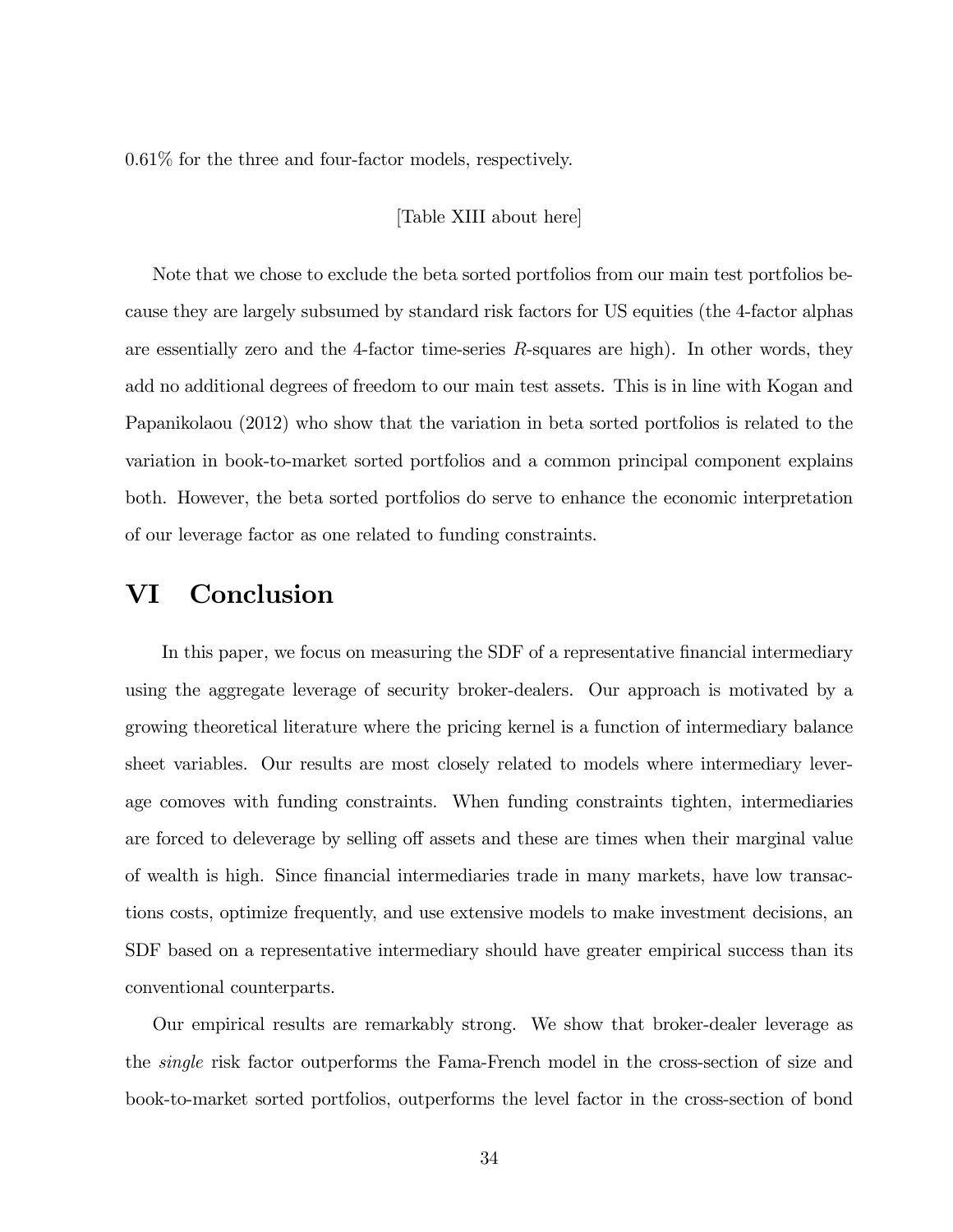0.61% for the three and four-factor models, respectively.

[Table XIII about here]

Note that we chose to exclude the beta sorted portfolios from our main test portfolios because they are largely subsumed by standard risk factors for US equities (the 4-factor alphas are essentially zero and the 4-factor time-series $R$-squares are high). In other words, they add no additional degrees of freedom to our main test assets. This is in line with Kogan and Papanikolaou (2012) who show that the variation in beta sorted portfolios is related to the variation in book-to-market sorted portfolios and a common principal component explains both. However, the beta sorted portfolios do serve to enhance the economic interpretation of our leverage factor as one related to funding constraints.

# VI Conclusion

In this paper, we focus on measuring the SDF of a representative financial intermediary using the aggregate leverage of security broker-dealers. Our approach is motivated by a growing theoretical literature where the pricing kernel is a function of intermediary balance sheet variables. Our results are most closely related to models where intermediary leverage comoves with funding constraints. When funding constraints tighten, intermediaries are forced to deleverage by selling off assets and these are times when their marginal value of wealth is high. Since financial intermediaries trade in many markets, have low transactions costs, optimize frequently, and use extensive models to make investment decisions, an SDF based on a representative intermediary should have greater empirical success than its conventional counterparts.

Our empirical results are remarkably strong. We show that broker-dealer leverage as the *single* risk factor outperforms the Fama-French model in the cross-section of size and book-to-market sorted portfolios, outperforms the level factor in the cross-section of bond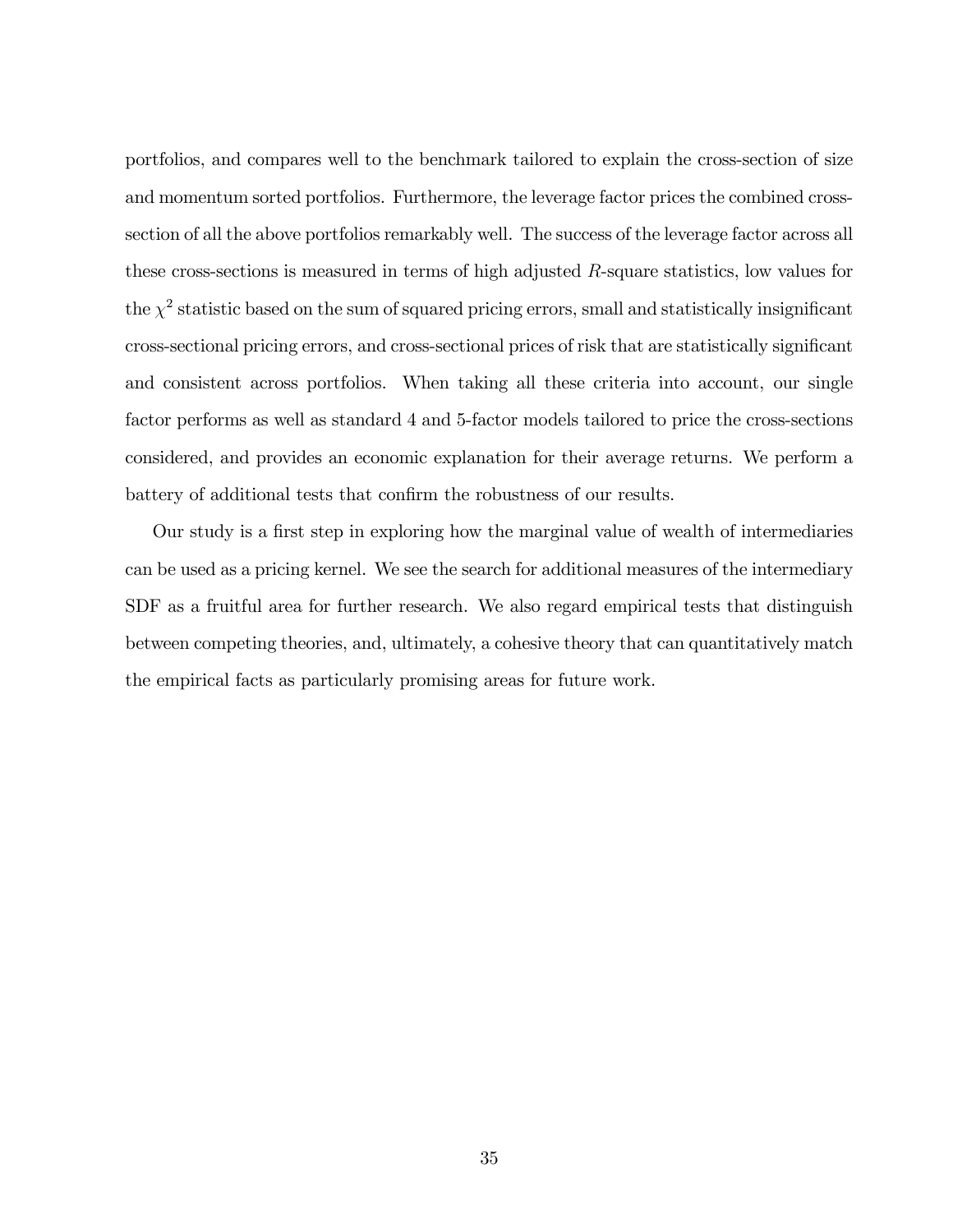portfolios, and compares well to the benchmark tailored to explain the cross-section of size and momentum sorted portfolios. Furthermore, the leverage factor prices the combined cross-section of all the above portfolios remarkably well. The success of the leverage factor across all these cross-sections is measured in terms of high adjusted $R$-square statistics, low values for the $\chi^2$ statistic based on the sum of squared pricing errors, small and statistically insignificant cross-sectional pricing errors, and cross-sectional prices of risk that are statistically significant and consistent across portfolios. When taking all these criteria into account, our single factor performs as well as standard 4 and 5-factor models tailored to price the cross-sections considered, and provides an economic explanation for their average returns. We perform a battery of additional tests that confirm the robustness of our results.

Our study is a first step in exploring how the marginal value of wealth of intermediaries can be used as a pricing kernel. We see the search for additional measures of the intermediary SDF as a fruitful area for further research. We also regard empirical tests that distinguish between competing theories, and, ultimately, a cohesive theory that can quantitatively match the empirical facts as particularly promising areas for future work.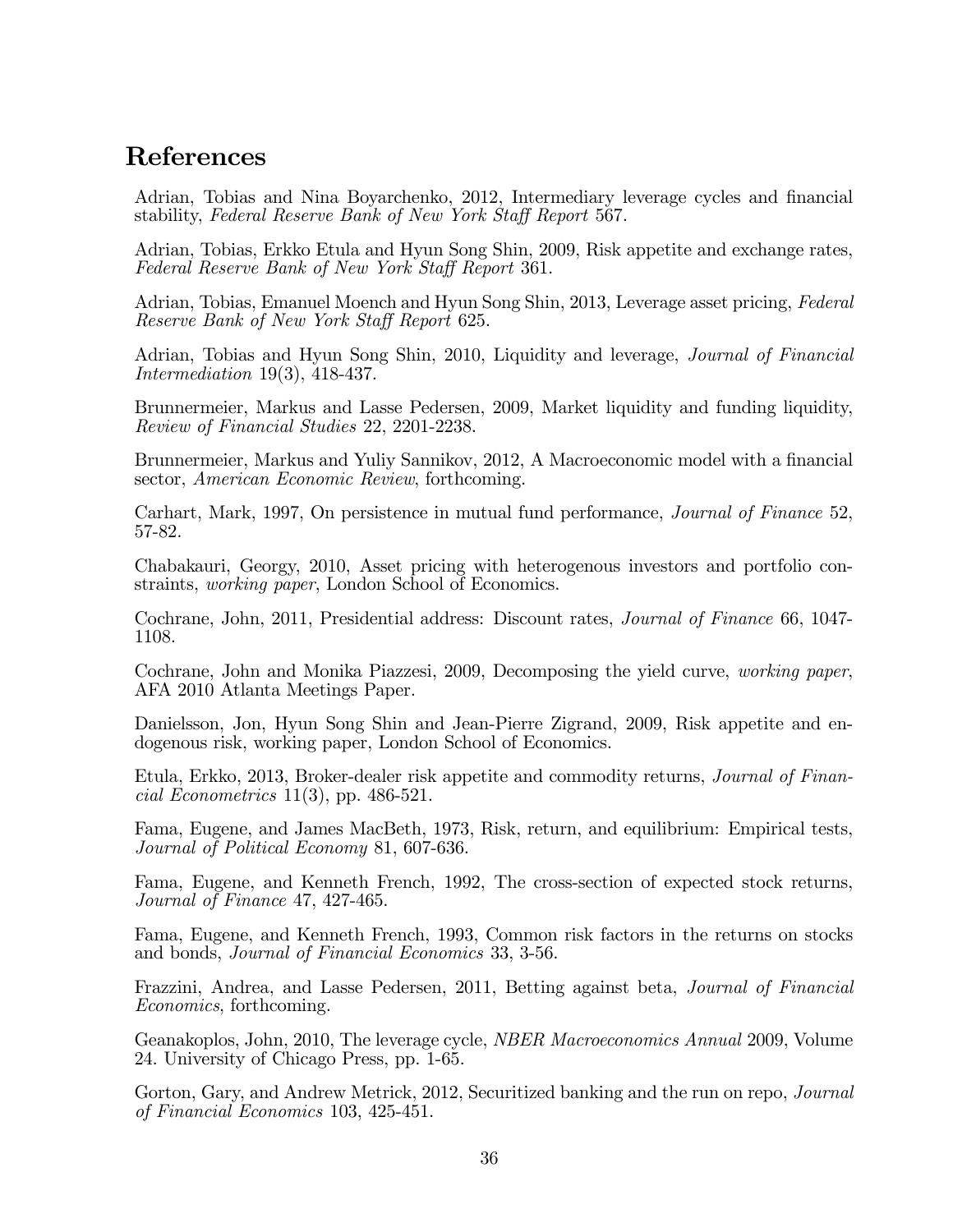# References

Adrian, Tobias and Nina Boyarchenko, 2012, Intermediary leverage cycles and financial stability, *Federal Reserve Bank of New York Staff Report* 567.

Adrian, Tobias, Erkko Etula and Hyun Song Shin, 2009, Risk appetite and exchange rates, *Federal Reserve Bank of New York Staff Report* 361.

Adrian, Tobias, Emanuel Moench and Hyun Song Shin, 2013, Leverage asset pricing, *Federal Reserve Bank of New York Staff Report* 625.

Adrian, Tobias and Hyun Song Shin, 2010, Liquidity and leverage, *Journal of Financial Intermediation* 19(3), 418-437.

Brunnermeier, Markus and Lasse Pedersen, 2009, Market liquidity and funding liquidity, *Review of Financial Studies* 22, 2201-2238.

Brunnermeier, Markus and Yuliy Sannikov, 2012, A Macroeconomic model with a financial sector, *American Economic Review*, forthcoming.

Carhart, Mark, 1997, On persistence in mutual fund performance, *Journal of Finance* 52, 57-82.

Chabakauri, Georgy, 2010, Asset pricing with heterogenous investors and portfolio constraints, *working paper*, London School of Economics.

Cochrane, John, 2011, Presidential address: Discount rates, *Journal of Finance* 66, 1047-1108.

Cochrane, John and Monika Piazzesi, 2009, Decomposing the yield curve, *working paper*, AFA 2010 Atlanta Meetings Paper.

Danielsson, Jon, Hyun Song Shin and Jean-Pierre Zigrand, 2009, Risk appetite and endogenous risk, working paper, London School of Economics.

Etula, Erkko, 2013, Broker-dealer risk appetite and commodity returns, *Journal of Financial Econometrics* 11(3), pp. 486-521.

Fama, Eugene, and James MacBeth, 1973, Risk, return, and equilibrium: Empirical tests, *Journal of Political Economy* 81, 607-636.

Fama, Eugene, and Kenneth French, 1992, The cross-section of expected stock returns, *Journal of Finance* 47, 427-465.

Fama, Eugene, and Kenneth French, 1993, Common risk factors in the returns on stocks and bonds, *Journal of Financial Economics* 33, 3-56.

Frazzini, Andrea, and Lasse Pedersen, 2011, Betting against beta, *Journal of Financial Economics*, forthcoming.

Geanakoplos, John, 2010, The leverage cycle, *NBER Macroeconomics Annual* 2009, Volume 24. University of Chicago Press, pp. 1-65.

Gorton, Gary, and Andrew Metrick, 2012, Securitized banking and the run on repo, *Journal of Financial Economics* 103, 425-451.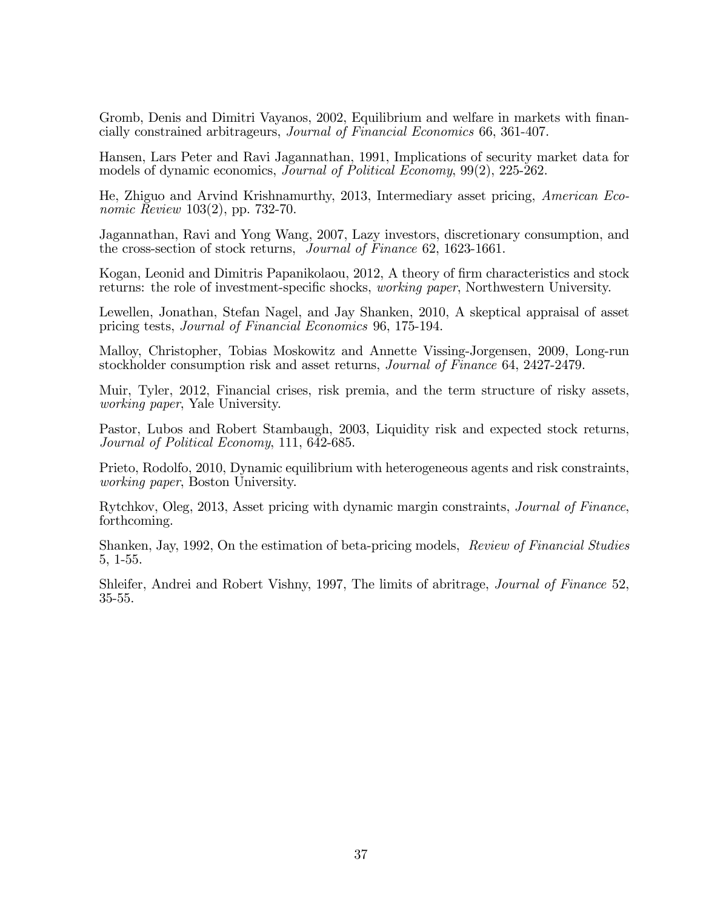Gromb, Denis and Dimitri Vayanos, 2002, Equilibrium and welfare in markets with financially constrained arbitrageurs, *Journal of Financial Economics* 66, 361-407.

Hansen, Lars Peter and Ravi Jagannathan, 1991, Implications of security market data for models of dynamic economics, *Journal of Political Economy*, 99(2), 225-262.

He, Zhiguo and Arvind Krishnamurthy, 2013, Intermediary asset pricing, *American Economic Review* 103(2), pp. 732-70.

Jagannathan, Ravi and Yong Wang, 2007, Lazy investors, discretionary consumption, and the cross-section of stock returns, *Journal of Finance* 62, 1623-1661.

Kogan, Leonid and Dimitris Papanikolaou, 2012, A theory of firm characteristics and stock returns: the role of investment-specific shocks, *working paper*, Northwestern University.

Lewellen, Jonathan, Stefan Nagel, and Jay Shanken, 2010, A skeptical appraisal of asset pricing tests, *Journal of Financial Economics* 96, 175-194.

Malloy, Christopher, Tobias Moskowitz and Annette Vissing-Jorgensen, 2009, Long-run stockholder consumption risk and asset returns, *Journal of Finance* 64, 2427-2479.

Muir, Tyler, 2012, Financial crises, risk premia, and the term structure of risky assets, *working paper*, Yale University.

Pastor, Lubos and Robert Stambaugh, 2003, Liquidity risk and expected stock returns, *Journal of Political Economy*, 111, 642-685.

Prieto, Rodolfo, 2010, Dynamic equilibrium with heterogeneous agents and risk constraints, *working paper*, Boston University.

Rytchkov, Oleg, 2013, Asset pricing with dynamic margin constraints, *Journal of Finance*, forthcoming.

Shanken, Jay, 1992, On the estimation of beta-pricing models, *Review of Financial Studies* 5, 1-55.

Shleifer, Andrei and Robert Vishny, 1997, The limits of abritrage, *Journal of Finance* 52, 35-55.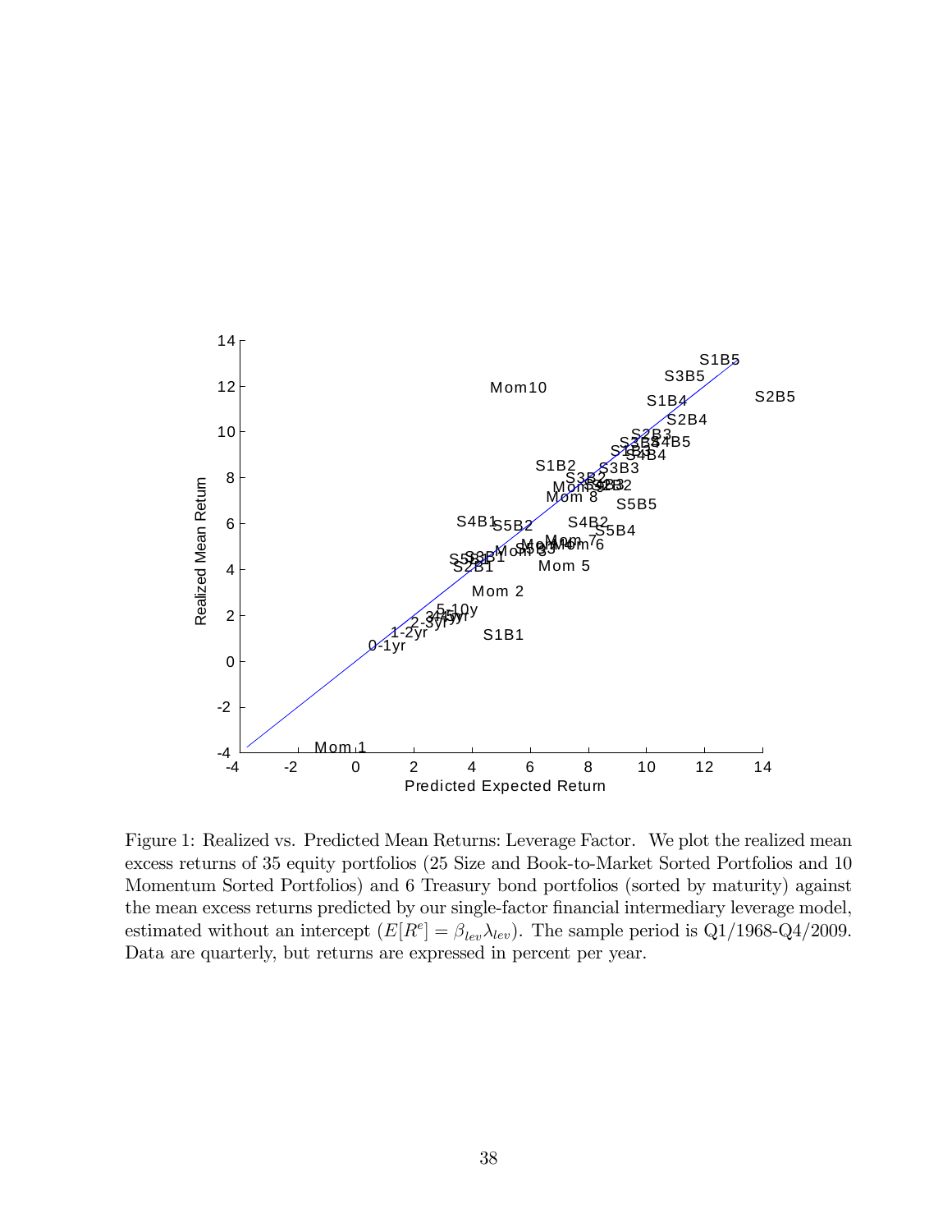Figure 1: Realized vs. Predicted Mean Returns: Leverage Factor. We plot the realized mean excess returns of 35 equity portfolios (25 Size and Book-to-Market Sorted Portfolios and 10 Momentum Sorted Portfolios) and 6 Treasury bond portfolios (sorted by maturity) against the mean excess returns predicted by our single-factor financial intermediary leverage model, estimated without an intercept ($E[R^e] = \beta_{lev}\lambda_{lev}$). The sample period is Q1/1968-Q4/2009. Data are quarterly, but returns are expressed in percent per year.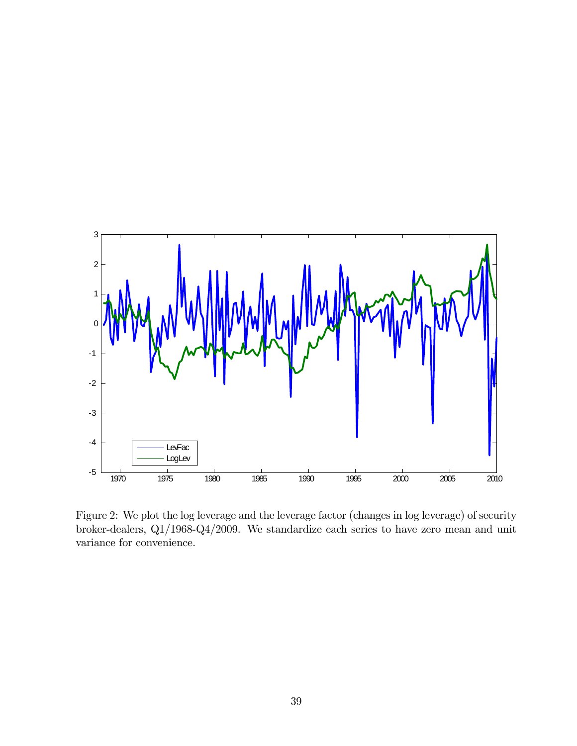Figure 2: We plot the log leverage and the leverage factor (changes in log leverage) of security broker-dealers, Q1/1968-Q4/2009. We standardize each series to have zero mean and unit variance for convenience.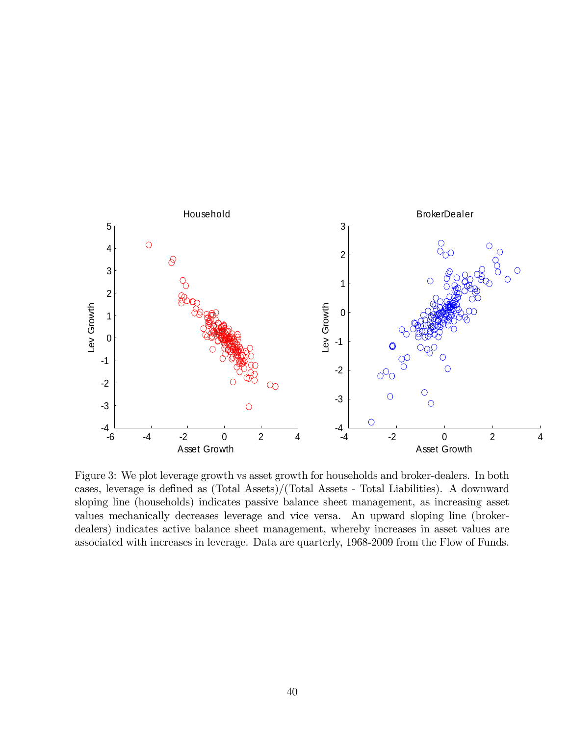Figure 3: We plot leverage growth vs asset growth for households and broker-dealers. In both cases, leverage is defined as (Total Assets)/(Total Assets - Total Liabilities). A downward sloping line (households) indicates passive balance sheet management, as increasing asset values mechanically decreases leverage and vice versa. An upward sloping line (broker-dealers) indicates active balance sheet management, whereby increases in asset values are associated with increases in leverage. Data are quarterly, 1968-2009 from the Flow of Funds.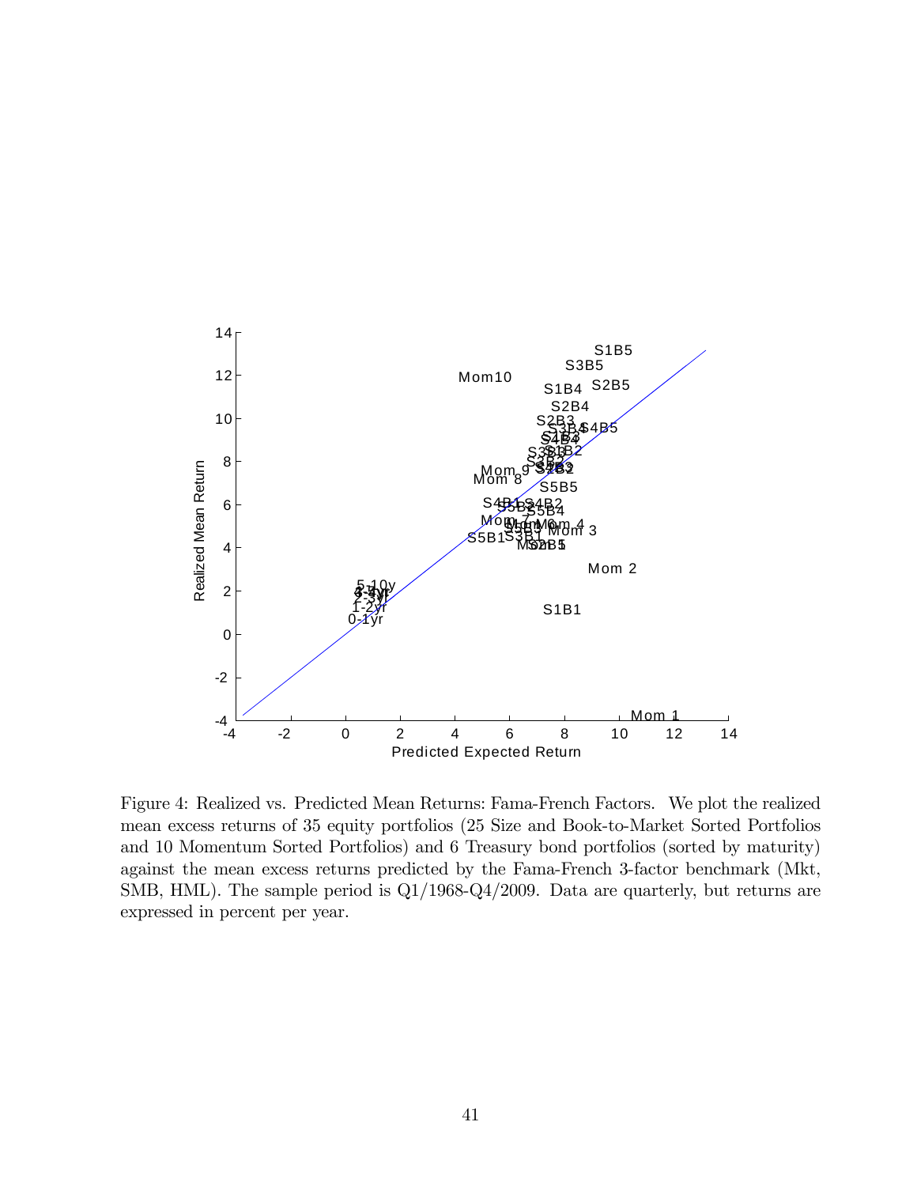Figure 4: Realized vs. Predicted Mean Returns: Fama-French Factors. We plot the realized mean excess returns of 35 equity portfolios (25 Size and Book-to-Market Sorted Portfolios and 10 Momentum Sorted Portfolios) and 6 Treasury bond portfolios (sorted by maturity) against the mean excess returns predicted by the Fama-French 3-factor benchmark (Mkt, SMB, HML). The sample period is Q1/1968-Q4/2009. Data are quarterly, but returns are expressed in percent per year.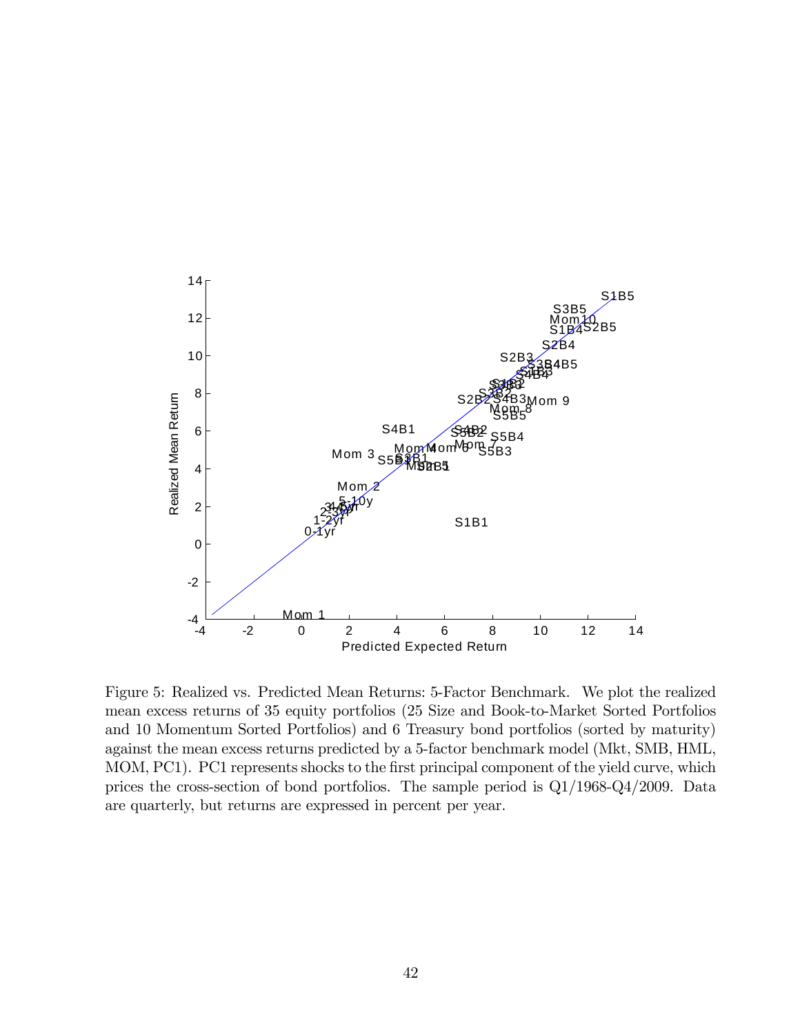Figure 5: Realized vs. Predicted Mean Returns: 5-Factor Benchmark. We plot the realized mean excess returns of 35 equity portfolios (25 Size and Book-to-Market Sorted Portfolios and 10 Momentum Sorted Portfolios) and 6 Treasury bond portfolios (sorted by maturity) against the mean excess returns predicted by a 5-factor benchmark model (Mkt, SMB, HML, MOM, PC1). PC1 represents shocks to the first principal component of the yield curve, which prices the cross-section of bond portfolios. The sample period is Q1/1968-Q4/2009. Data are quarterly, but returns are expressed in percent per year.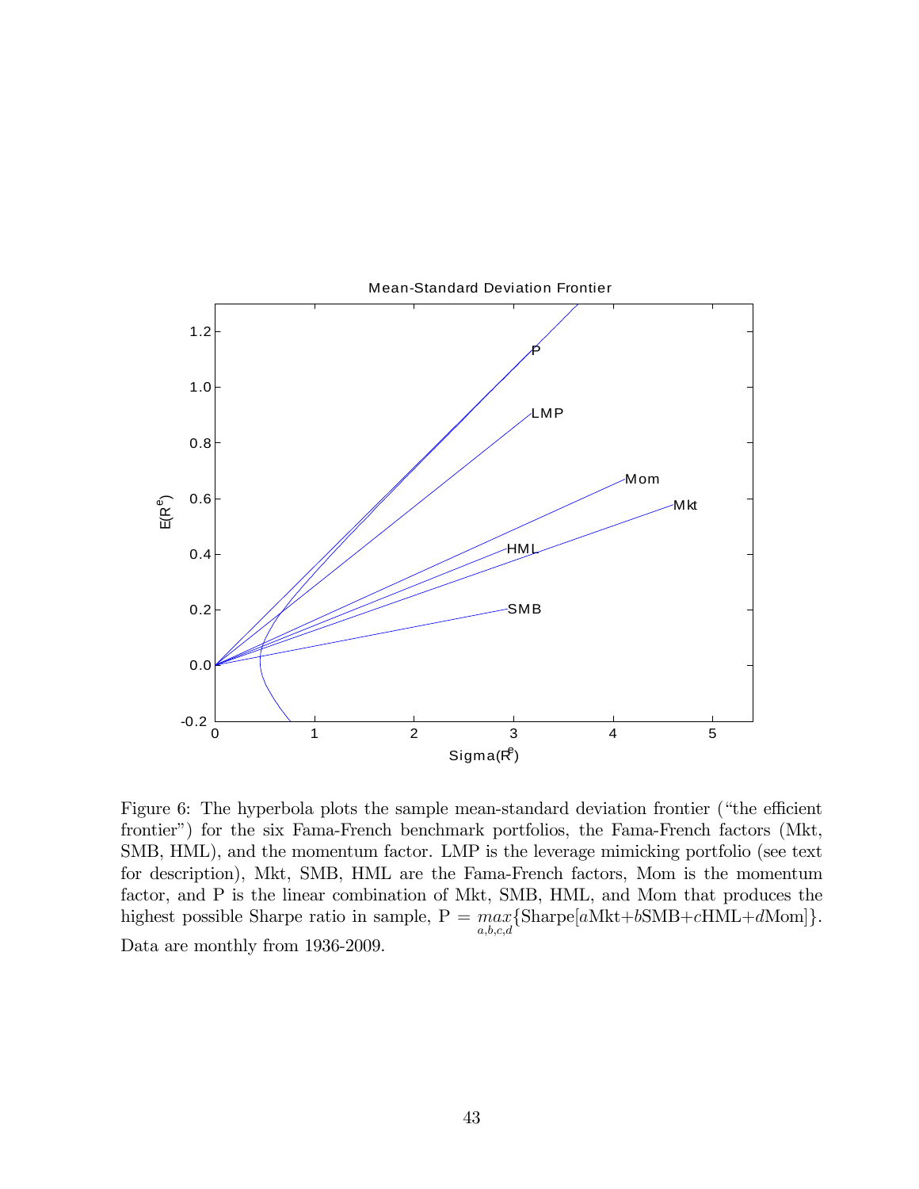Figure 6: The hyperbola plots the sample mean-standard deviation frontier ("the efficient frontier") for the six Fama-French benchmark portfolios, the Fama-French factors (Mkt, SMB, HML), and the momentum factor. LMP is the leverage mimicking portfolio (see text for description), Mkt, SMB, HML are the Fama-French factors, Mom is the momentum factor, and P is the linear combination of Mkt, SMB, HML, and Mom that produces the highest possible Sharpe ratio in sample, $\text{P} = \underset{a,b,c,d}{max}\{\text{Sharpe}[a\text{Mkt}+b\text{SMB}+c\text{HML}+d\text{Mom}]\}$. Data are monthly from 1936-2009.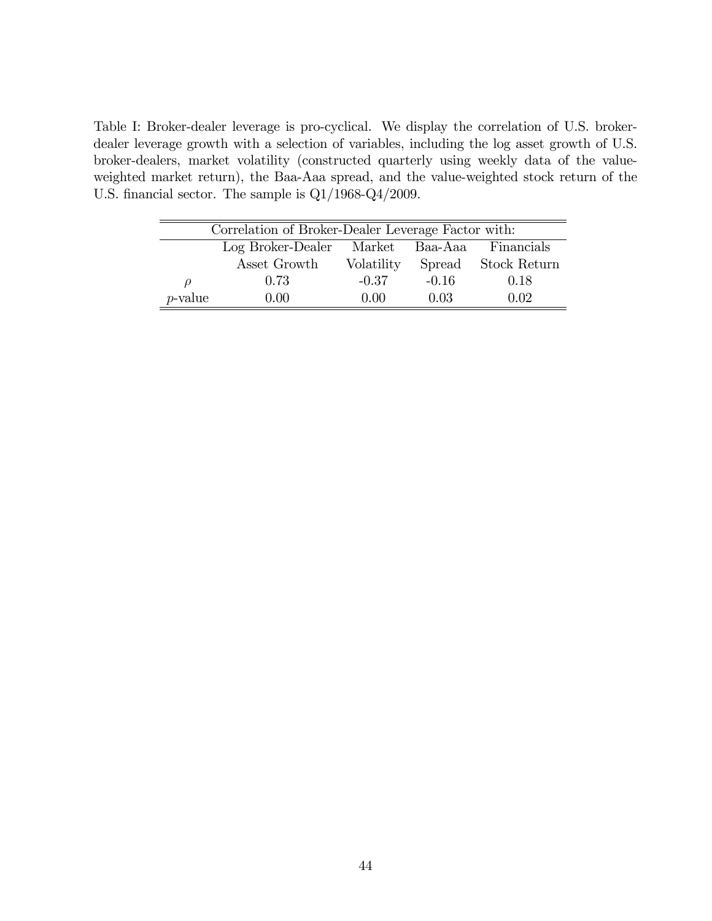Table I: Broker-dealer leverage is pro-cyclical. We display the correlation of U.S. broker-dealer leverage growth with a selection of variables, including the log asset growth of U.S. broker-dealers, market volatility (constructed quarterly using weekly data of the value-weighted market return), the Baa-Aaa spread, and the value-weighted stock return of the U.S. financial sector. The sample is Q1/1968-Q4/2009.

| Correlation of Broker-Dealer Leverage Factor with: | | | | |
|---|---|---|---|---|
| | Log Broker-Dealer Asset Growth | Market Volatility | Baa-Aaa Spread | Financials Stock Return |
| $\rho$ | 0.73 | -0.37 | -0.16 | 0.18 |
| $p$-value | 0.00 | 0.00 | 0.03 | 0.02 |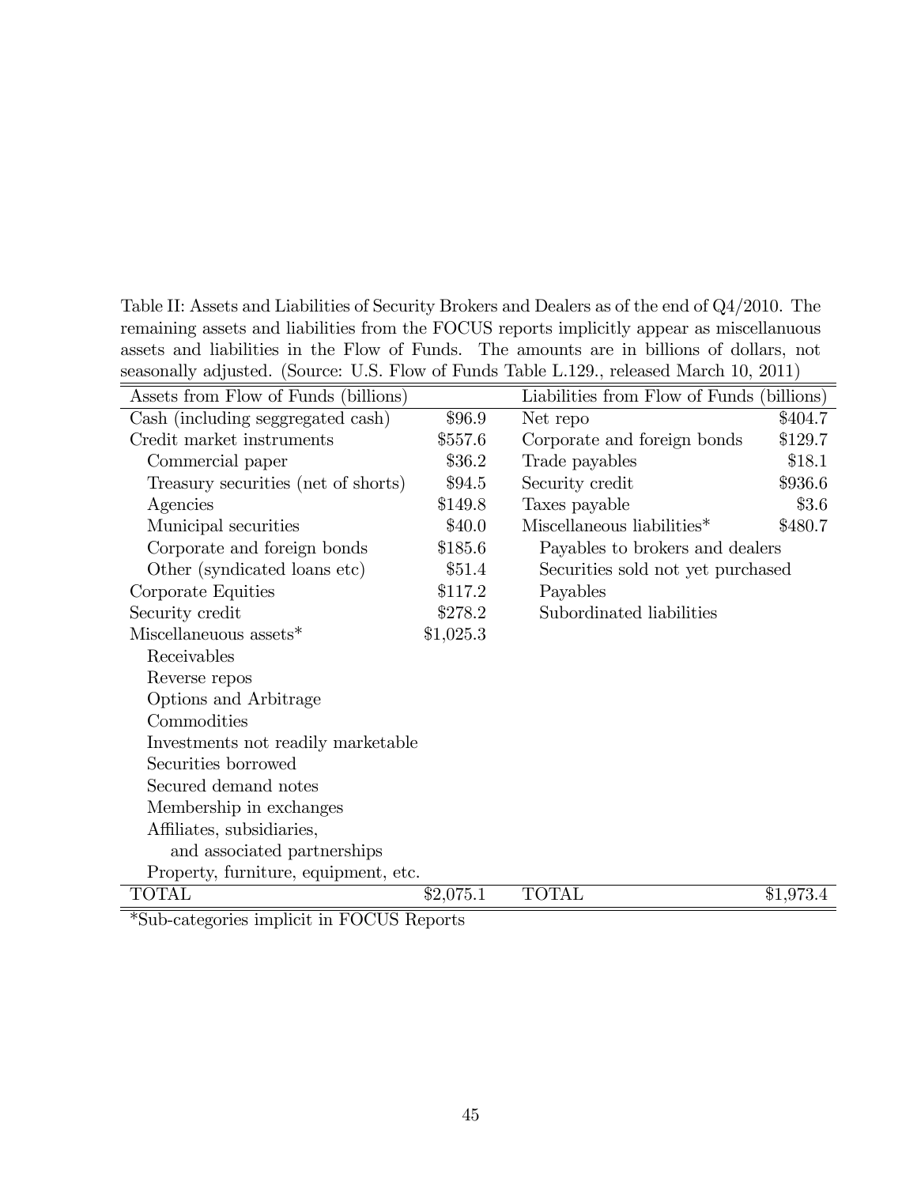Table II: Assets and Liabilities of Security Brokers and Dealers as of the end of Q4/2010. The remaining assets and liabilities from the FOCUS reports implicitly appear as miscellanuous assets and liabilities in the Flow of Funds. The amounts are in billions of dollars, not seasonally adjusted. (Source: U.S. Flow of Funds Table L.129., released March 10, 2011)

| Assets from Flow of Funds (billions) | | Liabilities from Flow of Funds (billions) | |
|---|---|---|---|
| Cash (including seggregated cash) | \$96.9 | Net repo | \$404.7 |
| Credit market instruments | \$557.6 | Corporate and foreign bonds | \$129.7 |
| Commercial paper | \$36.2 | Trade payables | \$18.1 |
| Treasury securities (net of shorts) | \$94.5 | Security credit | \$936.6 |
| Agencies | \$149.8 | Taxes payable | \$3.6 |
| Municipal securities | \$40.0 | Miscellaneous liabilities* | \$480.7 |
| Corporate and foreign bonds | \$185.6 | Payables to brokers and dealers | |
| Other (syndicated loans etc) | \$51.4 | Securities sold not yet purchased | |
| Corporate Equities | \$117.2 | Payables | |
| Security credit | \$278.2 | Subordinated liabilities | |
| Miscellaneous assets* | \$1,025.3 | | |
| Receivables | | | |
| Reverse repos | | | |
| Options and Arbitrage | | | |
| Commodities | | | |
| Investments not readily marketable | | | |
| Securities borrowed | | | |
| Secured demand notes | | | |
| Membership in exchanges | | | |
| Affiliates, subsidiaries, and associated partnerships | | | |
| Property, furniture, equipment, etc. | | | |
| TOTAL | \$2,075.1 | TOTAL | \$1,973.4 |

*Sub-categories implicit in FOCUS Reports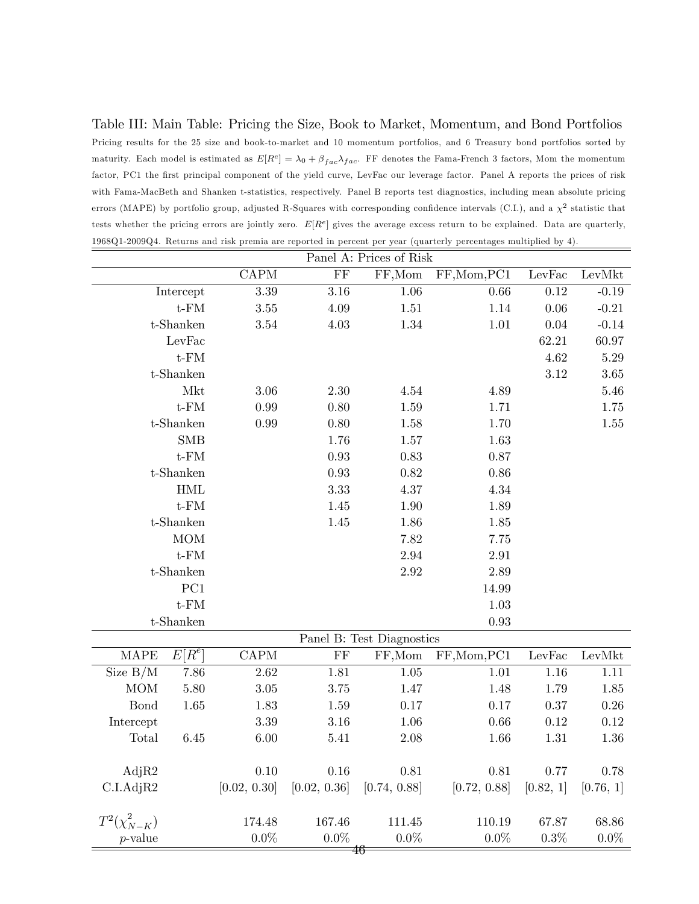Table III: Main Table: Pricing the Size, Book to Market, Momentum, and Bond Portfolios

Pricing results for the 25 size and book-to-market and 10 momentum portfolios, and 6 Treasury bond portfolios sorted by maturity. Each model is estimated as $E[R^e] = \lambda_0 + \beta_{fac}\lambda_{fac}$. FF denotes the Fama-French 3 factors, Mom the momentum factor, PC1 the first principal component of the yield curve, LevFac our leverage factor. Panel A reports the prices of risk with Fama-MacBeth and Shanken t-statistics, respectively. Panel B reports test diagnostics, including mean absolute pricing errors (MAPE) by portfolio group, adjusted R-Squares with corresponding confidence intervals (C.I.), and a $\chi^2$ statistic that tests whether the pricing errors are jointly zero. $E[R^e]$ gives the average excess return to be explained. Data are quarterly, 1968Q1-2009Q4. Returns and risk premia are reported in percent per year (quarterly percentages multiplied by 4).

**Panel A: Prices of Risk**

| | CAPM | FF | FF,Mom | FF,Mom,PC1 | LevFac | LevMkt |
|---|---|---|---|---|---|---|
| Intercept | 3.39 | 3.16 | 1.06 | 0.66 | 0.12 | -0.19 |
| t-FM | 3.55 | 4.09 | 1.51 | 1.14 | 0.06 | -0.21 |
| t-Shanken | 3.54 | 4.03 | 1.34 | 1.01 | 0.04 | -0.14 |
| LevFac | | | | | 62.21 | 60.97 |
| t-FM | | | | | 4.62 | 5.29 |
| t-Shanken | | | | | 3.12 | 3.65 |
| Mkt | 3.06 | 2.30 | 4.54 | 4.89 | | 5.46 |
| t-FM | 0.99 | 0.80 | 1.59 | 1.71 | | 1.75 |
| t-Shanken | 0.99 | 0.80 | 1.58 | 1.70 | | 1.55 |
| SMB | | 1.76 | 1.57 | 1.63 | | |
| t-FM | | 0.93 | 0.83 | 0.87 | | |
| t-Shanken | | 0.93 | 0.82 | 0.86 | | |
| HML | | 3.33 | 4.37 | 4.34 | | |
| t-FM | | 1.45 | 1.90 | 1.89 | | |
| t-Shanken | | 1.45 | 1.86 | 1.85 | | |
| MOM | | | 7.82 | 7.75 | | |
| t-FM | | | 2.94 | 2.91 | | |
| t-Shanken | | | 2.92 | 2.89 | | |
| PC1 | | | | 14.99 | | |
| t-FM | | | | 1.03 | | |
| t-Shanken | | | | 0.93 | | |

**Panel B: Test Diagnostics**

| MAPE | $E[R^e]$ | CAPM | FF | FF,Mom | FF,Mom,PC1 | LevFac | LevMkt |
|---|---|---|---|---|---|---|---|
| Size B/M | 7.86 | 2.62 | 1.81 | 1.05 | 1.01 | 1.16 | 1.11 |
| MOM | 5.80 | 3.05 | 3.75 | 1.47 | 1.48 | 1.79 | 1.85 |
| Bond | 1.65 | 1.83 | 1.59 | 0.17 | 0.17 | 0.37 | 0.26 |
| Intercept | | 3.39 | 3.16 | 1.06 | 0.66 | 0.12 | 0.12 |
| Total | 6.45 | 6.00 | 5.41 | 2.08 | 1.66 | 1.31 | 1.36 |
| | | | | | | | |
| AdjR2 | | 0.10 | 0.16 | 0.81 | 0.81 | 0.77 | 0.78 |
| C.I.AdjR2 | | [0.02, 0.30] | [0.02, 0.36] | [0.74, 0.88] | [0.72, 0.88] | [0.82, 1] | [0.76, 1] |
| | | | | | | | |
| $T^2(\chi^2_{N-K})$ | | 174.48 | 167.46 | 111.45 | 110.19 | 67.87 | 68.86 |
| $p$-value | | 0.0% | 0.0% | 0.0% | 0.0% | 0.3% | 0.0% |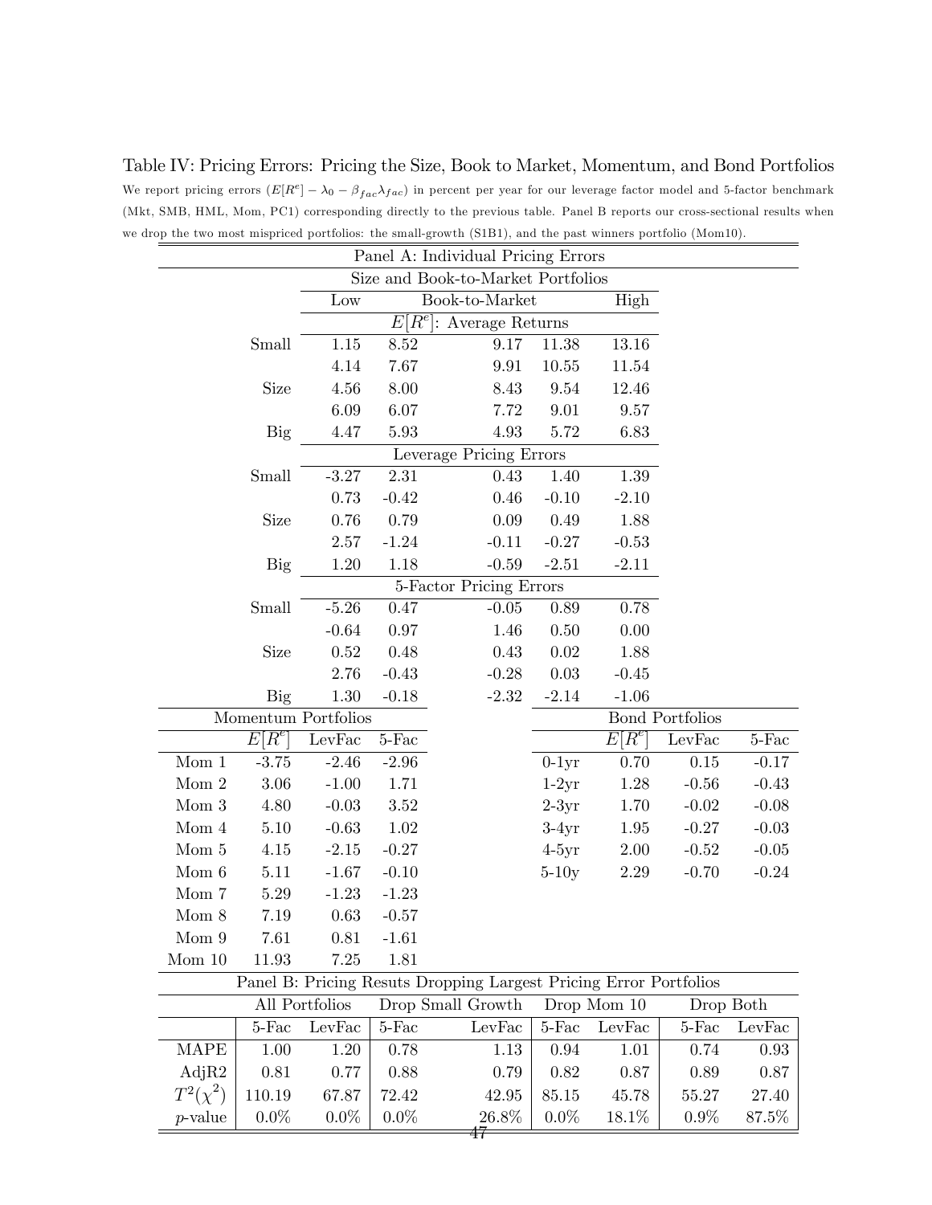Table IV: Pricing Errors: Pricing the Size, Book to Market, Momentum, and Bond Portfolios

We report pricing errors ($E[R^e] - \lambda_0 - \beta_{fac}\lambda_{fac}$) in percent per year for our leverage factor model and 5-factor benchmark (Mkt, SMB, HML, Mom, PC1) corresponding directly to the previous table. Panel B reports our cross-sectional results when we drop the two most mispriced portfolios: the small-growth (S1B1), and the past winners portfolio (Mom10).

**Panel A: Individual Pricing Errors**

Size and Book-to-Market Portfolios

| | Low | | Book-to-Market | | High |
|---|---|---|---|---|---|
| | $E[R^e]$: Average Returns | | | | |
| Small | 1.15 | 8.52 | 9.17 | 11.38 | 13.16 |
| | 4.14 | 7.67 | 9.91 | 10.55 | 11.54 |
| Size | 4.56 | 8.00 | 8.43 | 9.54 | 12.46 |
| | 6.09 | 6.07 | 7.72 | 9.01 | 9.57 |
| Big | 4.47 | 5.93 | 4.93 | 5.72 | 6.83 |
| | Leverage Pricing Errors | | | | |
| Small | -3.27 | 2.31 | 0.43 | 1.40 | 1.39 |
| | 0.73 | -0.42 | 0.46 | -0.10 | -2.10 |
| Size | 0.76 | 0.79 | 0.09 | 0.49 | 1.88 |
| | 2.57 | -1.24 | -0.11 | -0.27 | -0.53 |
| Big | 1.20 | 1.18 | -0.59 | -2.51 | -2.11 |
| | 5-Factor Pricing Errors | | | | |
| Small | -5.26 | 0.47 | -0.05 | 0.89 | 0.78 |
| | -0.64 | 0.97 | 1.46 | 0.50 | 0.00 |
| Size | 0.52 | 0.48 | 0.43 | 0.02 | 1.88 |
| | 2.76 | -0.43 | -0.28 | 0.03 | -0.45 |
| Big | 1.30 | -0.18 | -2.32 | -2.14 | -1.06 |

Momentum Portfolios

| | $E[R^e]$ | LevFac | 5-Fac |
|---|---|---|---|
| Mom 1 | -3.75 | -2.46 | -2.96 |
| Mom 2 | 3.06 | -1.00 | 1.71 |
| Mom 3 | 4.80 | -0.03 | 3.52 |
| Mom 4 | 5.10 | -0.63 | 1.02 |
| Mom 5 | 4.15 | -2.15 | -0.27 |
| Mom 6 | 5.11 | -1.67 | -0.10 |
| Mom 7 | 5.29 | -1.23 | -1.23 |
| Mom 8 | 7.19 | 0.63 | -0.57 |
| Mom 9 | 7.61 | 0.81 | -1.61 |
| Mom 10 | 11.93 | 7.25 | 1.81 |

Bond Portfolios

| | $E[R^e]$ | LevFac | 5-Fac |
|---|---|---|---|
| 0-1yr | 0.70 | 0.15 | -0.17 |
| 1-2yr | 1.28 | -0.56 | -0.43 |
| 2-3yr | 1.70 | -0.02 | -0.08 |
| 3-4yr | 1.95 | -0.27 | -0.03 |
| 4-5yr | 2.00 | -0.52 | -0.05 |
| 5-10y | 2.29 | -0.70 | -0.24 |

**Panel B: Pricing Resuts Dropping Largest Pricing Error Portfolios**

| | All Portfolios | | Drop Small Growth | | Drop Mom 10 | | Drop Both | |
|---|---|---|---|---|---|---|---|---|
| | 5-Fac | LevFac | 5-Fac | LevFac | 5-Fac | LevFac | 5-Fac | LevFac |
| MAPE | 1.00 | 1.20 | 0.78 | 1.13 | 0.94 | 1.01 | 0.74 | 0.93 |
| AdjR2 | 0.81 | 0.77 | 0.88 | 0.79 | 0.82 | 0.87 | 0.89 | 0.87 |
| $T^2(\chi^2)$ | 110.19 | 67.87 | 72.42 | 42.95 | 85.15 | 45.78 | 55.27 | 27.40 |
| $p$-value | 0.0% | 0.0% | 0.0% | 26.8% | 0.0% | 18.1% | 0.9% | 87.5% |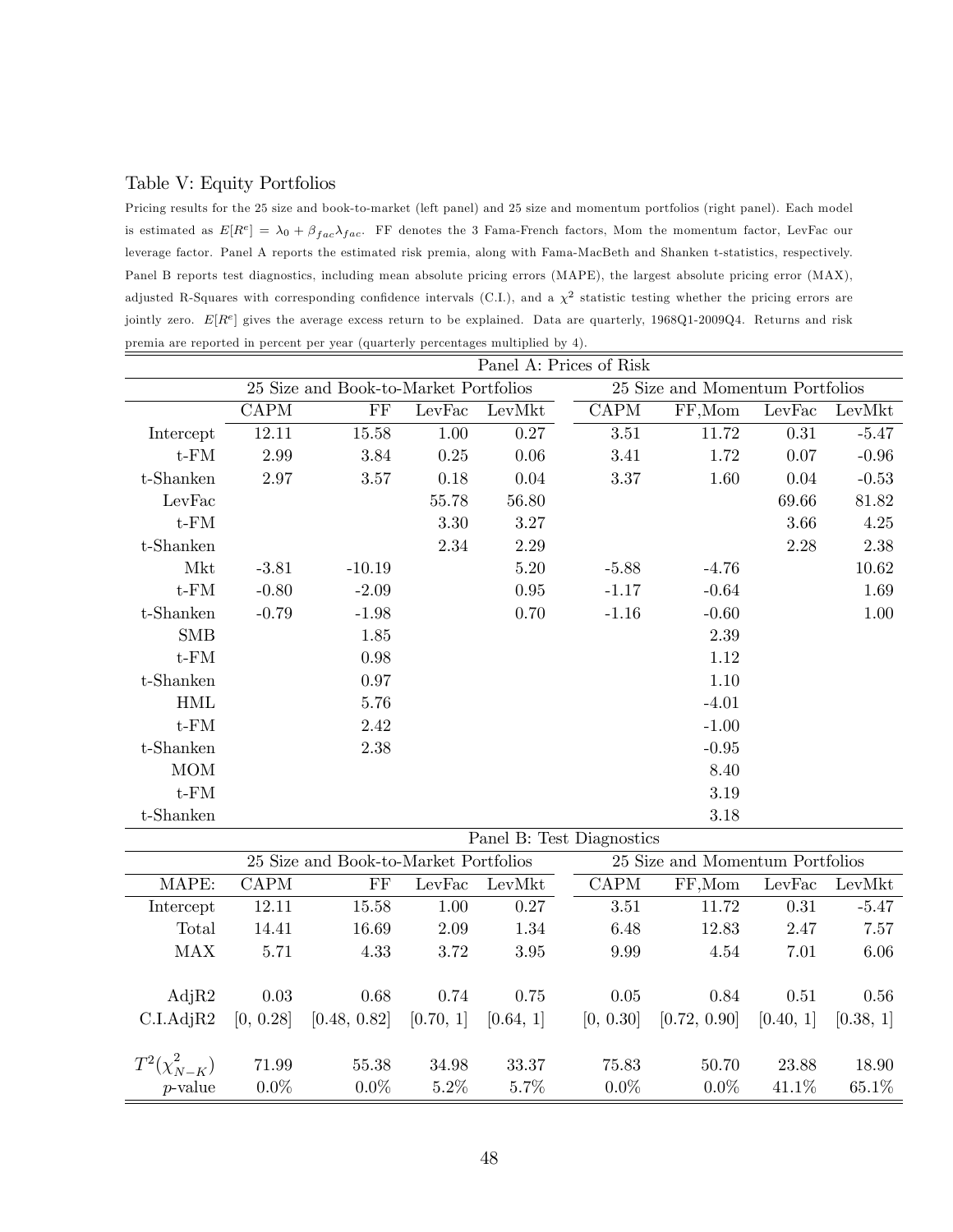Table V: Equity Portfolios

Pricing results for the 25 size and book-to-market (left panel) and 25 size and momentum portfolios (right panel). Each model is estimated as $E[R^e] = \lambda_0 + \beta_{fac}\lambda_{fac}$. FF denotes the 3 Fama-French factors, Mom the momentum factor, LevFac our leverage factor. Panel A reports the estimated risk premia, along with Fama-MacBeth and Shanken t-statistics, respectively. Panel B reports test diagnostics, including mean absolute pricing errors (MAPE), the largest absolute pricing error (MAX), adjusted R-Squares with corresponding confidence intervals (C.I.), and a $\chi^2$ statistic testing whether the pricing errors are jointly zero. $E[R^e]$ gives the average excess return to be explained. Data are quarterly, 1968Q1-2009Q4. Returns and risk premia are reported in percent per year (quarterly percentages multiplied by 4).

| Panel A: Prices of Risk | | | | | | | | |
|---|---|---|---|---|---|---|---|---|
| | 25 Size and Book-to-Market Portfolios | | | | 25 Size and Momentum Portfolios | | | |
| | CAPM | FF | LevFac | LevMkt | CAPM | FF,Mom | LevFac | LevMkt |
| Intercept | 12.11 | 15.58 | 1.00 | 0.27 | 3.51 | 11.72 | 0.31 | -5.47 |
| t-FM | 2.99 | 3.84 | 0.25 | 0.06 | 3.41 | 1.72 | 0.07 | -0.96 |
| t-Shanken | 2.97 | 3.57 | 0.18 | 0.04 | 3.37 | 1.60 | 0.04 | -0.53 |
| LevFac | | | 55.78 | 56.80 | | | 69.66 | 81.82 |
| t-FM | | | 3.30 | 3.27 | | | 3.66 | 4.25 |
| t-Shanken | | | 2.34 | 2.29 | | | 2.28 | 2.38 |
| Mkt | -3.81 | -10.19 | | 5.20 | -5.88 | -4.76 | | 10.62 |
| t-FM | -0.80 | -2.09 | | 0.95 | -1.17 | -0.64 | | 1.69 |
| t-Shanken | -0.79 | -1.98 | | 0.70 | -1.16 | -0.60 | | 1.00 |
| SMB | | 1.85 | | | | 2.39 | | |
| t-FM | | 0.98 | | | | 1.12 | | |
| t-Shanken | | 0.97 | | | | 1.10 | | |
| HML | | 5.76 | | | | -4.01 | | |
| t-FM | | 2.42 | | | | -1.00 | | |
| t-Shanken | | 2.38 | | | | -0.95 | | |
| MOM | | | | | | 8.40 | | |
| t-FM | | | | | | 3.19 | | |
| t-Shanken | | | | | | 3.18 | | |

| Panel B: Test Diagnostics | | | | | | | | |
|---|---|---|---|---|---|---|---|---|
| | 25 Size and Book-to-Market Portfolios | | | | 25 Size and Momentum Portfolios | | | |
| MAPE: | CAPM | FF | LevFac | LevMkt | CAPM | FF,Mom | LevFac | LevMkt |
| Intercept | 12.11 | 15.58 | 1.00 | 0.27 | 3.51 | 11.72 | 0.31 | -5.47 |
| Total | 14.41 | 16.69 | 2.09 | 1.34 | 6.48 | 12.83 | 2.47 | 7.57 |
| MAX | 5.71 | 4.33 | 3.72 | 3.95 | 9.99 | 4.54 | 7.01 | 6.06 |
| AdjR2 | 0.03 | 0.68 | 0.74 | 0.75 | 0.05 | 0.84 | 0.51 | 0.56 |
| C.I.AdjR2 | [0, 0.28] | [0.48, 0.82] | [0.70, 1] | [0.64, 1] | [0, 0.30] | [0.72, 0.90] | [0.40, 1] | [0.38, 1] |
| $T^2(\chi^2_{N-K})$ | 71.99 | 55.38 | 34.98 | 33.37 | 75.83 | 50.70 | 23.88 | 18.90 |
| $p$-value | 0.0% | 0.0% | 5.2% | 5.7% | 0.0% | 0.0% | 41.1% | 65.1% |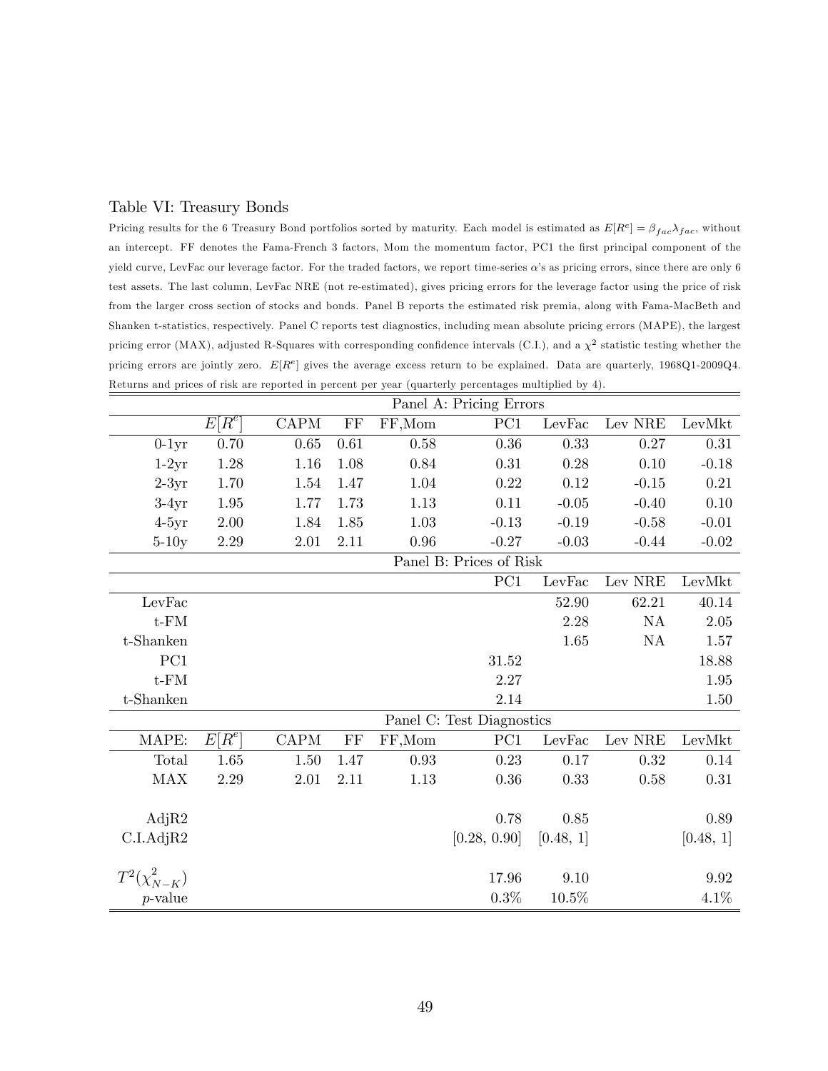Table VI: Treasury Bonds

Pricing results for the 6 Treasury Bond portfolios sorted by maturity. Each model is estimated as $E[R^e] = \beta_{fac}\lambda_{fac}$, without an intercept. FF denotes the Fama-French 3 factors, Mom the momentum factor, PC1 the first principal component of the yield curve, LevFac our leverage factor. For the traded factors, we report time-series $\alpha$'s as pricing errors, since there are only 6 test assets. The last column, LevFac NRE (not re-estimated), gives pricing errors for the leverage factor using the price of risk from the larger cross section of stocks and bonds. Panel B reports the estimated risk premia, along with Fama-MacBeth and Shanken t-statistics, respectively. Panel C reports test diagnostics, including mean absolute pricing errors (MAPE), the largest pricing error (MAX), adjusted R-Squares with corresponding confidence intervals (C.I.), and a $\chi^2$ statistic testing whether the pricing errors are jointly zero. $E[R^e]$ gives the average excess return to be explained. Data are quarterly, 1968Q1-2009Q4. Returns and prices of risk are reported in percent per year (quarterly percentages multiplied by 4).

| Panel A: Pricing Errors | | | | | | | | |
|---|---|---|---|---|---|---|---|---|
| | $E[R^e]$ | CAPM | FF | FF,Mom | PC1 | LevFac | Lev NRE | LevMkt |
| 0-1yr | 0.70 | 0.65 | 0.61 | 0.58 | 0.36 | 0.33 | 0.27 | 0.31 |
| 1-2yr | 1.28 | 1.16 | 1.08 | 0.84 | 0.31 | 0.28 | 0.10 | -0.18 |
| 2-3yr | 1.70 | 1.54 | 1.47 | 1.04 | 0.22 | 0.12 | -0.15 | 0.21 |
| 3-4yr | 1.95 | 1.77 | 1.73 | 1.13 | 0.11 | -0.05 | -0.40 | 0.10 |
| 4-5yr | 2.00 | 1.84 | 1.85 | 1.03 | -0.13 | -0.19 | -0.58 | -0.01 |
| 5-10y | 2.29 | 2.01 | 2.11 | 0.96 | -0.27 | -0.03 | -0.44 | -0.02 |
| **Panel B: Prices of Risk** | | | | | | | | |
| | | | | | PC1 | LevFac | Lev NRE | LevMkt |
| LevFac | | | | | | 52.90 | 62.21 | 40.14 |
| t-FM | | | | | | 2.28 | NA | 2.05 |
| t-Shanken | | | | | | 1.65 | NA | 1.57 |
| PC1 | | | | | 31.52 | | | 18.88 |
| t-FM | | | | | 2.27 | | | 1.95 |
| t-Shanken | | | | | 2.14 | | | 1.50 |
| **Panel C: Test Diagnostics** | | | | | | | | |
| MAPE: | $E[R^e]$ | CAPM | FF | FF,Mom | PC1 | LevFac | Lev NRE | LevMkt |
| Total | 1.65 | 1.50 | 1.47 | 0.93 | 0.23 | 0.17 | 0.32 | 0.14 |
| MAX | 2.29 | 2.01 | 2.11 | 1.13 | 0.36 | 0.33 | 0.58 | 0.31 |
| AdjR2 | | | | | 0.78 | 0.85 | | 0.89 |
| C.I.AdjR2 | | | | | [0.28, 0.90] | [0.48, 1] | | [0.48, 1] |
| $T^2(\chi^2_{N-K})$ | | | | | 17.96 | 9.10 | | 9.92 |
| $p$-value | | | | | 0.3% | 10.5% | | 4.1% |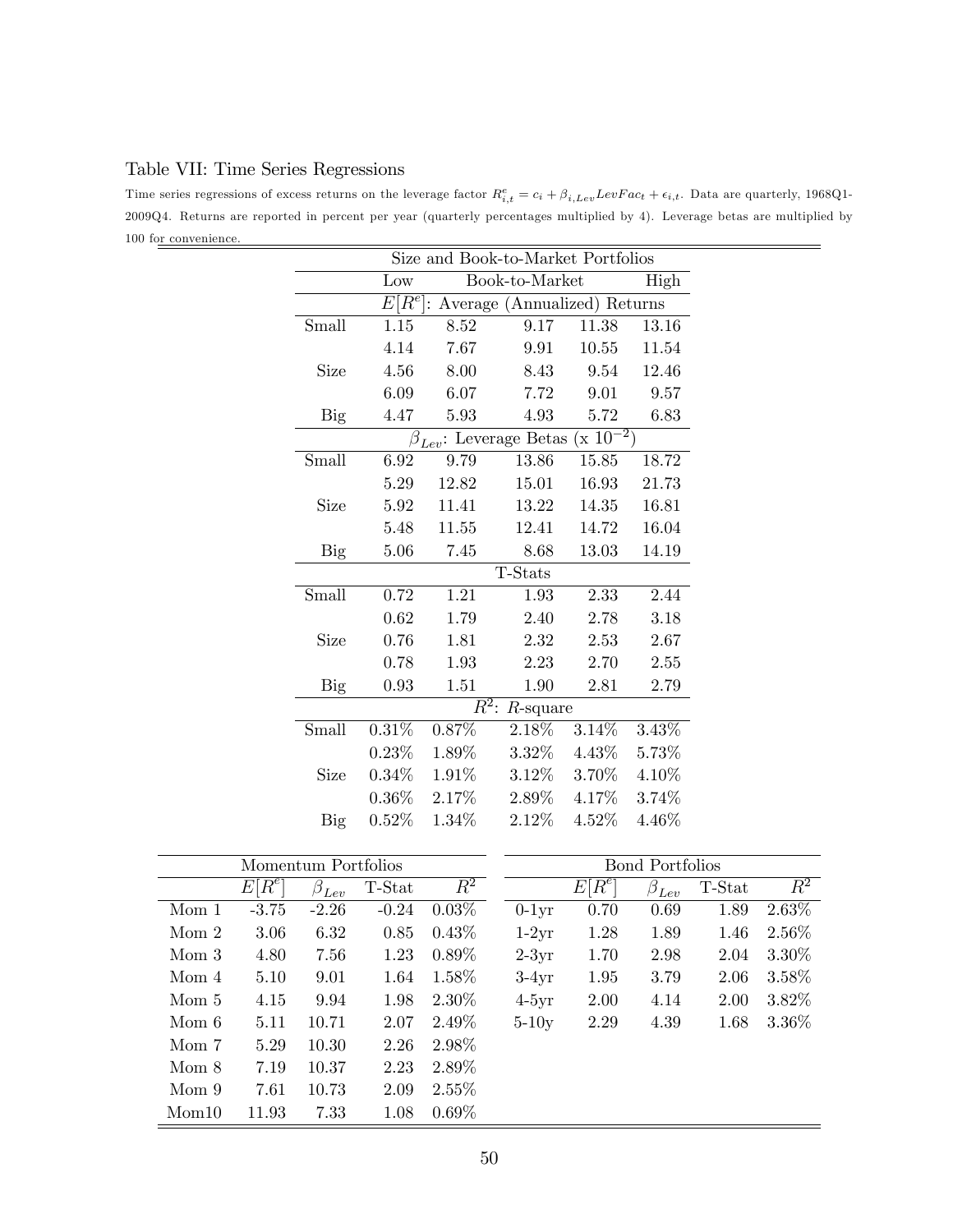Table VII: Time Series Regressions

Time series regressions of excess returns on the leverage factor $R^e_{i,t} = c_i + \beta_{i,Lev} LevFac_t + \epsilon_{i,t}$. Data are quarterly, 1968Q1-2009Q4. Returns are reported in percent per year (quarterly percentages multiplied by 4). Leverage betas are multiplied by 100 for convenience.

| | Size and Book-to-Market Portfolios | | | | |
|---|---|---|---|---|---|
| | Low | | Book-to-Market | | High |
| | $E[R^e]$: Average (Annualized) Returns | | | | |
| Small | 1.15 | 8.52 | 9.17 | 11.38 | 13.16 |
| | 4.14 | 7.67 | 9.91 | 10.55 | 11.54 |
| Size | 4.56 | 8.00 | 8.43 | 9.54 | 12.46 |
| | 6.09 | 6.07 | 7.72 | 9.01 | 9.57 |
| Big | 4.47 | 5.93 | 4.93 | 5.72 | 6.83 |
| | $\beta_{Lev}$: Leverage Betas (x $10^{-2}$) | | | | |
| Small | 6.92 | 9.79 | 13.86 | 15.85 | 18.72 |
| | 5.29 | 12.82 | 15.01 | 16.93 | 21.73 |
| Size | 5.92 | 11.41 | 13.22 | 14.35 | 16.81 |
| | 5.48 | 11.55 | 12.41 | 14.72 | 16.04 |
| Big | 5.06 | 7.45 | 8.68 | 13.03 | 14.19 |
| | T-Stats | | | | |
| Small | 0.72 | 1.21 | 1.93 | 2.33 | 2.44 |
| | 0.62 | 1.79 | 2.40 | 2.78 | 3.18 |
| Size | 0.76 | 1.81 | 2.32 | 2.53 | 2.67 |
| | 0.78 | 1.93 | 2.23 | 2.70 | 2.55 |
| Big | 0.93 | 1.51 | 1.90 | 2.81 | 2.79 |
| | $R^2$: $R$-square | | | | |
| Small | 0.31% | 0.87% | 2.18% | 3.14% | 3.43% |
| | 0.23% | 1.89% | 3.32% | 4.43% | 5.73% |
| Size | 0.34% | 1.91% | 3.12% | 3.70% | 4.10% |
| | 0.36% | 2.17% | 2.89% | 4.17% | 3.74% |
| Big | 0.52% | 1.34% | 2.12% | 4.52% | 4.46% |

| Momentum Portfolios | | | | |
|---|---|---|---|---|
| | $E[R^e]$ | $\beta_{Lev}$ | T-Stat | $R^2$ |
| Mom 1 | -3.75 | -2.26 | -0.24 | 0.03% |
| Mom 2 | 3.06 | 6.32 | 0.85 | 0.43% |
| Mom 3 | 4.80 | 7.56 | 1.23 | 0.89% |
| Mom 4 | 5.10 | 9.01 | 1.64 | 1.58% |
| Mom 5 | 4.15 | 9.94 | 1.98 | 2.30% |
| Mom 6 | 5.11 | 10.71 | 2.07 | 2.49% |
| Mom 7 | 5.29 | 10.30 | 2.26 | 2.98% |
| Mom 8 | 7.19 | 10.37 | 2.23 | 2.89% |
| Mom 9 | 7.61 | 10.73 | 2.09 | 2.55% |
| Mom10 | 11.93 | 7.33 | 1.08 | 0.69% |

| Bond Portfolios | | | | |
|---|---|---|---|---|
| | $E[R^e]$ | $\beta_{Lev}$ | T-Stat | $R^2$ |
| 0-1yr | 0.70 | 0.69 | 1.89 | 2.63% |
| 1-2yr | 1.28 | 1.89 | 1.46 | 2.56% |
| 2-3yr | 1.70 | 2.98 | 2.04 | 3.30% |
| 3-4yr | 1.95 | 3.79 | 2.06 | 3.58% |
| 4-5yr | 2.00 | 4.14 | 2.00 | 3.82% |
| 5-10y | 2.29 | 4.39 | 1.68 | 3.36% |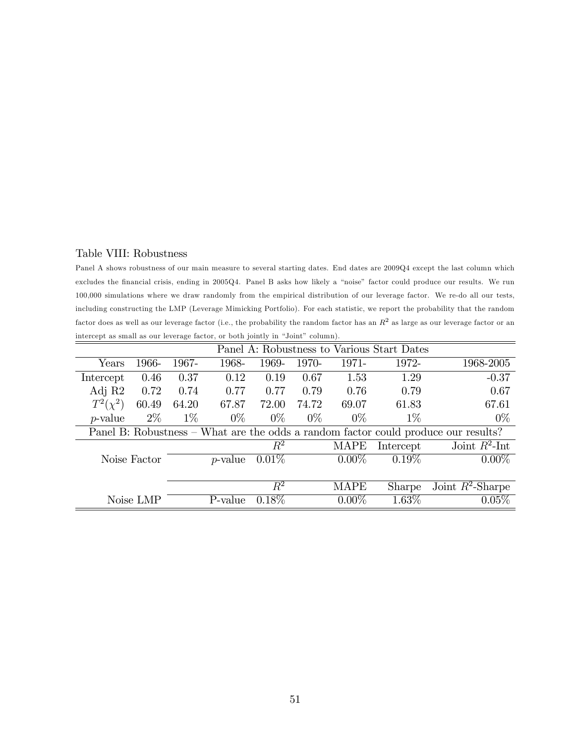Table VIII: Robustness

Panel A shows robustness of our main measure to several starting dates. End dates are 2009Q4 except the last column which excludes the financial crisis, ending in 2005Q4. Panel B asks how likely a "noise" factor could produce our results. We run 100,000 simulations where we draw randomly from the empirical distribution of our leverage factor. We re-do all our tests, including constructing the LMP (Leverage Mimicking Portfolio). For each statistic, we report the probability that the random factor does as well as our leverage factor (i.e., the probability the random factor has an $R^2$ as large as our leverage factor or an intercept as small as our leverage factor, or both jointly in "Joint" column).

| Panel A: Robustness to Various Start Dates | | | | | | | | |
|---|---|---|---|---|---|---|---|---|
| Years | 1966- | 1967- | 1968- | 1969- | 1970- | 1971- | 1972- | 1968-2005 |
| Intercept | 0.46 | 0.37 | 0.12 | 0.19 | 0.67 | 1.53 | 1.29 | -0.37 |
| Adj R2 | 0.72 | 0.74 | 0.77 | 0.77 | 0.79 | 0.76 | 0.79 | 0.67 |
| $T^2(\chi^2)$ | 60.49 | 64.20 | 67.87 | 72.00 | 74.72 | 69.07 | 61.83 | 67.61 |
| $p$-value | 2% | 1% | 0% | 0% | 0% | 0% | 1% | 0% |
| **Panel B: Robustness – What are the odds a random factor could produce our results?** | | | | | | | | |
| | | | | $R^2$ | | MAPE | Intercept | Joint $R^2$-Int |
| Noise Factor | | | $p$-value | 0.01% | | 0.00% | 0.19% | 0.00% |
| | | | | $R^2$ | | MAPE | Sharpe | Joint $R^2$-Sharpe |
| Noise LMP | | | P-value | 0.18% | | 0.00% | 1.63% | 0.05% |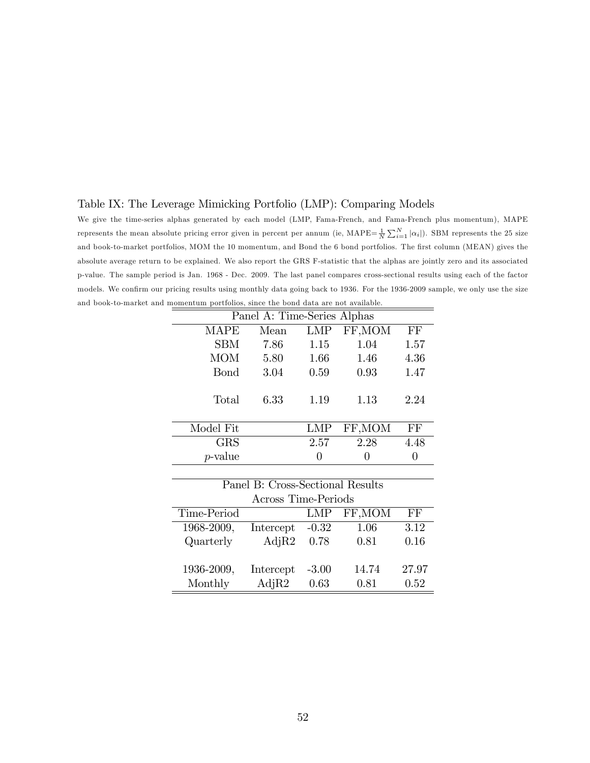Table IX: The Leverage Mimicking Portfolio (LMP): Comparing Models

We give the time-series alphas generated by each model (LMP, Fama-French, and Fama-French plus momentum), MAPE represents the mean absolute pricing error given in percent per annum (ie, MAPE$=\frac{1}{N}\sum_{i=1}^{N}|\alpha_i|$). SBM represents the 25 size and book-to-market portfolios, MOM the 10 momentum, and Bond the 6 bond portfolios. The first column (MEAN) gives the absolute average return to be explained. We also report the GRS F-statistic that the alphas are jointly zero and its associated p-value. The sample period is Jan. 1968 - Dec. 2009. The last panel compares cross-sectional results using each of the factor models. We confirm our pricing results using monthly data going back to 1936. For the 1936-2009 sample, we only use the size and book-to-market and momentum portfolios, since the bond data are not available.

| Panel A: Time-Series Alphas | | | | |
|---|---|---|---|---|
| MAPE | Mean | LMP | FF,MOM | FF |
| SBM | 7.86 | 1.15 | 1.04 | 1.57 |
| MOM | 5.80 | 1.66 | 1.46 | 4.36 |
| Bond | 3.04 | 0.59 | 0.93 | 1.47 |
| Total | 6.33 | 1.19 | 1.13 | 2.24 |
| Model Fit | | LMP | FF,MOM | FF |
| GRS | | 2.57 | 2.28 | 4.48 |
| *p*-value | | 0 | 0 | 0 |

| Panel B: Cross-Sectional Results Across Time-Periods | | | | |
|---|---|---|---|---|
| Time-Period | | LMP | FF,MOM | FF |
| 1968-2009, | Intercept | -0.32 | 1.06 | 3.12 |
| Quarterly | AdjR2 | 0.78 | 0.81 | 0.16 |
| 1936-2009, | Intercept | -3.00 | 14.74 | 27.97 |
| Monthly | AdjR2 | 0.63 | 0.81 | 0.52 |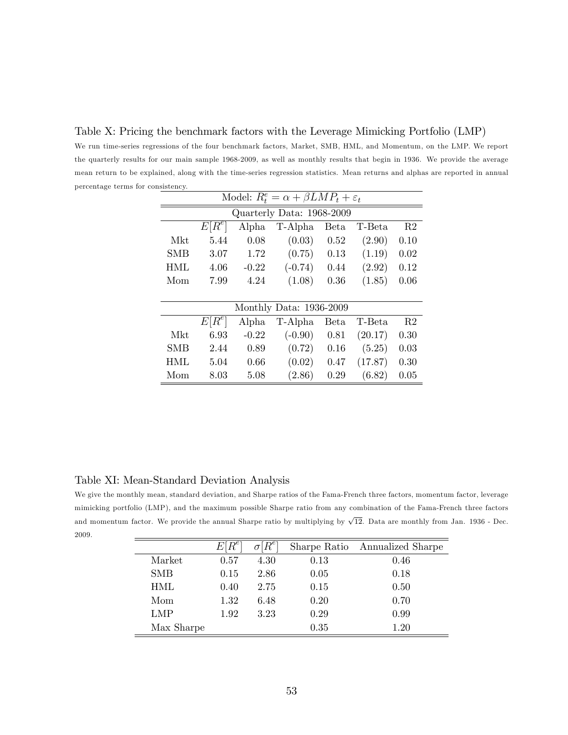Table X: Pricing the benchmark factors with the Leverage Mimicking Portfolio (LMP)

We run time-series regressions of the four benchmark factors, Market, SMB, HML, and Momentum, on the LMP. We report the quarterly results for our main sample 1968-2009, as well as monthly results that begin in 1936. We provide the average mean return to be explained, along with the time-series regression statistics. Mean returns and alphas are reported in annual percentage terms for consistency.

| Model: $R_t^e = \alpha + \beta LMP_t + \varepsilon_t$ | | | | | | |
|---|---|---|---|---|---|---|
| **Quarterly Data: 1968-2009** | | | | | | |
| | $E[R^e]$ | Alpha | T-Alpha | Beta | T-Beta | R2 |
| Mkt | 5.44 | 0.08 | (0.03) | 0.52 | (2.90) | 0.10 |
| SMB | 3.07 | 1.72 | (0.75) | 0.13 | (1.19) | 0.02 |
| HML | 4.06 | -0.22 | (-0.74) | 0.44 | (2.92) | 0.12 |
| Mom | 7.99 | 4.24 | (1.08) | 0.36 | (1.85) | 0.06 |
| **Monthly Data: 1936-2009** | | | | | | |
| | $E[R^e]$ | Alpha | T-Alpha | Beta | T-Beta | R2 |
| Mkt | 6.93 | -0.22 | (-0.90) | 0.81 | (20.17) | 0.30 |
| SMB | 2.44 | 0.89 | (0.72) | 0.16 | (5.25) | 0.03 |
| HML | 5.04 | 0.66 | (0.02) | 0.47 | (17.87) | 0.30 |
| Mom | 8.03 | 5.08 | (2.86) | 0.29 | (6.82) | 0.05 |

Table XI: Mean-Standard Deviation Analysis

We give the monthly mean, standard deviation, and Sharpe ratios of the Fama-French three factors, momentum factor, leverage mimicking portfolio (LMP), and the maximum possible Sharpe ratio from any combination of the Fama-French three factors and momentum factor. We provide the annual Sharpe ratio by multiplying by $\sqrt{12}$. Data are monthly from Jan. 1936 - Dec. 2009.

| | $E[R^e]$ | $\sigma[R^e]$ | Sharpe Ratio | Annualized Sharpe |
|---|---|---|---|---|
| Market | 0.57 | 4.30 | 0.13 | 0.46 |
| SMB | 0.15 | 2.86 | 0.05 | 0.18 |
| HML | 0.40 | 2.75 | 0.15 | 0.50 |
| Mom | 1.32 | 6.48 | 0.20 | 0.70 |
| LMP | 1.92 | 3.23 | 0.29 | 0.99 |
| Max Sharpe | | | 0.35 | 1.20 |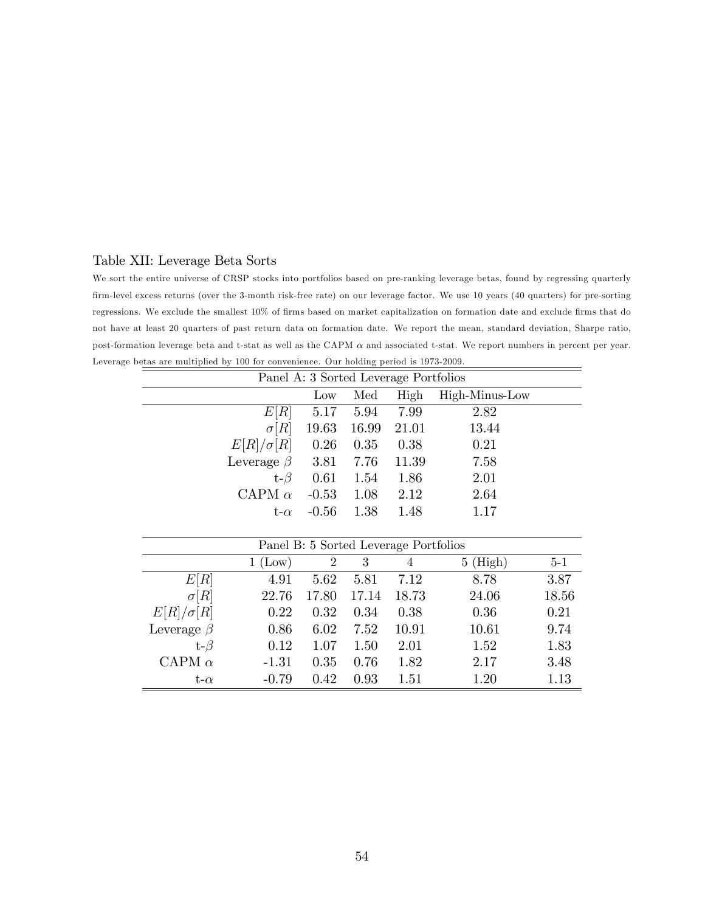Table XII: Leverage Beta Sorts

We sort the entire universe of CRSP stocks into portfolios based on pre-ranking leverage betas, found by regressing quarterly firm-level excess returns (over the 3-month risk-free rate) on our leverage factor. We use 10 years (40 quarters) for pre-sorting regressions. We exclude the smallest 10% of firms based on market capitalization on formation date and exclude firms that do not have at least 20 quarters of past return data on formation date. We report the mean, standard deviation, Sharpe ratio, post-formation leverage beta and t-stat as well as the CAPM $\alpha$ and associated t-stat. We report numbers in percent per year. Leverage betas are multiplied by 100 for convenience. Our holding period is 1973-2009.

Panel A: 3 Sorted Leverage Portfolios

| | Low | Med | High | High-Minus-Low |
|---|---|---|---|---|
| $E[R]$ | 5.17 | 5.94 | 7.99 | 2.82 |
| $\sigma[R]$ | 19.63 | 16.99 | 21.01 | 13.44 |
| $E[R]/\sigma[R]$ | 0.26 | 0.35 | 0.38 | 0.21 |
| Leverage $\beta$ | 3.81 | 7.76 | 11.39 | 7.58 |
| t-$\beta$ | 0.61 | 1.54 | 1.86 | 2.01 |
| CAPM $\alpha$ | -0.53 | 1.08 | 2.12 | 2.64 |
| t-$\alpha$ | -0.56 | 1.38 | 1.48 | 1.17 |

Panel B: 5 Sorted Leverage Portfolios

| | 1 (Low) | 2 | 3 | 4 | 5 (High) | 5-1 |
|---|---|---|---|---|---|---|
| $E[R]$ | 4.91 | 5.62 | 5.81 | 7.12 | 8.78 | 3.87 |
| $\sigma[R]$ | 22.76 | 17.80 | 17.14 | 18.73 | 24.06 | 18.56 |
| $E[R]/\sigma[R]$ | 0.22 | 0.32 | 0.34 | 0.38 | 0.36 | 0.21 |
| Leverage $\beta$ | 0.86 | 6.02 | 7.52 | 10.91 | 10.61 | 9.74 |
| t-$\beta$ | 0.12 | 1.07 | 1.50 | 2.01 | 1.52 | 1.83 |
| CAPM $\alpha$ | -1.31 | 0.35 | 0.76 | 1.82 | 2.17 | 3.48 |
| t-$\alpha$ | -0.79 | 0.42 | 0.93 | 1.51 | 1.20 | 1.13 |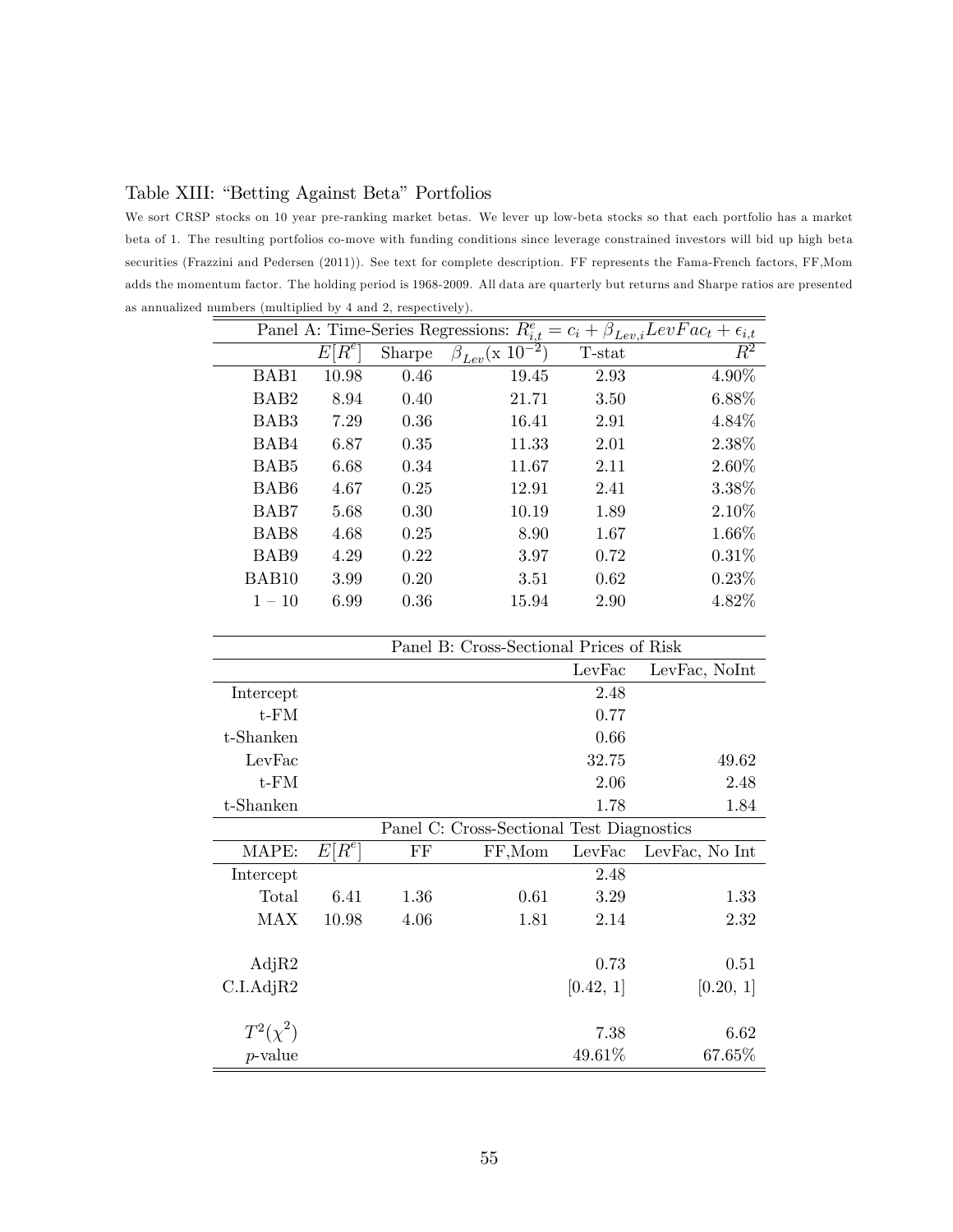## Table XIII: "Betting Against Beta" Portfolios

We sort CRSP stocks on 10 year pre-ranking market betas. We lever up low-beta stocks so that each portfolio has a market beta of 1. The resulting portfolios co-move with funding conditions since leverage constrained investors will bid up high beta securities (Frazzini and Pedersen (2011)). See text for complete description. FF represents the Fama-French factors, FF,Mom adds the momentum factor. The holding period is 1968-2009. All data are quarterly but returns and Sharpe ratios are presented as annualized numbers (multiplied by 4 and 2, respectively).

| Panel A: Time-Series Regressions: $R^e_{i,t} = c_i + \beta_{Lev,i} LevFac_t + \epsilon_{i,t}$ | | | | | |
|---|---|---|---|---|---|
| | $E[R^e]$ | Sharpe | $\beta_{Lev}$(x $10^{-2}$) | T-stat | $R^2$ |
| BAB1 | 10.98 | 0.46 | 19.45 | 2.93 | 4.90% |
| BAB2 | 8.94 | 0.40 | 21.71 | 3.50 | 6.88% |
| BAB3 | 7.29 | 0.36 | 16.41 | 2.91 | 4.84% |
| BAB4 | 6.87 | 0.35 | 11.33 | 2.01 | 2.38% |
| BAB5 | 6.68 | 0.34 | 11.67 | 2.11 | 2.60% |
| BAB6 | 4.67 | 0.25 | 12.91 | 2.41 | 3.38% |
| BAB7 | 5.68 | 0.30 | 10.19 | 1.89 | 2.10% |
| BAB8 | 4.68 | 0.25 | 8.90 | 1.67 | 1.66% |
| BAB9 | 4.29 | 0.22 | 3.97 | 0.72 | 0.31% |
| BAB10 | 3.99 | 0.20 | 3.51 | 0.62 | 0.23% |
| $1-10$ | 6.99 | 0.36 | 15.94 | 2.90 | 4.82% |

| Panel B: Cross-Sectional Prices of Risk | | | | | |
|---|---|---|---|---|---|
| | | | | LevFac | LevFac, NoInt |
| Intercept | | | | 2.48 | |
| t-FM | | | | 0.77 | |
| t-Shanken | | | | 0.66 | |
| LevFac | | | | 32.75 | 49.62 |
| t-FM | | | | 2.06 | 2.48 |
| t-Shanken | | | | 1.78 | 1.84 |
| **Panel C: Cross-Sectional Test Diagnostics** | | | | | |
| MAPE: | $E[R^e]$ | FF | FF,Mom | LevFac | LevFac, No Int |
| Intercept | | | | 2.48 | |
| Total | 6.41 | 1.36 | 0.61 | 3.29 | 1.33 |
| MAX | 10.98 | 4.06 | 1.81 | 2.14 | 2.32 |
| AdjR2 | | | | 0.73 | 0.51 |
| C.I.AdjR2 | | | | [0.42, 1] | [0.20, 1] |
| $T^2(\chi^2)$ | | | | 7.38 | 6.62 |
| $p$-value | | | | 49.61% | 67.65% |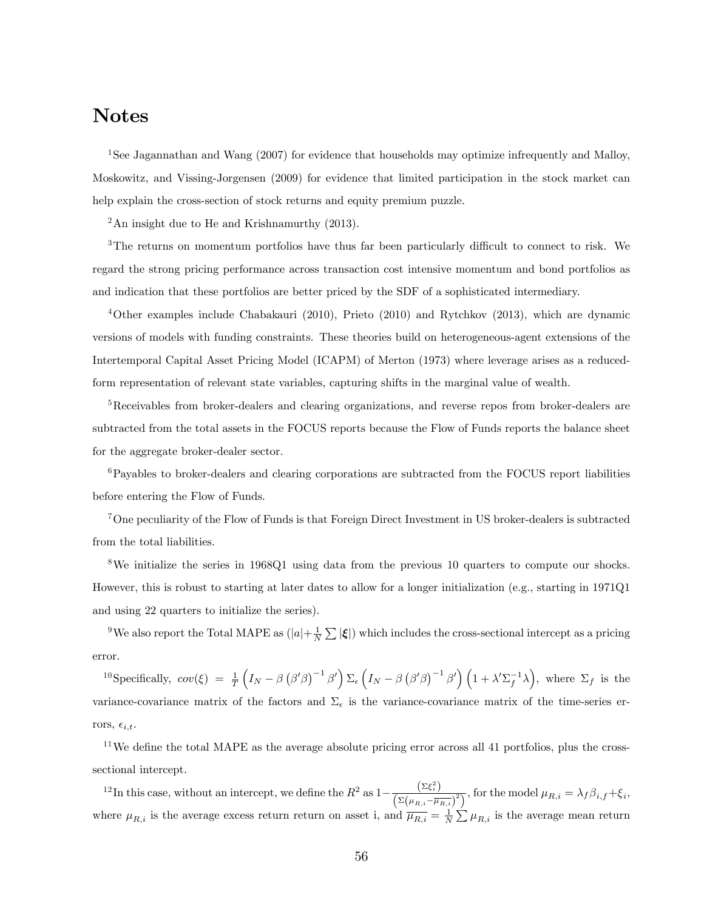# Notes

[1]See Jagannathan and Wang (2007) for evidence that households may optimize infrequently and Malloy, Moskowitz, and Vissing-Jorgensen (2009) for evidence that limited participation in the stock market can help explain the cross-section of stock returns and equity premium puzzle.

[2]An insight due to He and Krishnamurthy (2013).

[3]The returns on momentum portfolios have thus far been particularly difficult to connect to risk. We regard the strong pricing performance across transaction cost intensive momentum and bond portfolios as and indication that these portfolios are better priced by the SDF of a sophisticated intermediary.

[4]Other examples include Chabakauri (2010), Prieto (2010) and Rytchkov (2013), which are dynamic versions of models with funding constraints. These theories build on heterogeneous-agent extensions of the Intertemporal Capital Asset Pricing Model (ICAPM) of Merton (1973) where leverage arises as a reduced-form representation of relevant state variables, capturing shifts in the marginal value of wealth.

[5]Receivables from broker-dealers and clearing organizations, and reverse repos from broker-dealers are subtracted from the total assets in the FOCUS reports because the Flow of Funds reports the balance sheet for the aggregate broker-dealer sector.

[6]Payables to broker-dealers and clearing corporations are subtracted from the FOCUS report liabilities before entering the Flow of Funds.

[7]One peculiarity of the Flow of Funds is that Foreign Direct Investment in US broker-dealers is subtracted from the total liabilities.

[8]We initialize the series in 1968Q1 using data from the previous 10 quarters to compute our shocks. However, this is robust to starting at later dates to allow for a longer initialization (e.g., starting in 1971Q1 and using 22 quarters to initialize the series).

[9]We also report the Total MAPE as ($|a|+\frac{1}{N}\sum|\boldsymbol{\xi}|$) which includes the cross-sectional intercept as a pricing error.

[10]Specifically, $cov(\xi) = \frac{1}{T}\left(I_N - \beta\left(\beta'\beta\right)^{-1}\beta'\right)\Sigma_\epsilon\left(I_N - \beta\left(\beta'\beta\right)^{-1}\beta'\right)\left(1+\lambda'\Sigma_f^{-1}\lambda\right)$, where $\Sigma_f$ is the variance-covariance matrix of the factors and $\Sigma_\epsilon$ is the variance-covariance matrix of the time-series errors, $\epsilon_{i,t}$.

[11]We define the total MAPE as the average absolute pricing error across all 41 portfolios, plus the cross-sectional intercept.

[12]In this case, without an intercept, we define the $R^2$ as $1-\frac{\left(\Sigma\xi_i^2\right)}{\left(\Sigma\left(\mu_{R,i}-\overline{\mu_{R,i}}\right)^2\right)}$, for the model $\mu_{R,i} = \lambda_f\beta_{i,f}+\xi_i$, where $\mu_{R,i}$ is the average excess return return on asset i, and $\overline{\mu_{R,i}} = \frac{1}{N}\sum\mu_{R,i}$ is the average mean return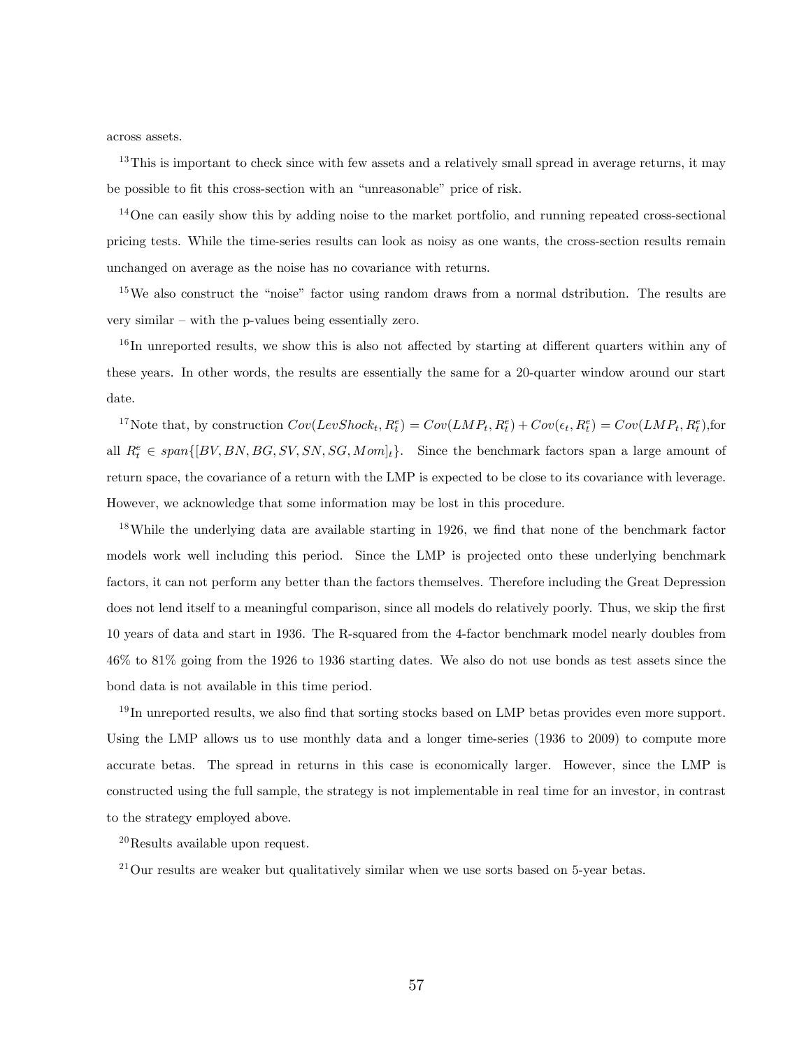across assets.

[13]This is important to check since with few assets and a relatively small spread in average returns, it may be possible to fit this cross-section with an "unreasonable" price of risk.

[14]One can easily show this by adding noise to the market portfolio, and running repeated cross-sectional pricing tests. While the time-series results can look as noisy as one wants, the cross-section results remain unchanged on average as the noise has no covariance with returns.

[15]We also construct the "noise" factor using random draws from a normal dstribution. The results are very similar – with the p-values being essentially zero.

[16]In unreported results, we show this is also not affected by starting at different quarters within any of these years. In other words, the results are essentially the same for a 20-quarter window around our start date.

[17]Note that, by construction $Cov(LevShock_t, R_t^e) = Cov(LMP_t, R_t^e) + Cov(\epsilon_t, R_t^e) = Cov(LMP_t, R_t^e)$,for all $R_t^e \in span\{[BV, BN, BG, SV, SN, SG, Mom]_t\}$. Since the benchmark factors span a large amount of return space, the covariance of a return with the LMP is expected to be close to its covariance with leverage. However, we acknowledge that some information may be lost in this procedure.

[18]While the underlying data are available starting in 1926, we find that none of the benchmark factor models work well including this period. Since the LMP is projected onto these underlying benchmark factors, it can not perform any better than the factors themselves. Therefore including the Great Depression does not lend itself to a meaningful comparison, since all models do relatively poorly. Thus, we skip the first 10 years of data and start in 1936. The R-squared from the 4-factor benchmark model nearly doubles from 46% to 81% going from the 1926 to 1936 starting dates. We also do not use bonds as test assets since the bond data is not available in this time period.

[19]In unreported results, we also find that sorting stocks based on LMP betas provides even more support. Using the LMP allows us to use monthly data and a longer time-series (1936 to 2009) to compute more accurate betas. The spread in returns in this case is economically larger. However, since the LMP is constructed using the full sample, the strategy is not implementable in real time for an investor, in contrast to the strategy employed above.

[20]Results available upon request.

[21]Our results are weaker but qualitatively similar when we use sorts based on 5-year betas.